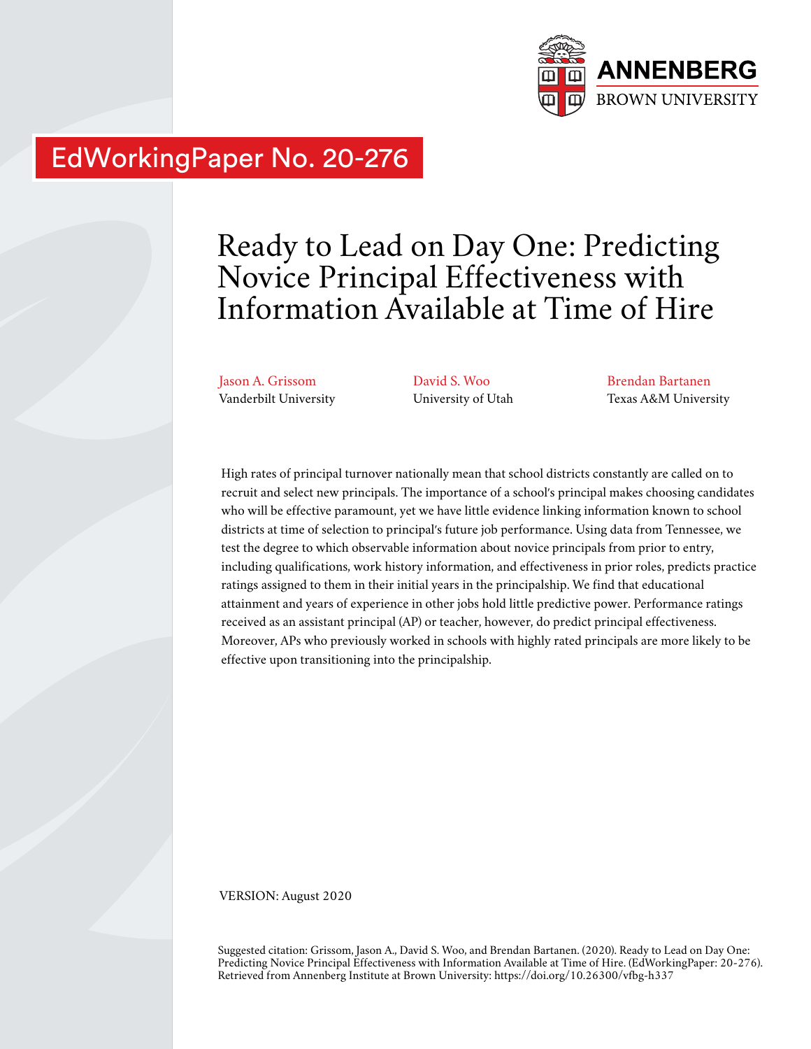ANNENBERG
BROWN UNIVERSITY

EdWorkingPaper No. 20-276

# Ready to Lead on Day One: Predicting Novice Principal Effectiveness with Information Available at Time of Hire

Jason A. Grissom
Vanderbilt University

David S. Woo
University of Utah

Brendan Bartanen
Texas A&M University

High rates of principal turnover nationally mean that school districts constantly are called on to recruit and select new principals. The importance of a school's principal makes choosing candidates who will be effective paramount, yet we have little evidence linking information known to school districts at time of selection to principal's future job performance. Using data from Tennessee, we test the degree to which observable information about novice principals from prior to entry, including qualifications, work history information, and effectiveness in prior roles, predicts practice ratings assigned to them in their initial years in the principalship. We find that educational attainment and years of experience in other jobs hold little predictive power. Performance ratings received as an assistant principal (AP) or teacher, however, do predict principal effectiveness. Moreover, APs who previously worked in schools with highly rated principals are more likely to be effective upon transitioning into the principalship.

VERSION: August 2020

Suggested citation: Grissom, Jason A., David S. Woo, and Brendan Bartanen. (2020). Ready to Lead on Day One: Predicting Novice Principal Effectiveness with Information Available at Time of Hire. (EdWorkingPaper: 20-276). Retrieved from Annenberg Institute at Brown University: https://doi.org/10.26300/vfbg-h337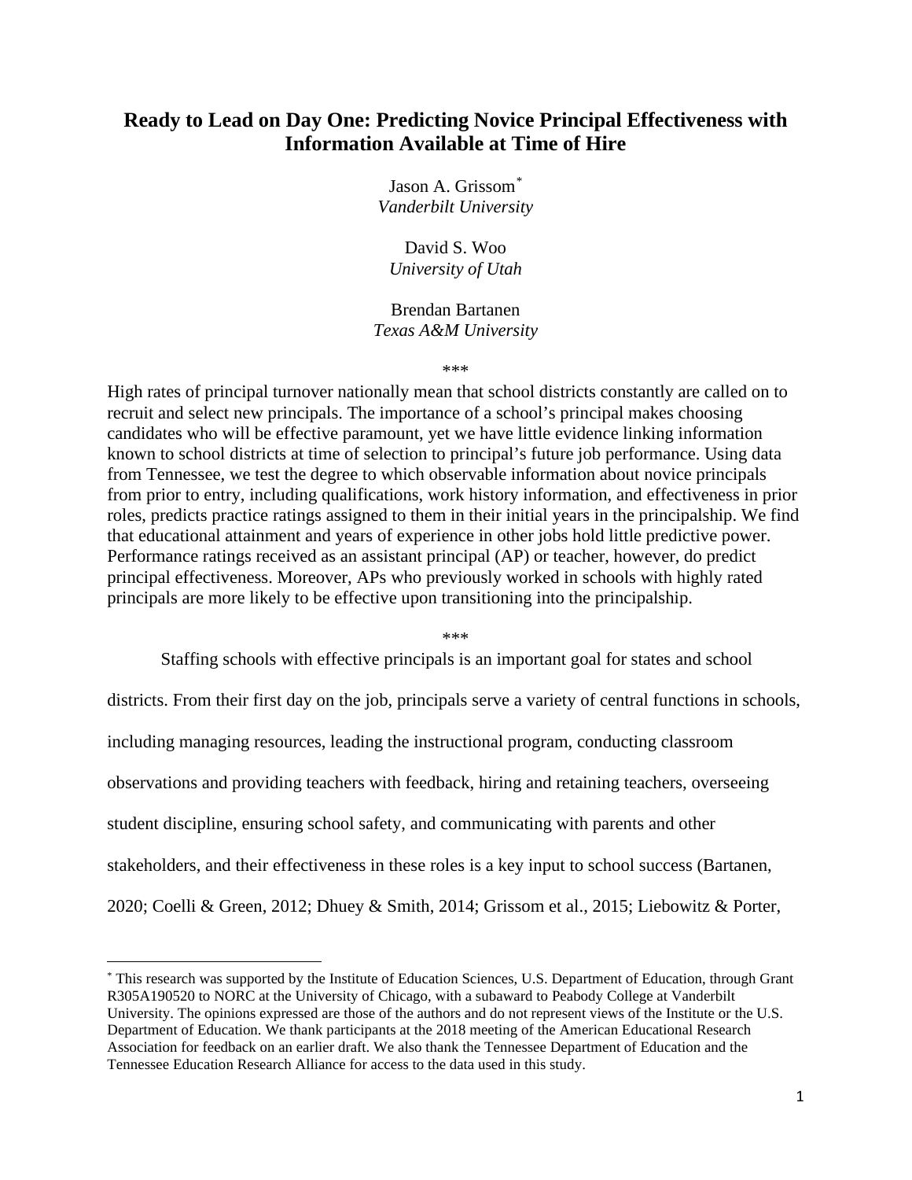# Ready to Lead on Day One: Predicting Novice Principal Effectiveness with Information Available at Time of Hire

Jason A. Grissom[*]
*Vanderbilt University*

David S. Woo
*University of Utah*

Brendan Bartanen
*Texas A&M University*

\*\*\*

High rates of principal turnover nationally mean that school districts constantly are called on to recruit and select new principals. The importance of a school's principal makes choosing candidates who will be effective paramount, yet we have little evidence linking information known to school districts at time of selection to principal's future job performance. Using data from Tennessee, we test the degree to which observable information about novice principals from prior to entry, including qualifications, work history information, and effectiveness in prior roles, predicts practice ratings assigned to them in their initial years in the principalship. We find that educational attainment and years of experience in other jobs hold little predictive power. Performance ratings received as an assistant principal (AP) or teacher, however, do predict principal effectiveness. Moreover, APs who previously worked in schools with highly rated principals are more likely to be effective upon transitioning into the principalship.

\*\*\*

Staffing schools with effective principals is an important goal for states and school districts. From their first day on the job, principals serve a variety of central functions in schools, including managing resources, leading the instructional program, conducting classroom observations and providing teachers with feedback, hiring and retaining teachers, overseeing student discipline, ensuring school safety, and communicating with parents and other stakeholders, and their effectiveness in these roles is a key input to school success (Bartanen, 2020; Coelli & Green, 2012; Dhuey & Smith, 2014; Grissom et al., 2015; Liebowitz & Porter,

[*] This research was supported by the Institute of Education Sciences, U.S. Department of Education, through Grant R305A190520 to NORC at the University of Chicago, with a subaward to Peabody College at Vanderbilt University. The opinions expressed are those of the authors and do not represent views of the Institute or the U.S. Department of Education. We thank participants at the 2018 meeting of the American Educational Research Association for feedback on an earlier draft. We also thank the Tennessee Department of Education and the Tennessee Education Research Alliance for access to the data used in this study.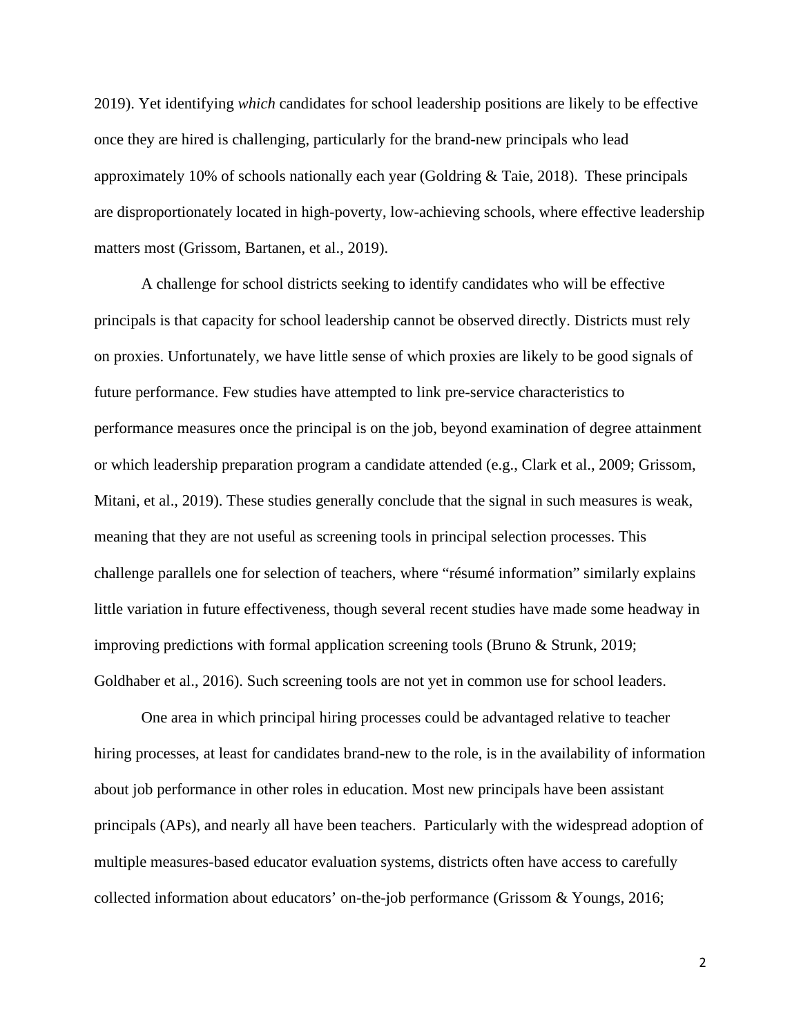2019). Yet identifying *which* candidates for school leadership positions are likely to be effective once they are hired is challenging, particularly for the brand-new principals who lead approximately 10% of schools nationally each year (Goldring & Taie, 2018). These principals are disproportionately located in high-poverty, low-achieving schools, where effective leadership matters most (Grissom, Bartanen, et al., 2019).

A challenge for school districts seeking to identify candidates who will be effective principals is that capacity for school leadership cannot be observed directly. Districts must rely on proxies. Unfortunately, we have little sense of which proxies are likely to be good signals of future performance. Few studies have attempted to link pre-service characteristics to performance measures once the principal is on the job, beyond examination of degree attainment or which leadership preparation program a candidate attended (e.g., Clark et al., 2009; Grissom, Mitani, et al., 2019). These studies generally conclude that the signal in such measures is weak, meaning that they are not useful as screening tools in principal selection processes. This challenge parallels one for selection of teachers, where "résumé information" similarly explains little variation in future effectiveness, though several recent studies have made some headway in improving predictions with formal application screening tools (Bruno & Strunk, 2019; Goldhaber et al., 2016). Such screening tools are not yet in common use for school leaders.

One area in which principal hiring processes could be advantaged relative to teacher hiring processes, at least for candidates brand-new to the role, is in the availability of information about job performance in other roles in education. Most new principals have been assistant principals (APs), and nearly all have been teachers. Particularly with the widespread adoption of multiple measures-based educator evaluation systems, districts often have access to carefully collected information about educators' on-the-job performance (Grissom & Youngs, 2016;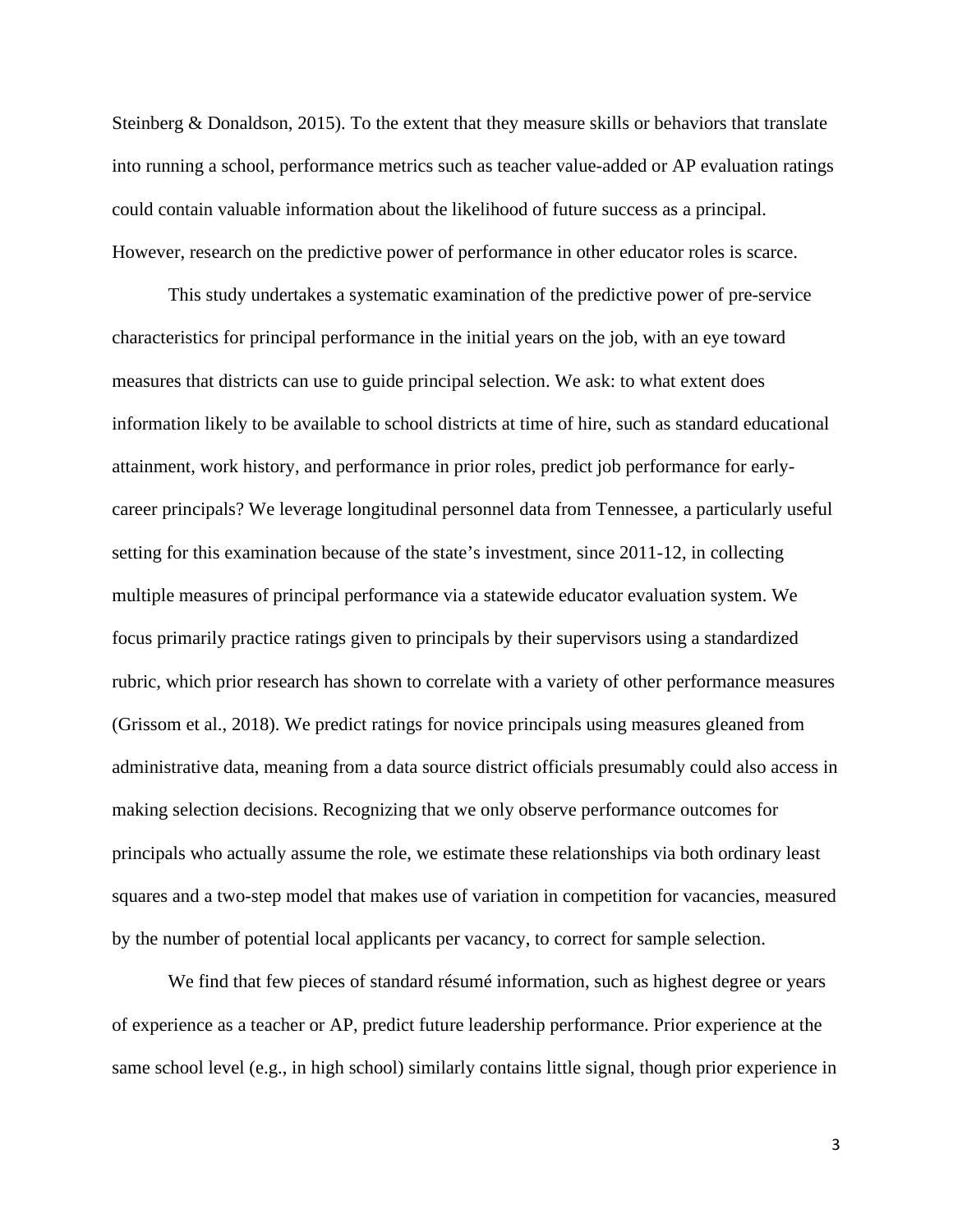Steinberg & Donaldson, 2015). To the extent that they measure skills or behaviors that translate into running a school, performance metrics such as teacher value-added or AP evaluation ratings could contain valuable information about the likelihood of future success as a principal. However, research on the predictive power of performance in other educator roles is scarce.

This study undertakes a systematic examination of the predictive power of pre-service characteristics for principal performance in the initial years on the job, with an eye toward measures that districts can use to guide principal selection. We ask: to what extent does information likely to be available to school districts at time of hire, such as standard educational attainment, work history, and performance in prior roles, predict job performance for early-career principals? We leverage longitudinal personnel data from Tennessee, a particularly useful setting for this examination because of the state's investment, since 2011-12, in collecting multiple measures of principal performance via a statewide educator evaluation system. We focus primarily practice ratings given to principals by their supervisors using a standardized rubric, which prior research has shown to correlate with a variety of other performance measures (Grissom et al., 2018). We predict ratings for novice principals using measures gleaned from administrative data, meaning from a data source district officials presumably could also access in making selection decisions. Recognizing that we only observe performance outcomes for principals who actually assume the role, we estimate these relationships via both ordinary least squares and a two-step model that makes use of variation in competition for vacancies, measured by the number of potential local applicants per vacancy, to correct for sample selection.

We find that few pieces of standard résumé information, such as highest degree or years of experience as a teacher or AP, predict future leadership performance. Prior experience at the same school level (e.g., in high school) similarly contains little signal, though prior experience in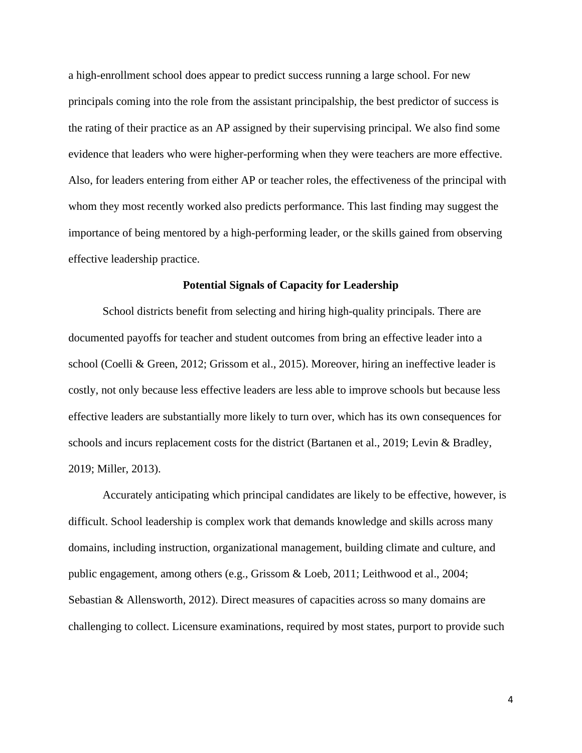a high-enrollment school does appear to predict success running a large school. For new principals coming into the role from the assistant principalship, the best predictor of success is the rating of their practice as an AP assigned by their supervising principal. We also find some evidence that leaders who were higher-performing when they were teachers are more effective. Also, for leaders entering from either AP or teacher roles, the effectiveness of the principal with whom they most recently worked also predicts performance. This last finding may suggest the importance of being mentored by a high-performing leader, or the skills gained from observing effective leadership practice.

## Potential Signals of Capacity for Leadership

School districts benefit from selecting and hiring high-quality principals. There are documented payoffs for teacher and student outcomes from bring an effective leader into a school (Coelli & Green, 2012; Grissom et al., 2015). Moreover, hiring an ineffective leader is costly, not only because less effective leaders are less able to improve schools but because less effective leaders are substantially more likely to turn over, which has its own consequences for schools and incurs replacement costs for the district (Bartanen et al., 2019; Levin & Bradley, 2019; Miller, 2013).

Accurately anticipating which principal candidates are likely to be effective, however, is difficult. School leadership is complex work that demands knowledge and skills across many domains, including instruction, organizational management, building climate and culture, and public engagement, among others (e.g., Grissom & Loeb, 2011; Leithwood et al., 2004; Sebastian & Allensworth, 2012). Direct measures of capacities across so many domains are challenging to collect. Licensure examinations, required by most states, purport to provide such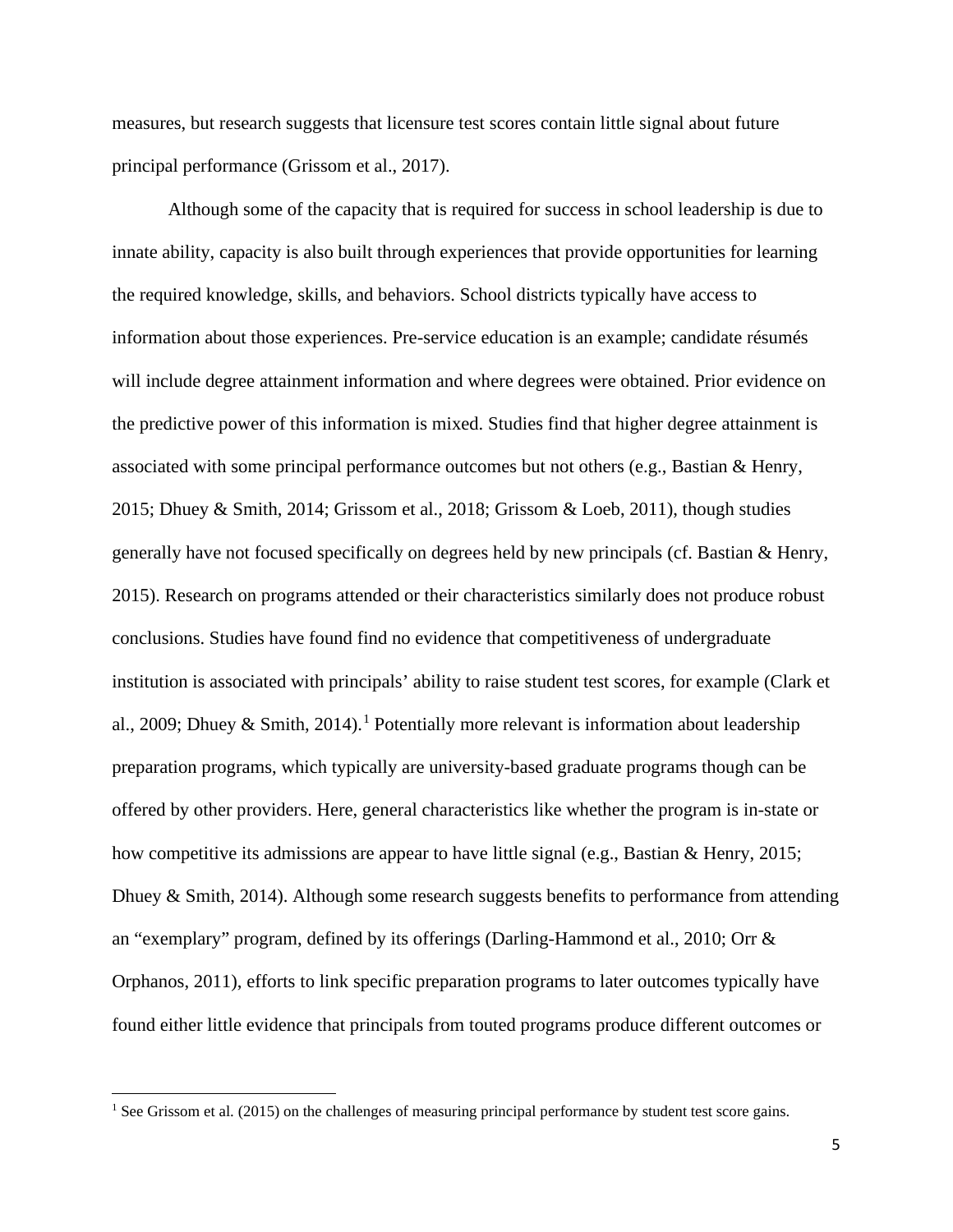measures, but research suggests that licensure test scores contain little signal about future principal performance (Grissom et al., 2017).

Although some of the capacity that is required for success in school leadership is due to innate ability, capacity is also built through experiences that provide opportunities for learning the required knowledge, skills, and behaviors. School districts typically have access to information about those experiences. Pre-service education is an example; candidate résumés will include degree attainment information and where degrees were obtained. Prior evidence on the predictive power of this information is mixed. Studies find that higher degree attainment is associated with some principal performance outcomes but not others (e.g., Bastian & Henry, 2015; Dhuey & Smith, 2014; Grissom et al., 2018; Grissom & Loeb, 2011), though studies generally have not focused specifically on degrees held by new principals (cf. Bastian & Henry, 2015). Research on programs attended or their characteristics similarly does not produce robust conclusions. Studies have found find no evidence that competitiveness of undergraduate institution is associated with principals' ability to raise student test scores, for example (Clark et al., 2009; Dhuey & Smith, 2014).[1] Potentially more relevant is information about leadership preparation programs, which typically are university-based graduate programs though can be offered by other providers. Here, general characteristics like whether the program is in-state or how competitive its admissions are appear to have little signal (e.g., Bastian & Henry, 2015; Dhuey & Smith, 2014). Although some research suggests benefits to performance from attending an "exemplary" program, defined by its offerings (Darling-Hammond et al., 2010; Orr & Orphanos, 2011), efforts to link specific preparation programs to later outcomes typically have found either little evidence that principals from touted programs produce different outcomes or

[1] See Grissom et al. (2015) on the challenges of measuring principal performance by student test score gains.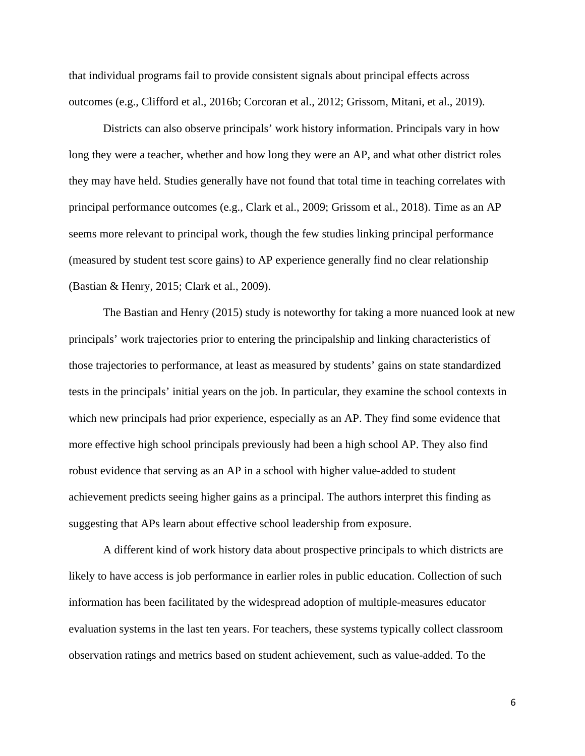that individual programs fail to provide consistent signals about principal effects across outcomes (e.g., Clifford et al., 2016b; Corcoran et al., 2012; Grissom, Mitani, et al., 2019).

Districts can also observe principals' work history information. Principals vary in how long they were a teacher, whether and how long they were an AP, and what other district roles they may have held. Studies generally have not found that total time in teaching correlates with principal performance outcomes (e.g., Clark et al., 2009; Grissom et al., 2018). Time as an AP seems more relevant to principal work, though the few studies linking principal performance (measured by student test score gains) to AP experience generally find no clear relationship (Bastian & Henry, 2015; Clark et al., 2009).

The Bastian and Henry (2015) study is noteworthy for taking a more nuanced look at new principals' work trajectories prior to entering the principalship and linking characteristics of those trajectories to performance, at least as measured by students' gains on state standardized tests in the principals' initial years on the job. In particular, they examine the school contexts in which new principals had prior experience, especially as an AP. They find some evidence that more effective high school principals previously had been a high school AP. They also find robust evidence that serving as an AP in a school with higher value-added to student achievement predicts seeing higher gains as a principal. The authors interpret this finding as suggesting that APs learn about effective school leadership from exposure.

A different kind of work history data about prospective principals to which districts are likely to have access is job performance in earlier roles in public education. Collection of such information has been facilitated by the widespread adoption of multiple-measures educator evaluation systems in the last ten years. For teachers, these systems typically collect classroom observation ratings and metrics based on student achievement, such as value-added. To the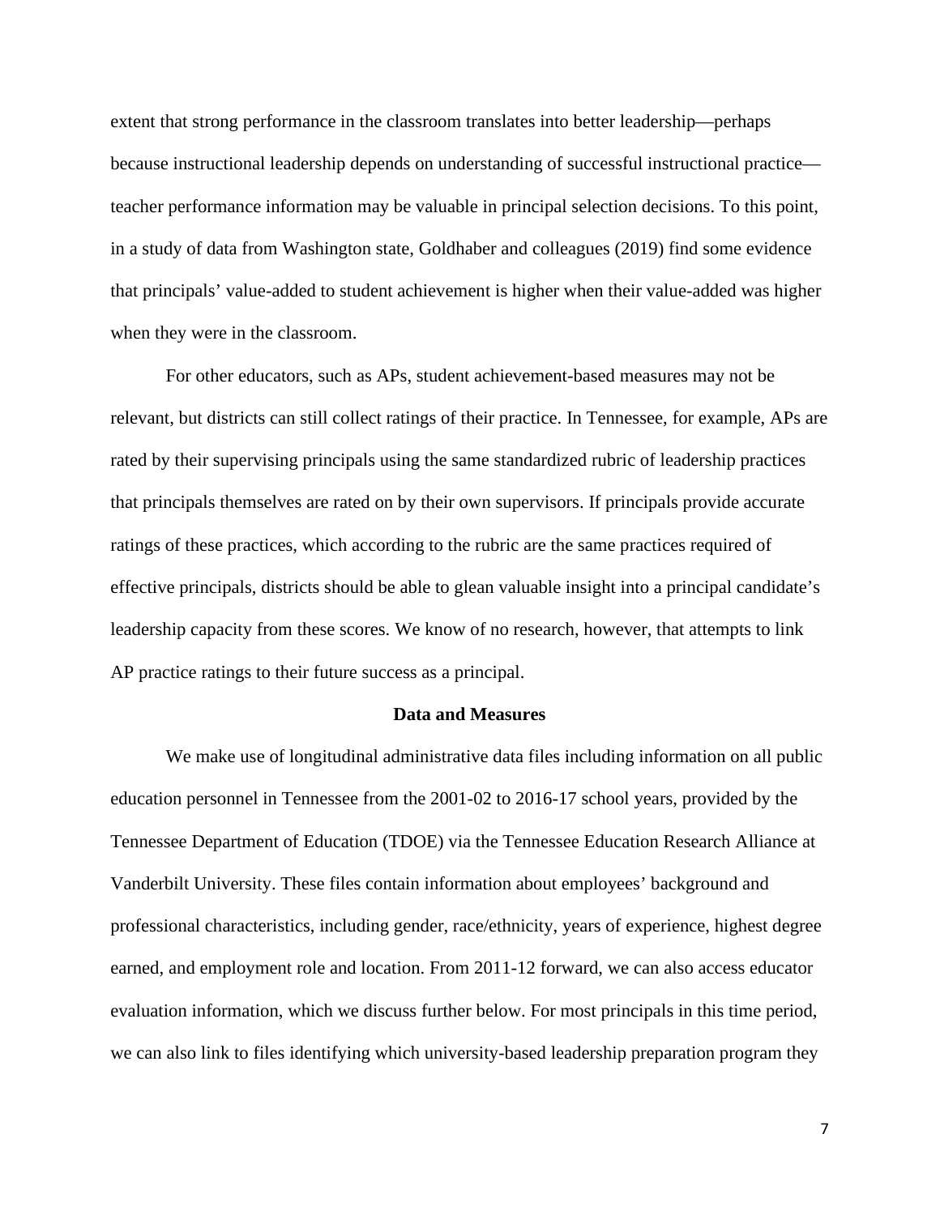extent that strong performance in the classroom translates into better leadership—perhaps because instructional leadership depends on understanding of successful instructional practice—teacher performance information may be valuable in principal selection decisions. To this point, in a study of data from Washington state, Goldhaber and colleagues (2019) find some evidence that principals' value-added to student achievement is higher when their value-added was higher when they were in the classroom.

For other educators, such as APs, student achievement-based measures may not be relevant, but districts can still collect ratings of their practice. In Tennessee, for example, APs are rated by their supervising principals using the same standardized rubric of leadership practices that principals themselves are rated on by their own supervisors. If principals provide accurate ratings of these practices, which according to the rubric are the same practices required of effective principals, districts should be able to glean valuable insight into a principal candidate's leadership capacity from these scores. We know of no research, however, that attempts to link AP practice ratings to their future success as a principal.

## Data and Measures

We make use of longitudinal administrative data files including information on all public education personnel in Tennessee from the 2001-02 to 2016-17 school years, provided by the Tennessee Department of Education (TDOE) via the Tennessee Education Research Alliance at Vanderbilt University. These files contain information about employees' background and professional characteristics, including gender, race/ethnicity, years of experience, highest degree earned, and employment role and location. From 2011-12 forward, we can also access educator evaluation information, which we discuss further below. For most principals in this time period, we can also link to files identifying which university-based leadership preparation program they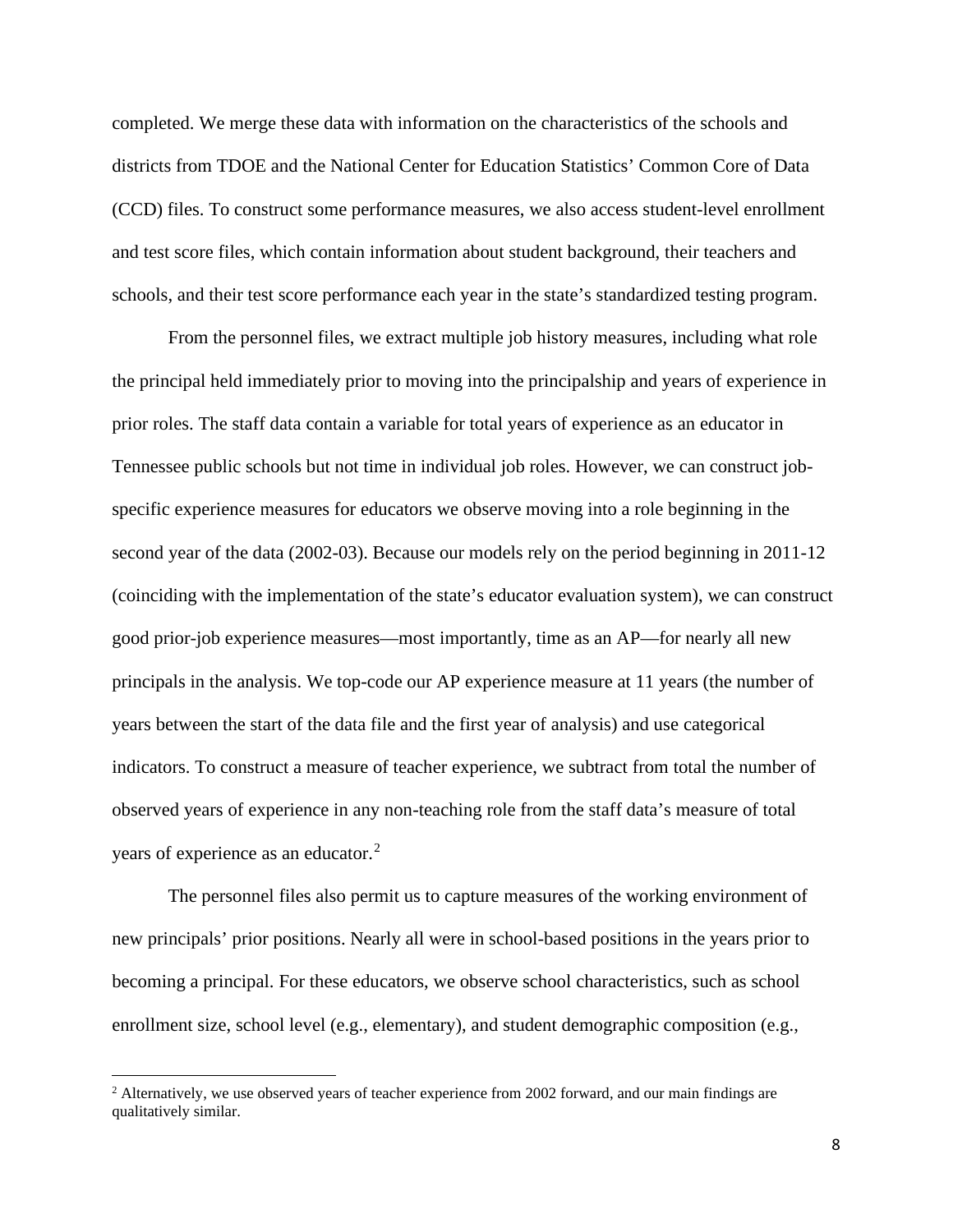completed. We merge these data with information on the characteristics of the schools and districts from TDOE and the National Center for Education Statistics' Common Core of Data (CCD) files. To construct some performance measures, we also access student-level enrollment and test score files, which contain information about student background, their teachers and schools, and their test score performance each year in the state's standardized testing program.

From the personnel files, we extract multiple job history measures, including what role the principal held immediately prior to moving into the principalship and years of experience in prior roles. The staff data contain a variable for total years of experience as an educator in Tennessee public schools but not time in individual job roles. However, we can construct job-specific experience measures for educators we observe moving into a role beginning in the second year of the data (2002-03). Because our models rely on the period beginning in 2011-12 (coinciding with the implementation of the state's educator evaluation system), we can construct good prior-job experience measures—most importantly, time as an AP—for nearly all new principals in the analysis. We top-code our AP experience measure at 11 years (the number of years between the start of the data file and the first year of analysis) and use categorical indicators. To construct a measure of teacher experience, we subtract from total the number of observed years of experience in any non-teaching role from the staff data's measure of total years of experience as an educator.[2]

The personnel files also permit us to capture measures of the working environment of new principals' prior positions. Nearly all were in school-based positions in the years prior to becoming a principal. For these educators, we observe school characteristics, such as school enrollment size, school level (e.g., elementary), and student demographic composition (e.g.,

---

[2] Alternatively, we use observed years of teacher experience from 2002 forward, and our main findings are qualitatively similar.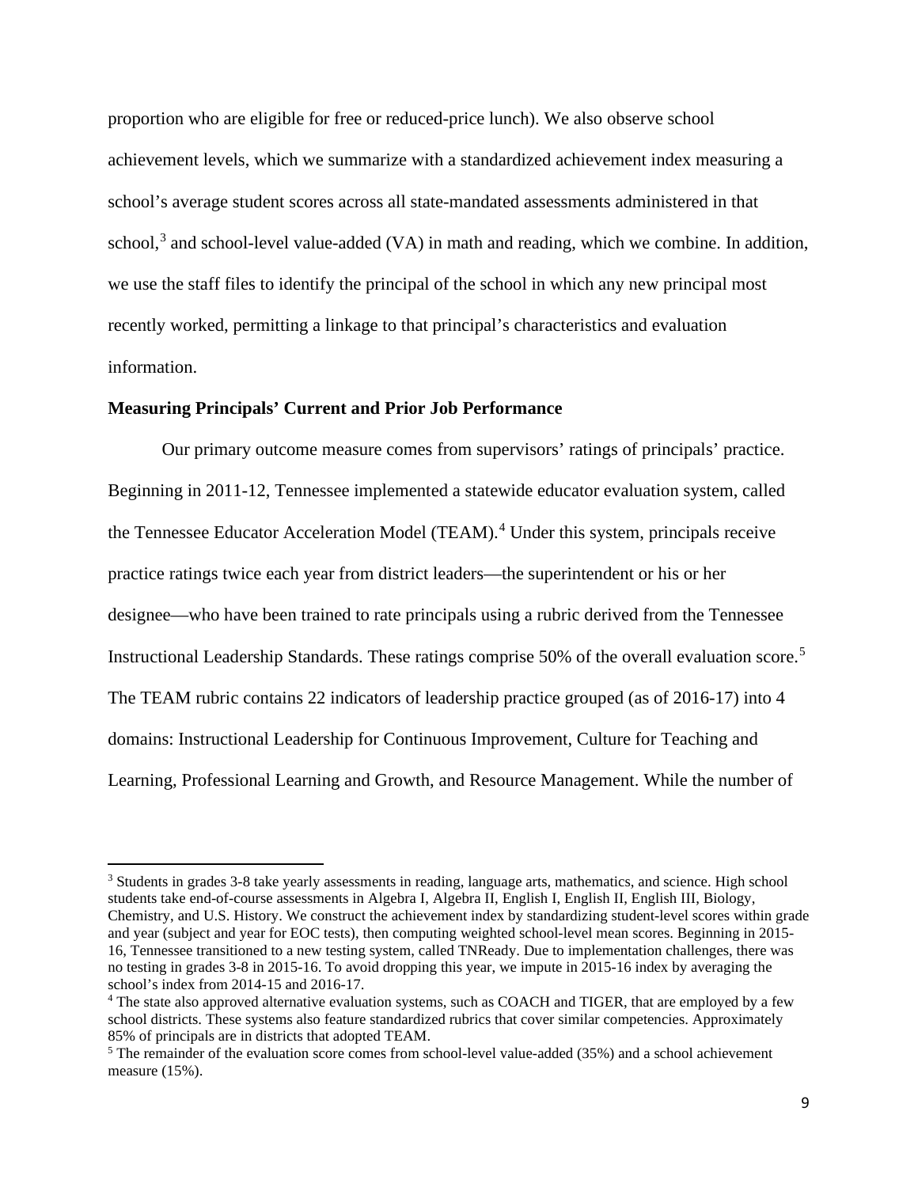proportion who are eligible for free or reduced-price lunch). We also observe school achievement levels, which we summarize with a standardized achievement index measuring a school's average student scores across all state-mandated assessments administered in that school,[3] and school-level value-added (VA) in math and reading, which we combine. In addition, we use the staff files to identify the principal of the school in which any new principal most recently worked, permitting a linkage to that principal's characteristics and evaluation information.

**Measuring Principals' Current and Prior Job Performance**

Our primary outcome measure comes from supervisors' ratings of principals' practice. Beginning in 2011-12, Tennessee implemented a statewide educator evaluation system, called the Tennessee Educator Acceleration Model (TEAM).[4] Under this system, principals receive practice ratings twice each year from district leaders—the superintendent or his or her designee—who have been trained to rate principals using a rubric derived from the Tennessee Instructional Leadership Standards. These ratings comprise 50% of the overall evaluation score.[5] The TEAM rubric contains 22 indicators of leadership practice grouped (as of 2016-17) into 4 domains: Instructional Leadership for Continuous Improvement, Culture for Teaching and Learning, Professional Learning and Growth, and Resource Management. While the number of

---

[3] Students in grades 3-8 take yearly assessments in reading, language arts, mathematics, and science. High school students take end-of-course assessments in Algebra I, Algebra II, English I, English II, English III, Biology, Chemistry, and U.S. History. We construct the achievement index by standardizing student-level scores within grade and year (subject and year for EOC tests), then computing weighted school-level mean scores. Beginning in 2015-16, Tennessee transitioned to a new testing system, called TNReady. Due to implementation challenges, there was no testing in grades 3-8 in 2015-16. To avoid dropping this year, we impute in 2015-16 index by averaging the school's index from 2014-15 and 2016-17.

[4] The state also approved alternative evaluation systems, such as COACH and TIGER, that are employed by a few school districts. These systems also feature standardized rubrics that cover similar competencies. Approximately 85% of principals are in districts that adopted TEAM.

[5] The remainder of the evaluation score comes from school-level value-added (35%) and a school achievement measure (15%).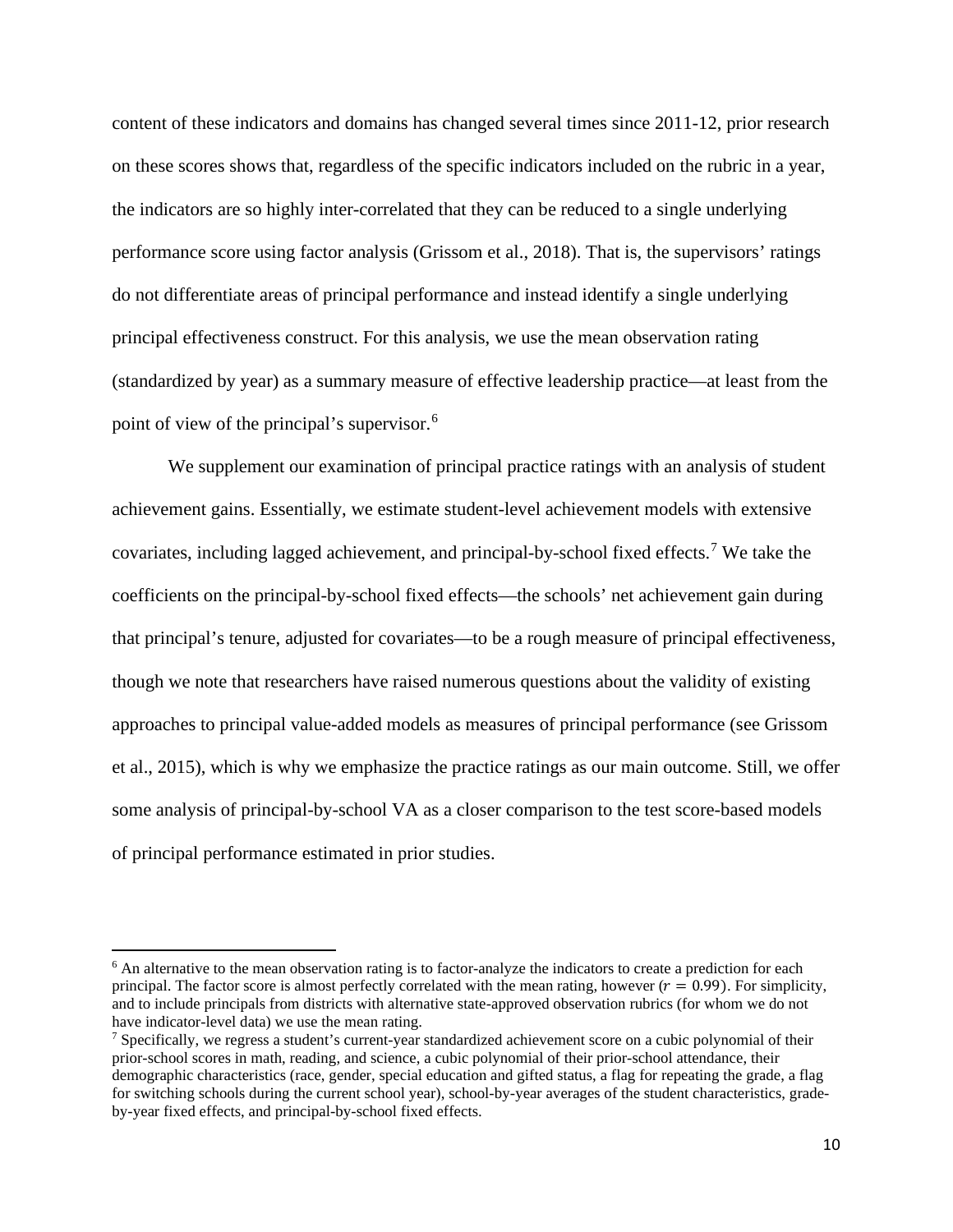content of these indicators and domains has changed several times since 2011-12, prior research on these scores shows that, regardless of the specific indicators included on the rubric in a year, the indicators are so highly inter-correlated that they can be reduced to a single underlying performance score using factor analysis (Grissom et al., 2018). That is, the supervisors' ratings do not differentiate areas of principal performance and instead identify a single underlying principal effectiveness construct. For this analysis, we use the mean observation rating (standardized by year) as a summary measure of effective leadership practice—at least from the point of view of the principal's supervisor.[6]

We supplement our examination of principal practice ratings with an analysis of student achievement gains. Essentially, we estimate student-level achievement models with extensive covariates, including lagged achievement, and principal-by-school fixed effects.[7] We take the coefficients on the principal-by-school fixed effects—the schools' net achievement gain during that principal's tenure, adjusted for covariates—to be a rough measure of principal effectiveness, though we note that researchers have raised numerous questions about the validity of existing approaches to principal value-added models as measures of principal performance (see Grissom et al., 2015), which is why we emphasize the practice ratings as our main outcome. Still, we offer some analysis of principal-by-school VA as a closer comparison to the test score-based models of principal performance estimated in prior studies.

---

[6] An alternative to the mean observation rating is to factor-analyze the indicators to create a prediction for each principal. The factor score is almost perfectly correlated with the mean rating, however ($r = 0.99$). For simplicity, and to include principals from districts with alternative state-approved observation rubrics (for whom we do not have indicator-level data) we use the mean rating.

[7] Specifically, we regress a student's current-year standardized achievement score on a cubic polynomial of their prior-school scores in math, reading, and science, a cubic polynomial of their prior-school attendance, their demographic characteristics (race, gender, special education and gifted status, a flag for repeating the grade, a flag for switching schools during the current school year), school-by-year averages of the student characteristics, grade-by-year fixed effects, and principal-by-school fixed effects.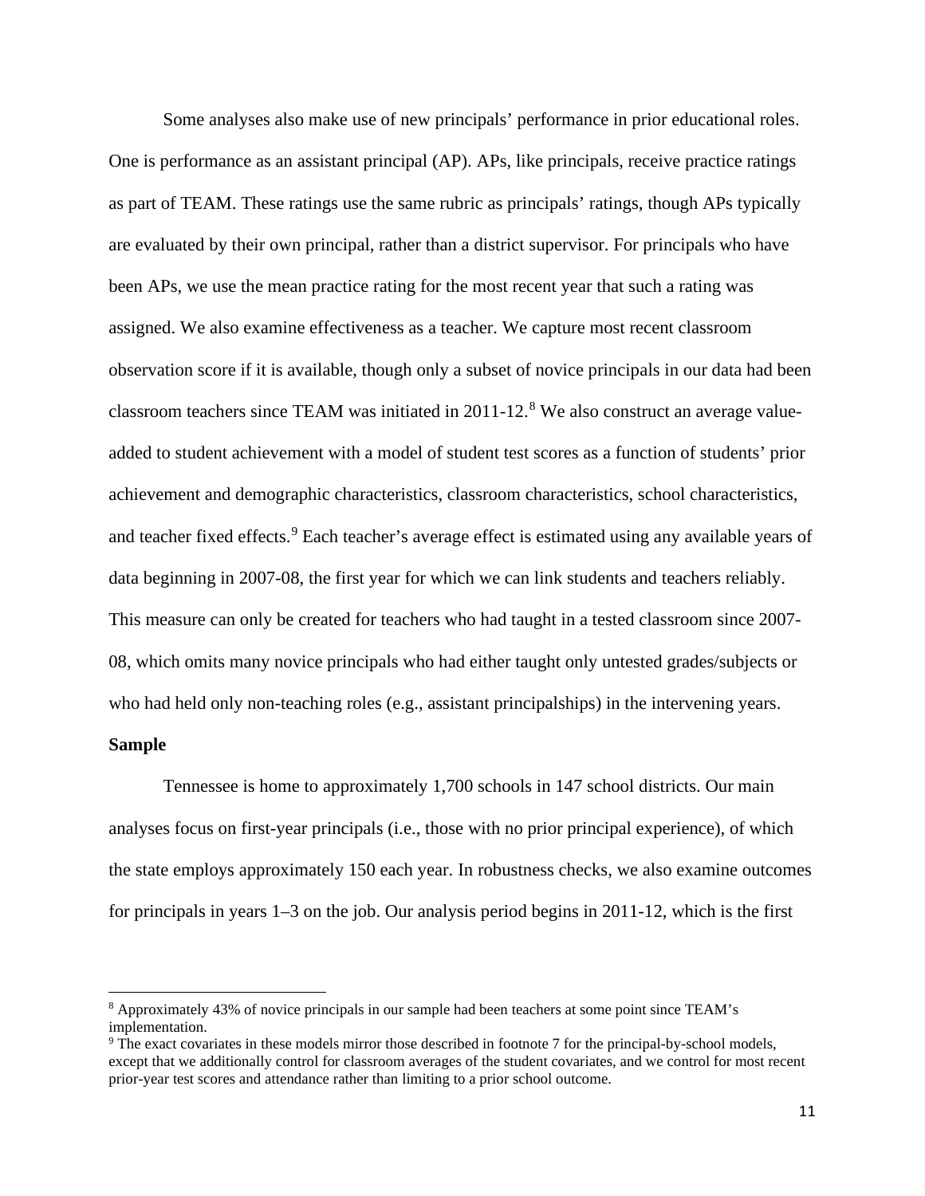Some analyses also make use of new principals' performance in prior educational roles. One is performance as an assistant principal (AP). APs, like principals, receive practice ratings as part of TEAM. These ratings use the same rubric as principals' ratings, though APs typically are evaluated by their own principal, rather than a district supervisor. For principals who have been APs, we use the mean practice rating for the most recent year that such a rating was assigned. We also examine effectiveness as a teacher. We capture most recent classroom observation score if it is available, though only a subset of novice principals in our data had been classroom teachers since TEAM was initiated in 2011-12.[8] We also construct an average value-added to student achievement with a model of student test scores as a function of students' prior achievement and demographic characteristics, classroom characteristics, school characteristics, and teacher fixed effects.[9] Each teacher's average effect is estimated using any available years of data beginning in 2007-08, the first year for which we can link students and teachers reliably. This measure can only be created for teachers who had taught in a tested classroom since 2007-08, which omits many novice principals who had either taught only untested grades/subjects or who had held only non-teaching roles (e.g., assistant principalships) in the intervening years.

**Sample**

Tennessee is home to approximately 1,700 schools in 147 school districts. Our main analyses focus on first-year principals (i.e., those with no prior principal experience), of which the state employs approximately 150 each year. In robustness checks, we also examine outcomes for principals in years 1–3 on the job. Our analysis period begins in 2011-12, which is the first

[8] Approximately 43% of novice principals in our sample had been teachers at some point since TEAM's implementation.

[9] The exact covariates in these models mirror those described in footnote 7 for the principal-by-school models, except that we additionally control for classroom averages of the student covariates, and we control for most recent prior-year test scores and attendance rather than limiting to a prior school outcome.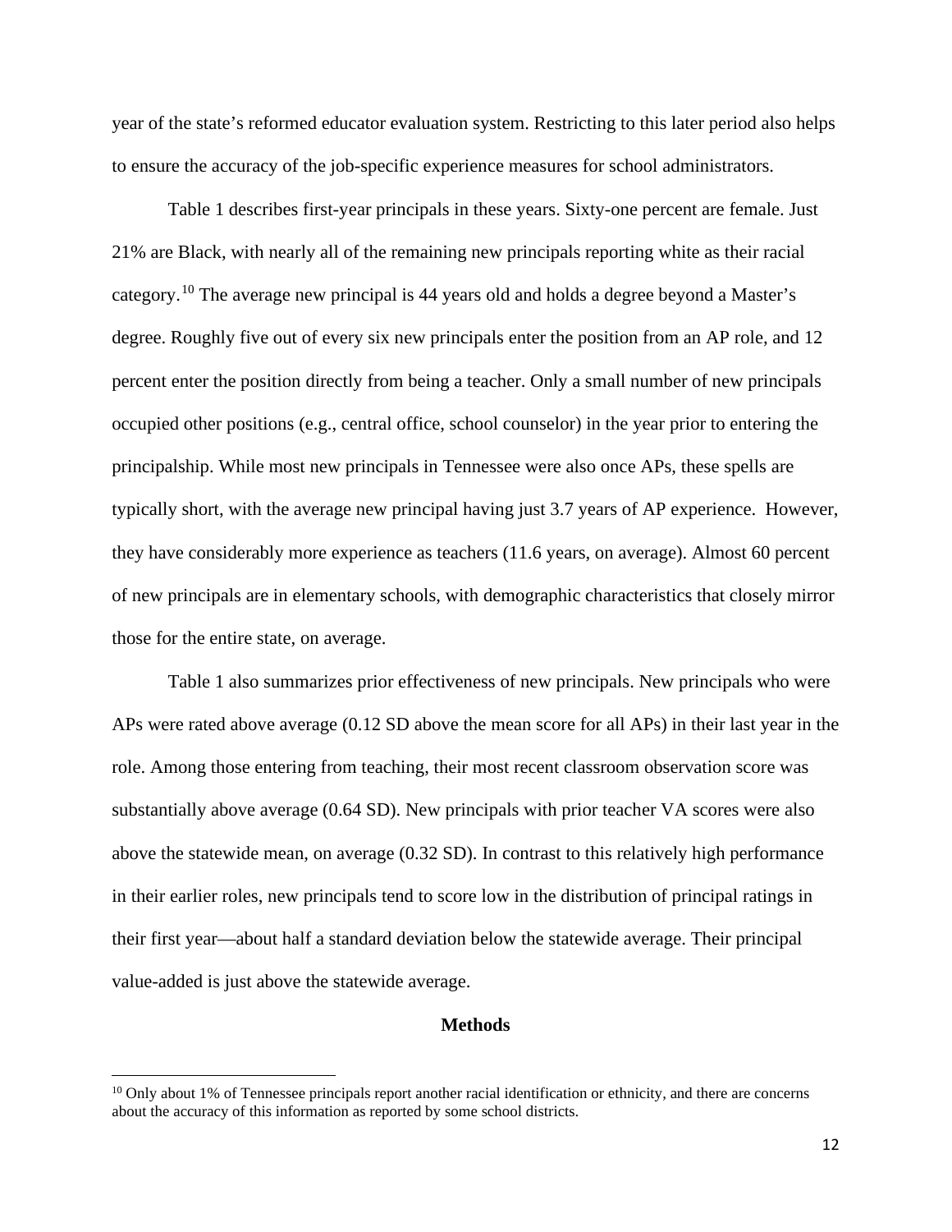year of the state's reformed educator evaluation system. Restricting to this later period also helps to ensure the accuracy of the job-specific experience measures for school administrators.

Table 1 describes first-year principals in these years. Sixty-one percent are female. Just 21% are Black, with nearly all of the remaining new principals reporting white as their racial category.[10] The average new principal is 44 years old and holds a degree beyond a Master's degree. Roughly five out of every six new principals enter the position from an AP role, and 12 percent enter the position directly from being a teacher. Only a small number of new principals occupied other positions (e.g., central office, school counselor) in the year prior to entering the principalship. While most new principals in Tennessee were also once APs, these spells are typically short, with the average new principal having just 3.7 years of AP experience. However, they have considerably more experience as teachers (11.6 years, on average). Almost 60 percent of new principals are in elementary schools, with demographic characteristics that closely mirror those for the entire state, on average.

Table 1 also summarizes prior effectiveness of new principals. New principals who were APs were rated above average (0.12 SD above the mean score for all APs) in their last year in the role. Among those entering from teaching, their most recent classroom observation score was substantially above average (0.64 SD). New principals with prior teacher VA scores were also above the statewide mean, on average (0.32 SD). In contrast to this relatively high performance in their earlier roles, new principals tend to score low in the distribution of principal ratings in their first year—about half a standard deviation below the statewide average. Their principal value-added is just above the statewide average.

## Methods

[10] Only about 1% of Tennessee principals report another racial identification or ethnicity, and there are concerns about the accuracy of this information as reported by some school districts.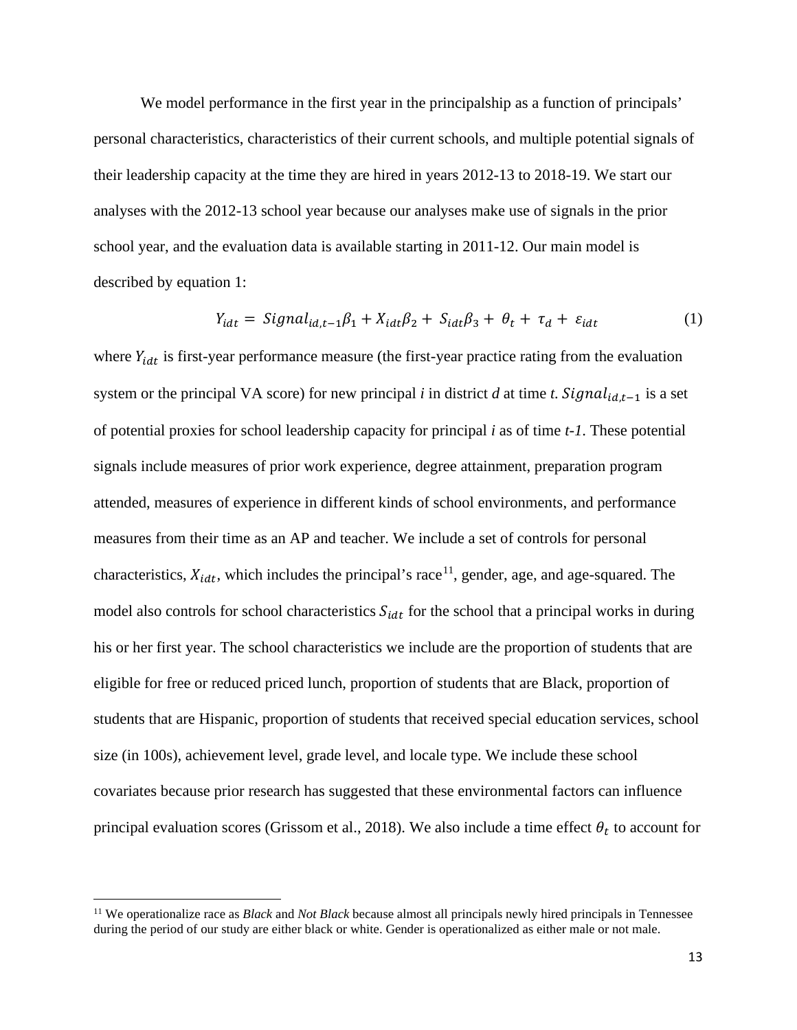We model performance in the first year in the principalship as a function of principals' personal characteristics, characteristics of their current schools, and multiple potential signals of their leadership capacity at the time they are hired in years 2012-13 to 2018-19. We start our analyses with the 2012-13 school year because our analyses make use of signals in the prior school year, and the evaluation data is available starting in 2011-12. Our main model is described by equation 1:

$$Y_{idt} = Signal_{id,t-1}\beta_1 + X_{idt}\beta_2 + S_{idt}\beta_3 + \theta_t + \tau_d + \varepsilon_{idt} \quad (1)$$

where $Y_{idt}$ is first-year performance measure (the first-year practice rating from the evaluation system or the principal VA score) for new principal *i* in district *d* at time *t*. $Signal_{id,t-1}$ is a set of potential proxies for school leadership capacity for principal *i* as of time *t-1*. These potential signals include measures of prior work experience, degree attainment, preparation program attended, measures of experience in different kinds of school environments, and performance measures from their time as an AP and teacher. We include a set of controls for personal characteristics, $X_{idt}$, which includes the principal's race[11], gender, age, and age-squared. The model also controls for school characteristics $S_{idt}$ for the school that a principal works in during his or her first year. The school characteristics we include are the proportion of students that are eligible for free or reduced priced lunch, proportion of students that are Black, proportion of students that are Hispanic, proportion of students that received special education services, school size (in 100s), achievement level, grade level, and locale type. We include these school covariates because prior research has suggested that these environmental factors can influence principal evaluation scores (Grissom et al., 2018). We also include a time effect $\theta_t$ to account for

[11] We operationalize race as *Black* and *Not Black* because almost all principals newly hired principals in Tennessee during the period of our study are either black or white. Gender is operationalized as either male or not male.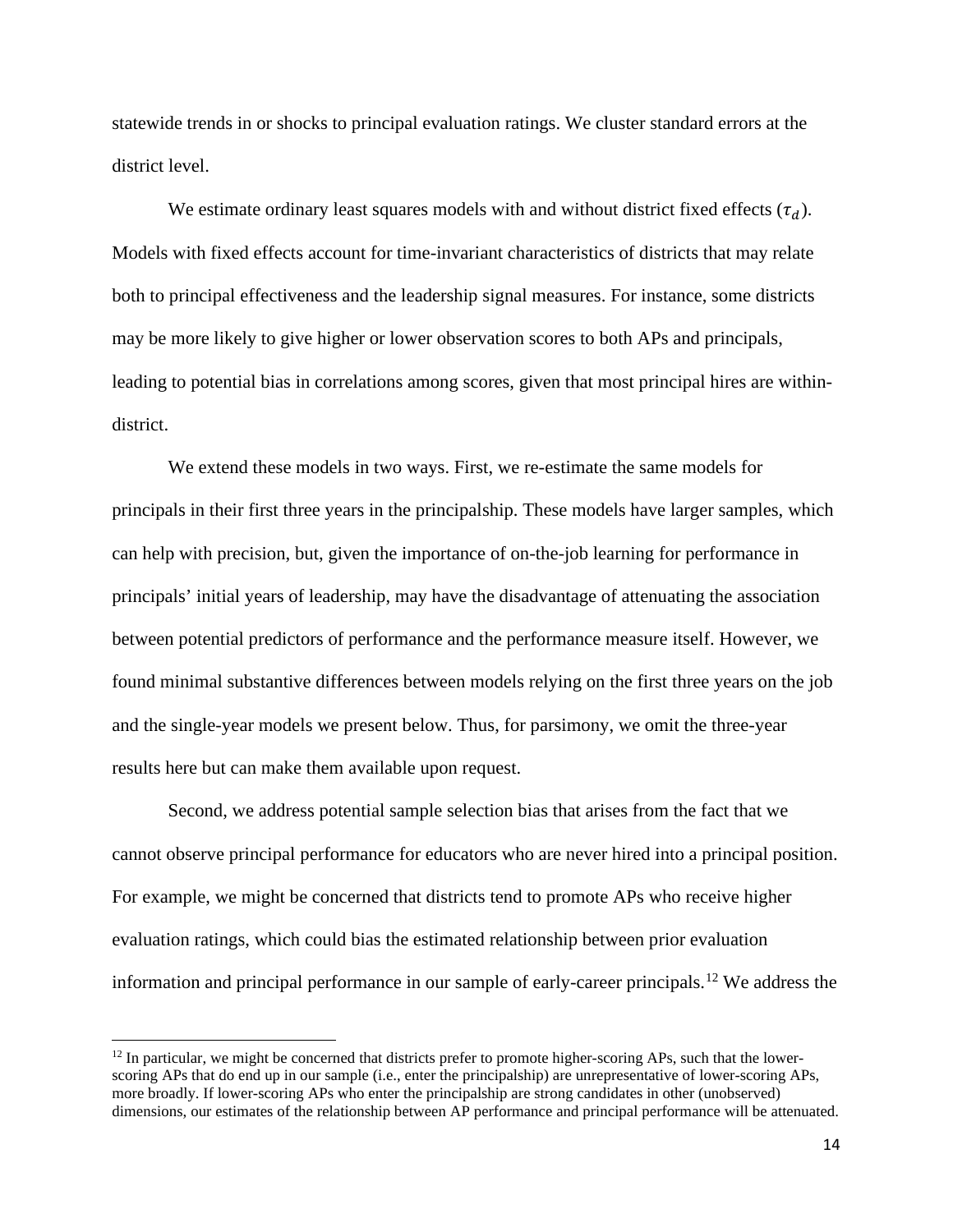statewide trends in or shocks to principal evaluation ratings. We cluster standard errors at the district level.

We estimate ordinary least squares models with and without district fixed effects ($\tau_d$). Models with fixed effects account for time-invariant characteristics of districts that may relate both to principal effectiveness and the leadership signal measures. For instance, some districts may be more likely to give higher or lower observation scores to both APs and principals, leading to potential bias in correlations among scores, given that most principal hires are within-district.

We extend these models in two ways. First, we re-estimate the same models for principals in their first three years in the principalship. These models have larger samples, which can help with precision, but, given the importance of on-the-job learning for performance in principals' initial years of leadership, may have the disadvantage of attenuating the association between potential predictors of performance and the performance measure itself. However, we found minimal substantive differences between models relying on the first three years on the job and the single-year models we present below. Thus, for parsimony, we omit the three-year results here but can make them available upon request.

Second, we address potential sample selection bias that arises from the fact that we cannot observe principal performance for educators who are never hired into a principal position. For example, we might be concerned that districts tend to promote APs who receive higher evaluation ratings, which could bias the estimated relationship between prior evaluation information and principal performance in our sample of early-career principals.[12] We address the

[12] In particular, we might be concerned that districts prefer to promote higher-scoring APs, such that the lower-scoring APs that do end up in our sample (i.e., enter the principalship) are unrepresentative of lower-scoring APs, more broadly. If lower-scoring APs who enter the principalship are strong candidates in other (unobserved) dimensions, our estimates of the relationship between AP performance and principal performance will be attenuated.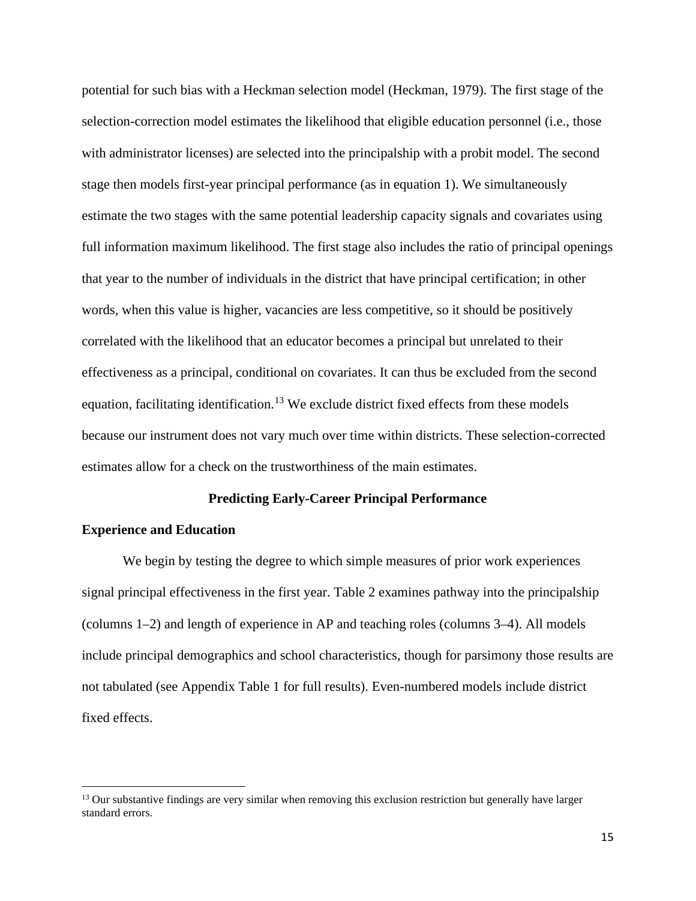potential for such bias with a Heckman selection model (Heckman, 1979). The first stage of the selection-correction model estimates the likelihood that eligible education personnel (i.e., those with administrator licenses) are selected into the principalship with a probit model. The second stage then models first-year principal performance (as in equation 1). We simultaneously estimate the two stages with the same potential leadership capacity signals and covariates using full information maximum likelihood. The first stage also includes the ratio of principal openings that year to the number of individuals in the district that have principal certification; in other words, when this value is higher, vacancies are less competitive, so it should be positively correlated with the likelihood that an educator becomes a principal but unrelated to their effectiveness as a principal, conditional on covariates. It can thus be excluded from the second equation, facilitating identification.[13] We exclude district fixed effects from these models because our instrument does not vary much over time within districts. These selection-corrected estimates allow for a check on the trustworthiness of the main estimates.

## Predicting Early-Career Principal Performance

### Experience and Education

We begin by testing the degree to which simple measures of prior work experiences signal principal effectiveness in the first year. Table 2 examines pathway into the principalship (columns 1–2) and length of experience in AP and teaching roles (columns 3–4). All models include principal demographics and school characteristics, though for parsimony those results are not tabulated (see Appendix Table 1 for full results). Even-numbered models include district fixed effects.

[13] Our substantive findings are very similar when removing this exclusion restriction but generally have larger standard errors.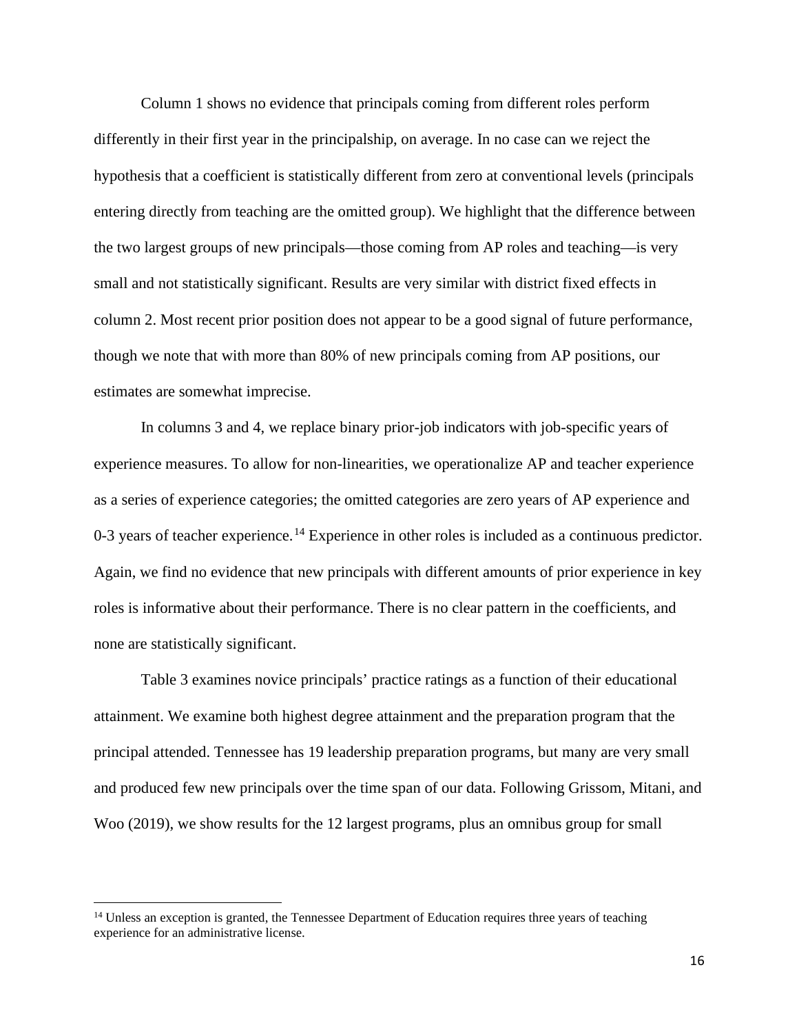Column 1 shows no evidence that principals coming from different roles perform differently in their first year in the principalship, on average. In no case can we reject the hypothesis that a coefficient is statistically different from zero at conventional levels (principals entering directly from teaching are the omitted group). We highlight that the difference between the two largest groups of new principals—those coming from AP roles and teaching—is very small and not statistically significant. Results are very similar with district fixed effects in column 2. Most recent prior position does not appear to be a good signal of future performance, though we note that with more than 80% of new principals coming from AP positions, our estimates are somewhat imprecise.

In columns 3 and 4, we replace binary prior-job indicators with job-specific years of experience measures. To allow for non-linearities, we operationalize AP and teacher experience as a series of experience categories; the omitted categories are zero years of AP experience and 0-3 years of teacher experience.[14] Experience in other roles is included as a continuous predictor. Again, we find no evidence that new principals with different amounts of prior experience in key roles is informative about their performance. There is no clear pattern in the coefficients, and none are statistically significant.

Table 3 examines novice principals' practice ratings as a function of their educational attainment. We examine both highest degree attainment and the preparation program that the principal attended. Tennessee has 19 leadership preparation programs, but many are very small and produced few new principals over the time span of our data. Following Grissom, Mitani, and Woo (2019), we show results for the 12 largest programs, plus an omnibus group for small

[14] Unless an exception is granted, the Tennessee Department of Education requires three years of teaching experience for an administrative license.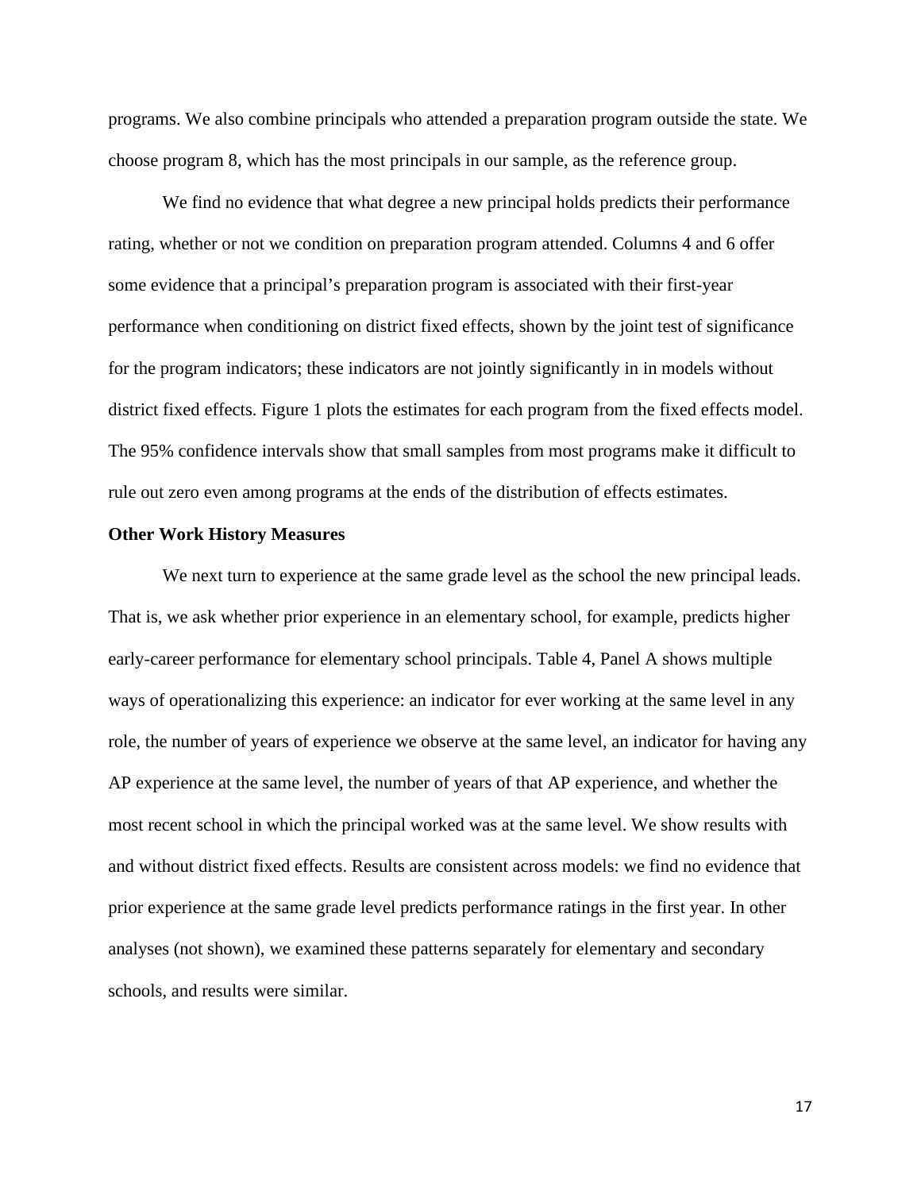programs. We also combine principals who attended a preparation program outside the state. We choose program 8, which has the most principals in our sample, as the reference group.

We find no evidence that what degree a new principal holds predicts their performance rating, whether or not we condition on preparation program attended. Columns 4 and 6 offer some evidence that a principal's preparation program is associated with their first-year performance when conditioning on district fixed effects, shown by the joint test of significance for the program indicators; these indicators are not jointly significantly in in models without district fixed effects. Figure 1 plots the estimates for each program from the fixed effects model. The 95% confidence intervals show that small samples from most programs make it difficult to rule out zero even among programs at the ends of the distribution of effects estimates.

**Other Work History Measures**

We next turn to experience at the same grade level as the school the new principal leads. That is, we ask whether prior experience in an elementary school, for example, predicts higher early-career performance for elementary school principals. Table 4, Panel A shows multiple ways of operationalizing this experience: an indicator for ever working at the same level in any role, the number of years of experience we observe at the same level, an indicator for having any AP experience at the same level, the number of years of that AP experience, and whether the most recent school in which the principal worked was at the same level. We show results with and without district fixed effects. Results are consistent across models: we find no evidence that prior experience at the same grade level predicts performance ratings in the first year. In other analyses (not shown), we examined these patterns separately for elementary and secondary schools, and results were similar.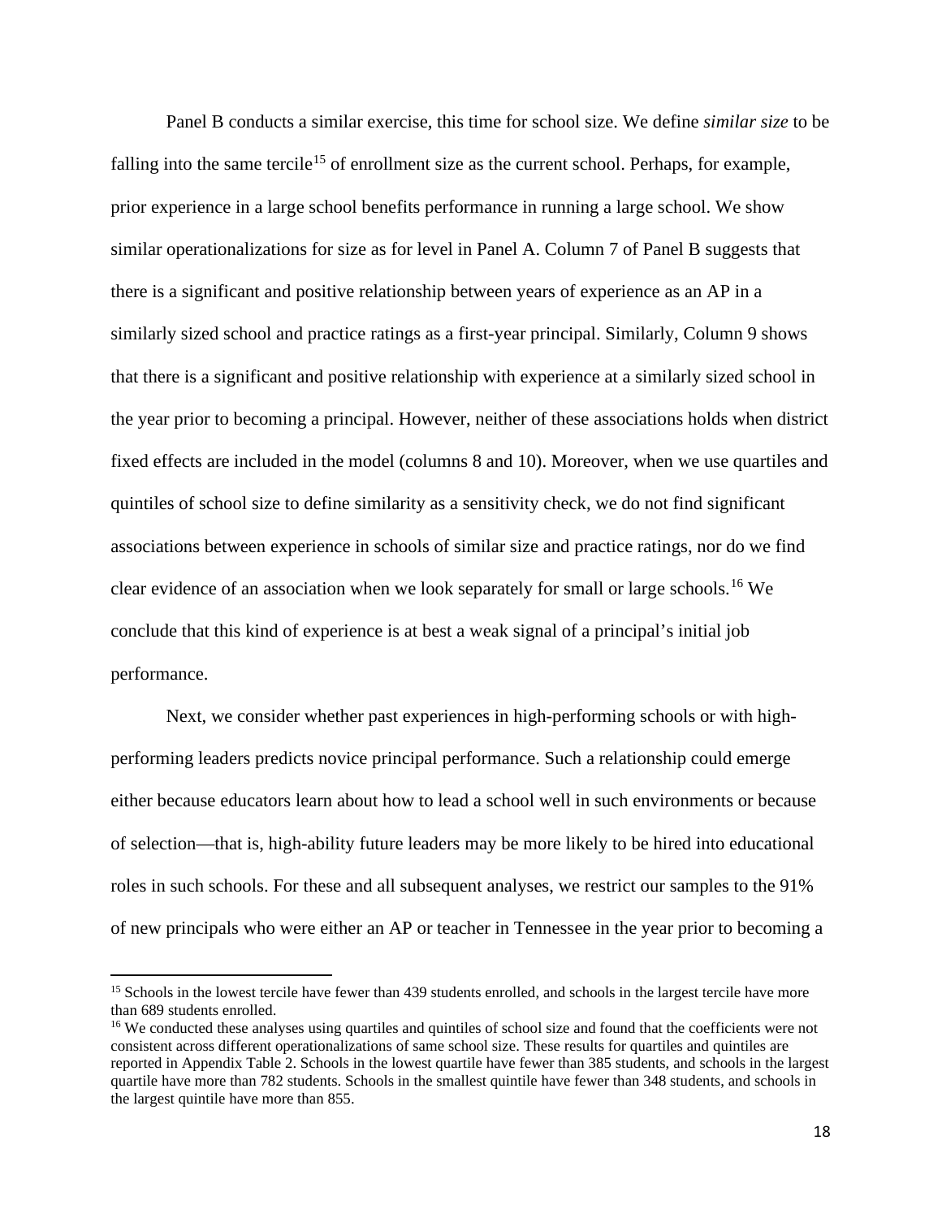Panel B conducts a similar exercise, this time for school size. We define *similar size* to be falling into the same tercile[15] of enrollment size as the current school. Perhaps, for example, prior experience in a large school benefits performance in running a large school. We show similar operationalizations for size as for level in Panel A. Column 7 of Panel B suggests that there is a significant and positive relationship between years of experience as an AP in a similarly sized school and practice ratings as a first-year principal. Similarly, Column 9 shows that there is a significant and positive relationship with experience at a similarly sized school in the year prior to becoming a principal. However, neither of these associations holds when district fixed effects are included in the model (columns 8 and 10). Moreover, when we use quartiles and quintiles of school size to define similarity as a sensitivity check, we do not find significant associations between experience in schools of similar size and practice ratings, nor do we find clear evidence of an association when we look separately for small or large schools.[16] We conclude that this kind of experience is at best a weak signal of a principal's initial job performance.

Next, we consider whether past experiences in high-performing schools or with high-performing leaders predicts novice principal performance. Such a relationship could emerge either because educators learn about how to lead a school well in such environments or because of selection—that is, high-ability future leaders may be more likely to be hired into educational roles in such schools. For these and all subsequent analyses, we restrict our samples to the 91% of new principals who were either an AP or teacher in Tennessee in the year prior to becoming a

[15] Schools in the lowest tercile have fewer than 439 students enrolled, and schools in the largest tercile have more than 689 students enrolled.

[16] We conducted these analyses using quartiles and quintiles of school size and found that the coefficients were not consistent across different operationalizations of same school size. These results for quartiles and quintiles are reported in Appendix Table 2. Schools in the lowest quartile have fewer than 385 students, and schools in the largest quartile have more than 782 students. Schools in the smallest quintile have fewer than 348 students, and schools in the largest quintile have more than 855.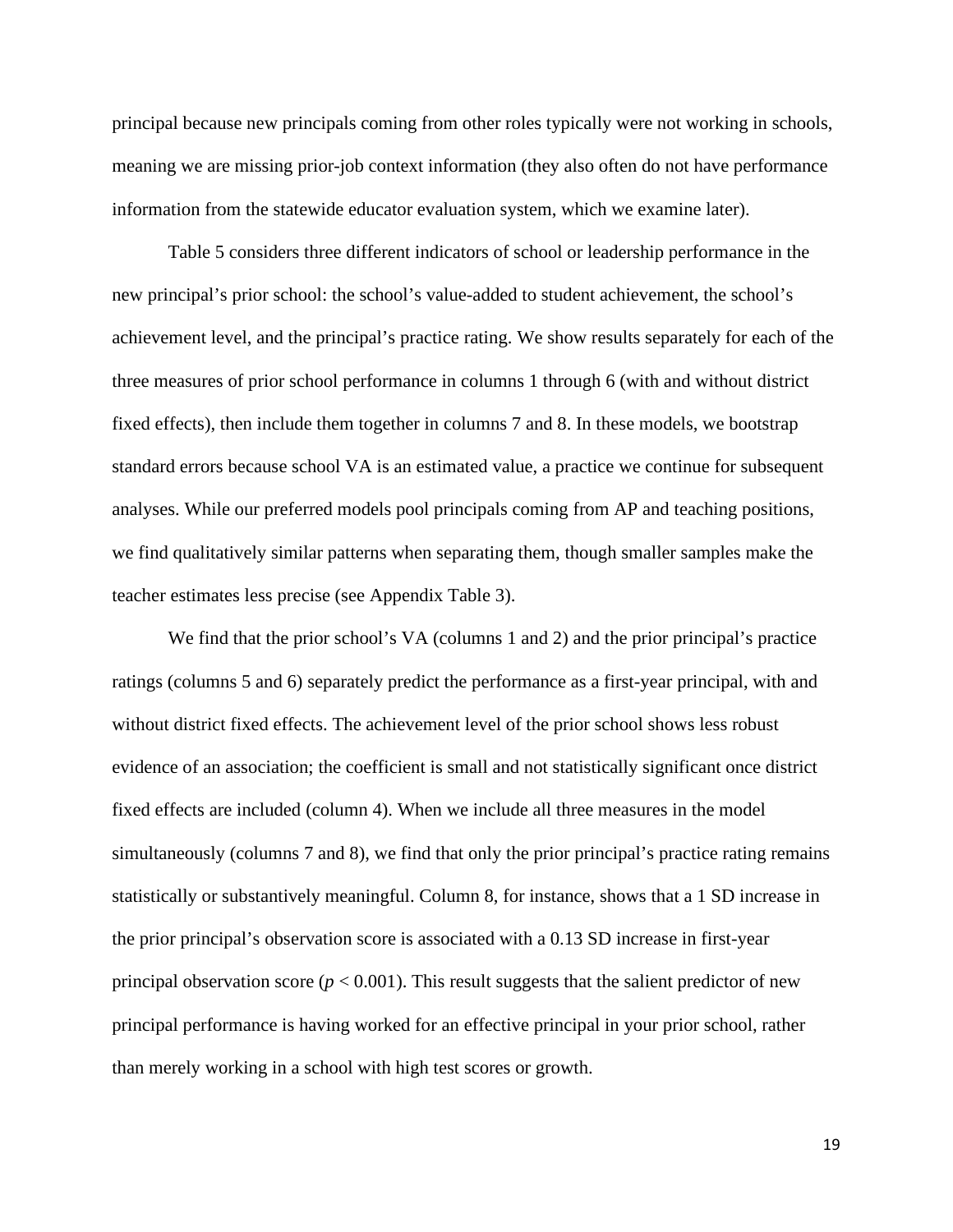principal because new principals coming from other roles typically were not working in schools, meaning we are missing prior-job context information (they also often do not have performance information from the statewide educator evaluation system, which we examine later).

Table 5 considers three different indicators of school or leadership performance in the new principal's prior school: the school's value-added to student achievement, the school's achievement level, and the principal's practice rating. We show results separately for each of the three measures of prior school performance in columns 1 through 6 (with and without district fixed effects), then include them together in columns 7 and 8. In these models, we bootstrap standard errors because school VA is an estimated value, a practice we continue for subsequent analyses. While our preferred models pool principals coming from AP and teaching positions, we find qualitatively similar patterns when separating them, though smaller samples make the teacher estimates less precise (see Appendix Table 3).

We find that the prior school's VA (columns 1 and 2) and the prior principal's practice ratings (columns 5 and 6) separately predict the performance as a first-year principal, with and without district fixed effects. The achievement level of the prior school shows less robust evidence of an association; the coefficient is small and not statistically significant once district fixed effects are included (column 4). When we include all three measures in the model simultaneously (columns 7 and 8), we find that only the prior principal's practice rating remains statistically or substantively meaningful. Column 8, for instance, shows that a 1 SD increase in the prior principal's observation score is associated with a 0.13 SD increase in first-year principal observation score ($p < 0.001$). This result suggests that the salient predictor of new principal performance is having worked for an effective principal in your prior school, rather than merely working in a school with high test scores or growth.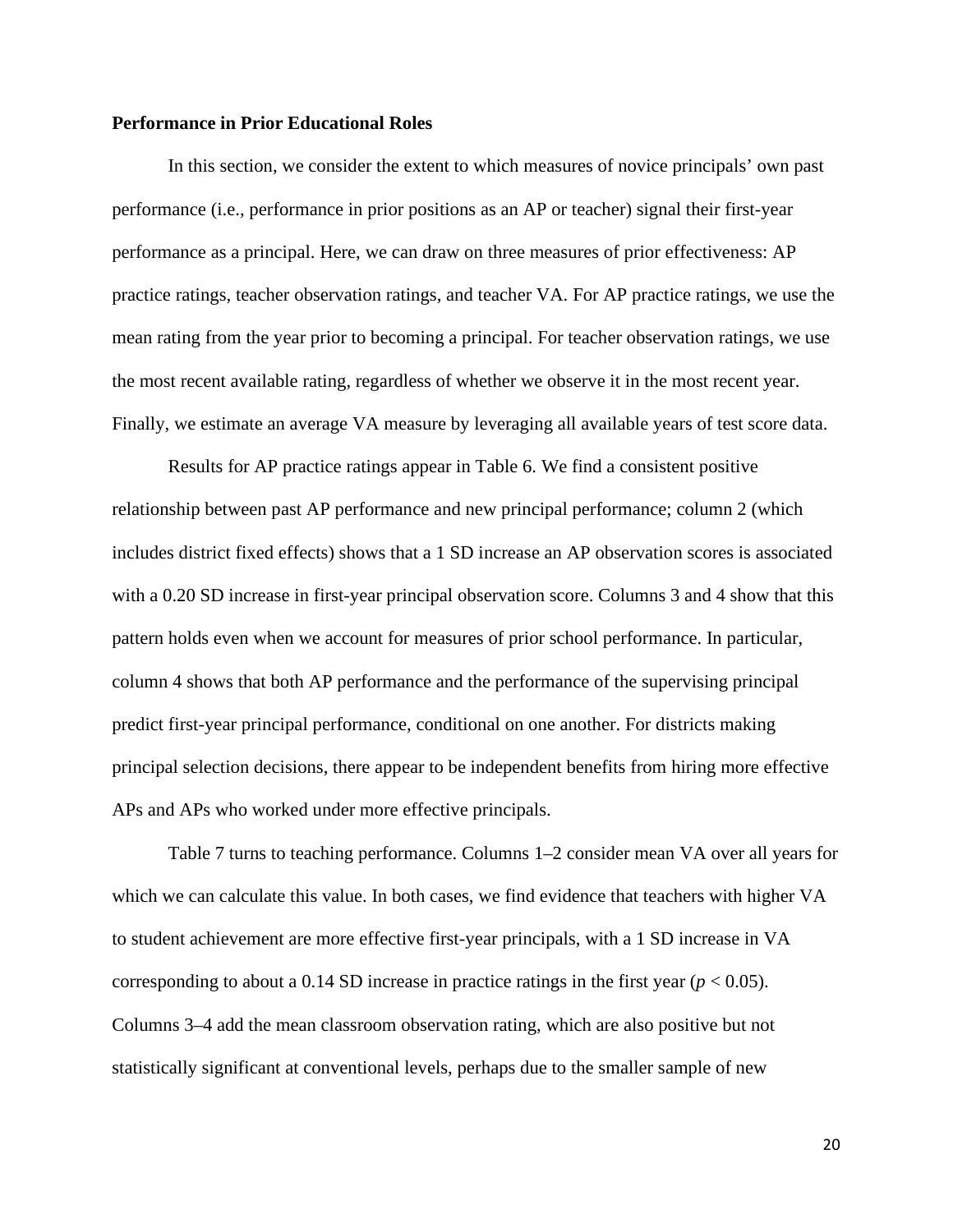### Performance in Prior Educational Roles

In this section, we consider the extent to which measures of novice principals' own past performance (i.e., performance in prior positions as an AP or teacher) signal their first-year performance as a principal. Here, we can draw on three measures of prior effectiveness: AP practice ratings, teacher observation ratings, and teacher VA. For AP practice ratings, we use the mean rating from the year prior to becoming a principal. For teacher observation ratings, we use the most recent available rating, regardless of whether we observe it in the most recent year. Finally, we estimate an average VA measure by leveraging all available years of test score data.

Results for AP practice ratings appear in Table 6. We find a consistent positive relationship between past AP performance and new principal performance; column 2 (which includes district fixed effects) shows that a 1 SD increase an AP observation scores is associated with a 0.20 SD increase in first-year principal observation score. Columns 3 and 4 show that this pattern holds even when we account for measures of prior school performance. In particular, column 4 shows that both AP performance and the performance of the supervising principal predict first-year principal performance, conditional on one another. For districts making principal selection decisions, there appear to be independent benefits from hiring more effective APs and APs who worked under more effective principals.

Table 7 turns to teaching performance. Columns 1–2 consider mean VA over all years for which we can calculate this value. In both cases, we find evidence that teachers with higher VA to student achievement are more effective first-year principals, with a 1 SD increase in VA corresponding to about a 0.14 SD increase in practice ratings in the first year ($p < 0.05$). Columns 3–4 add the mean classroom observation rating, which are also positive but not statistically significant at conventional levels, perhaps due to the smaller sample of new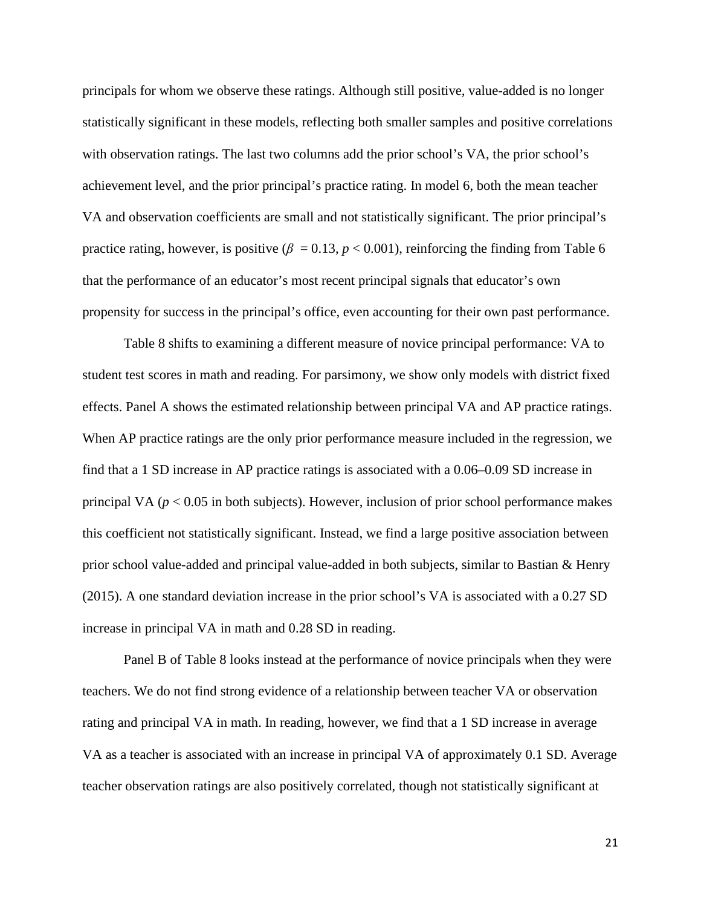principals for whom we observe these ratings. Although still positive, value-added is no longer statistically significant in these models, reflecting both smaller samples and positive correlations with observation ratings. The last two columns add the prior school's VA, the prior school's achievement level, and the prior principal's practice rating. In model 6, both the mean teacher VA and observation coefficients are small and not statistically significant. The prior principal's practice rating, however, is positive ($\beta = 0.13$, $p < 0.001$), reinforcing the finding from Table 6 that the performance of an educator's most recent principal signals that educator's own propensity for success in the principal's office, even accounting for their own past performance.

Table 8 shifts to examining a different measure of novice principal performance: VA to student test scores in math and reading. For parsimony, we show only models with district fixed effects. Panel A shows the estimated relationship between principal VA and AP practice ratings. When AP practice ratings are the only prior performance measure included in the regression, we find that a 1 SD increase in AP practice ratings is associated with a 0.06–0.09 SD increase in principal VA ($p < 0.05$ in both subjects). However, inclusion of prior school performance makes this coefficient not statistically significant. Instead, we find a large positive association between prior school value-added and principal value-added in both subjects, similar to Bastian & Henry (2015). A one standard deviation increase in the prior school's VA is associated with a 0.27 SD increase in principal VA in math and 0.28 SD in reading.

Panel B of Table 8 looks instead at the performance of novice principals when they were teachers. We do not find strong evidence of a relationship between teacher VA or observation rating and principal VA in math. In reading, however, we find that a 1 SD increase in average VA as a teacher is associated with an increase in principal VA of approximately 0.1 SD. Average teacher observation ratings are also positively correlated, though not statistically significant at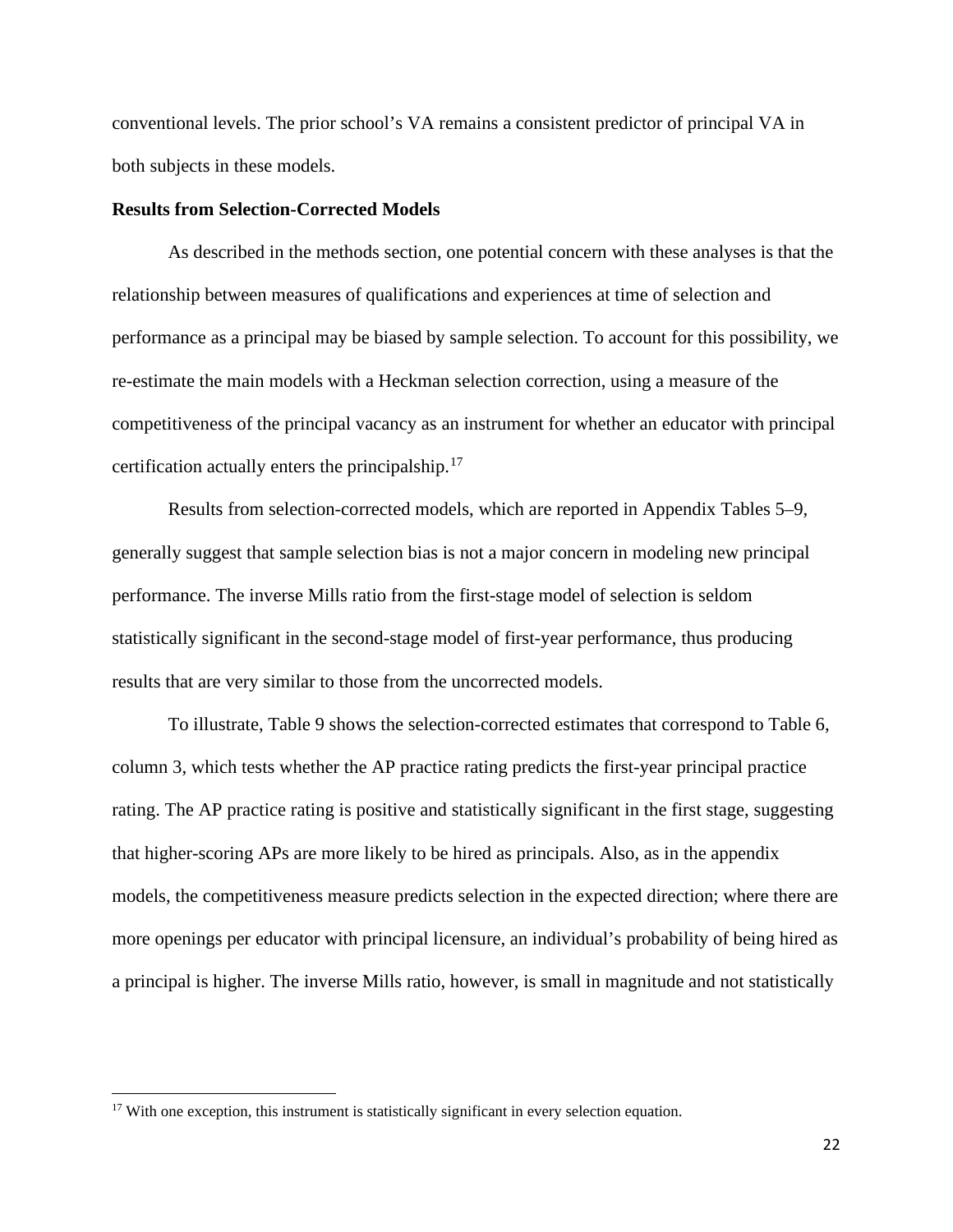conventional levels. The prior school's VA remains a consistent predictor of principal VA in both subjects in these models.

**Results from Selection-Corrected Models**

As described in the methods section, one potential concern with these analyses is that the relationship between measures of qualifications and experiences at time of selection and performance as a principal may be biased by sample selection. To account for this possibility, we re-estimate the main models with a Heckman selection correction, using a measure of the competitiveness of the principal vacancy as an instrument for whether an educator with principal certification actually enters the principalship.[17]

Results from selection-corrected models, which are reported in Appendix Tables 5–9, generally suggest that sample selection bias is not a major concern in modeling new principal performance. The inverse Mills ratio from the first-stage model of selection is seldom statistically significant in the second-stage model of first-year performance, thus producing results that are very similar to those from the uncorrected models.

To illustrate, Table 9 shows the selection-corrected estimates that correspond to Table 6, column 3, which tests whether the AP practice rating predicts the first-year principal practice rating. The AP practice rating is positive and statistically significant in the first stage, suggesting that higher-scoring APs are more likely to be hired as principals. Also, as in the appendix models, the competitiveness measure predicts selection in the expected direction; where there are more openings per educator with principal licensure, an individual's probability of being hired as a principal is higher. The inverse Mills ratio, however, is small in magnitude and not statistically

[17] With one exception, this instrument is statistically significant in every selection equation.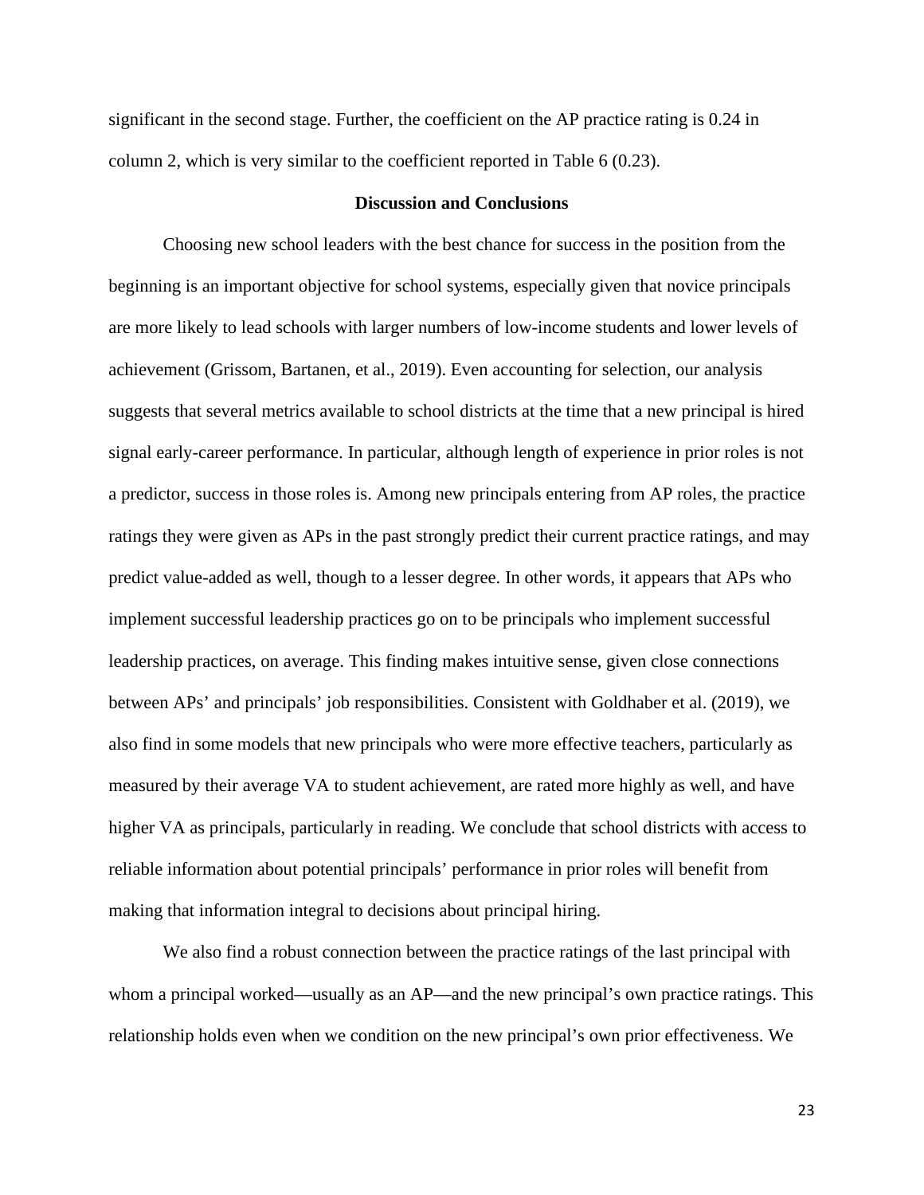significant in the second stage. Further, the coefficient on the AP practice rating is 0.24 in column 2, which is very similar to the coefficient reported in Table 6 (0.23).

## Discussion and Conclusions

Choosing new school leaders with the best chance for success in the position from the beginning is an important objective for school systems, especially given that novice principals are more likely to lead schools with larger numbers of low-income students and lower levels of achievement (Grissom, Bartanen, et al., 2019). Even accounting for selection, our analysis suggests that several metrics available to school districts at the time that a new principal is hired signal early-career performance. In particular, although length of experience in prior roles is not a predictor, success in those roles is. Among new principals entering from AP roles, the practice ratings they were given as APs in the past strongly predict their current practice ratings, and may predict value-added as well, though to a lesser degree. In other words, it appears that APs who implement successful leadership practices go on to be principals who implement successful leadership practices, on average. This finding makes intuitive sense, given close connections between APs' and principals' job responsibilities. Consistent with Goldhaber et al. (2019), we also find in some models that new principals who were more effective teachers, particularly as measured by their average VA to student achievement, are rated more highly as well, and have higher VA as principals, particularly in reading. We conclude that school districts with access to reliable information about potential principals' performance in prior roles will benefit from making that information integral to decisions about principal hiring.

We also find a robust connection between the practice ratings of the last principal with whom a principal worked—usually as an AP—and the new principal's own practice ratings. This relationship holds even when we condition on the new principal's own prior effectiveness. We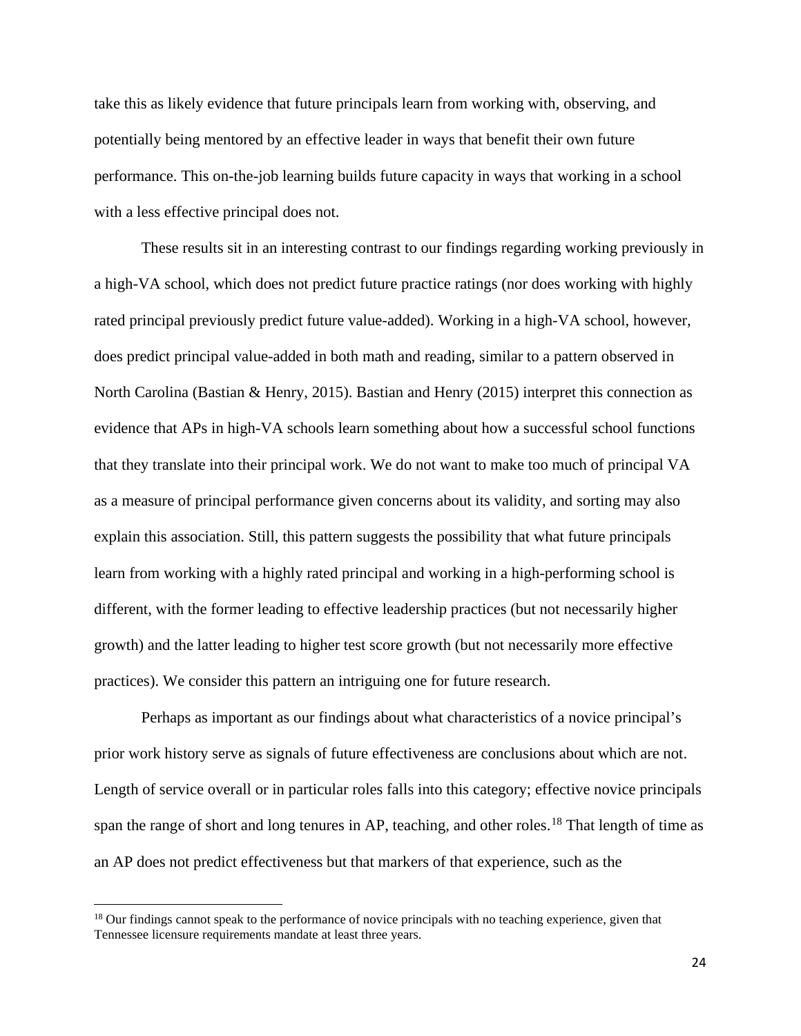take this as likely evidence that future principals learn from working with, observing, and potentially being mentored by an effective leader in ways that benefit their own future performance. This on-the-job learning builds future capacity in ways that working in a school with a less effective principal does not.

These results sit in an interesting contrast to our findings regarding working previously in a high-VA school, which does not predict future practice ratings (nor does working with highly rated principal previously predict future value-added). Working in a high-VA school, however, does predict principal value-added in both math and reading, similar to a pattern observed in North Carolina (Bastian & Henry, 2015). Bastian and Henry (2015) interpret this connection as evidence that APs in high-VA schools learn something about how a successful school functions that they translate into their principal work. We do not want to make too much of principal VA as a measure of principal performance given concerns about its validity, and sorting may also explain this association. Still, this pattern suggests the possibility that what future principals learn from working with a highly rated principal and working in a high-performing school is different, with the former leading to effective leadership practices (but not necessarily higher growth) and the latter leading to higher test score growth (but not necessarily more effective practices). We consider this pattern an intriguing one for future research.

Perhaps as important as our findings about what characteristics of a novice principal's prior work history serve as signals of future effectiveness are conclusions about which are not. Length of service overall or in particular roles falls into this category; effective novice principals span the range of short and long tenures in AP, teaching, and other roles.[18] That length of time as an AP does not predict effectiveness but that markers of that experience, such as the

[18] Our findings cannot speak to the performance of novice principals with no teaching experience, given that Tennessee licensure requirements mandate at least three years.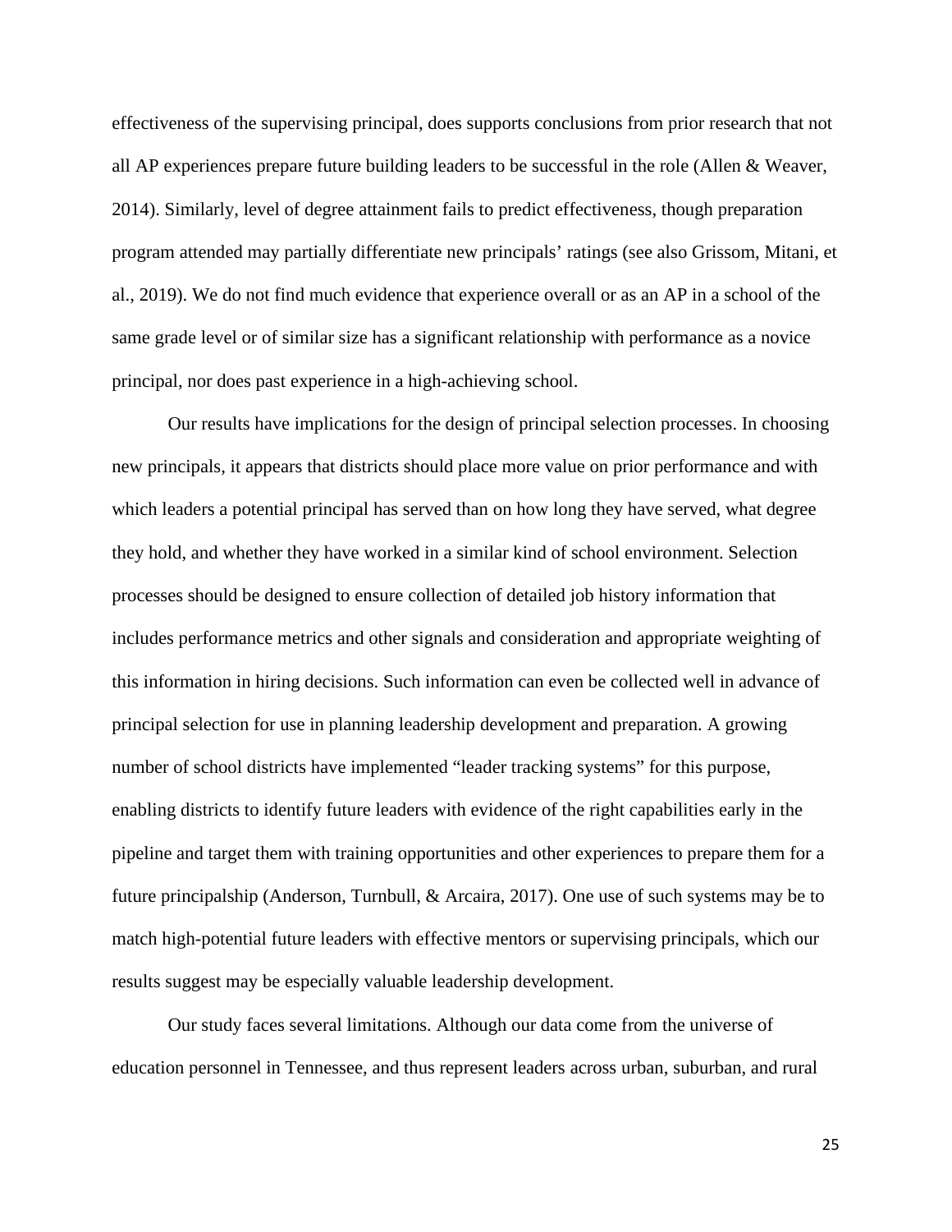effectiveness of the supervising principal, does supports conclusions from prior research that not all AP experiences prepare future building leaders to be successful in the role (Allen & Weaver, 2014). Similarly, level of degree attainment fails to predict effectiveness, though preparation program attended may partially differentiate new principals' ratings (see also Grissom, Mitani, et al., 2019). We do not find much evidence that experience overall or as an AP in a school of the same grade level or of similar size has a significant relationship with performance as a novice principal, nor does past experience in a high-achieving school.

Our results have implications for the design of principal selection processes. In choosing new principals, it appears that districts should place more value on prior performance and with which leaders a potential principal has served than on how long they have served, what degree they hold, and whether they have worked in a similar kind of school environment. Selection processes should be designed to ensure collection of detailed job history information that includes performance metrics and other signals and consideration and appropriate weighting of this information in hiring decisions. Such information can even be collected well in advance of principal selection for use in planning leadership development and preparation. A growing number of school districts have implemented "leader tracking systems" for this purpose, enabling districts to identify future leaders with evidence of the right capabilities early in the pipeline and target them with training opportunities and other experiences to prepare them for a future principalship (Anderson, Turnbull, & Arcaira, 2017). One use of such systems may be to match high-potential future leaders with effective mentors or supervising principals, which our results suggest may be especially valuable leadership development.

Our study faces several limitations. Although our data come from the universe of education personnel in Tennessee, and thus represent leaders across urban, suburban, and rural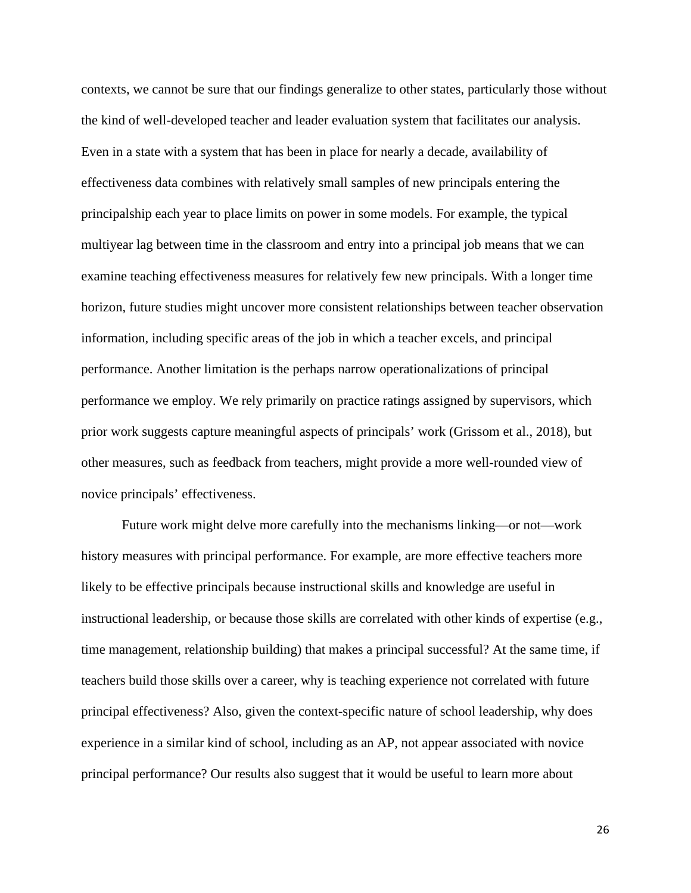contexts, we cannot be sure that our findings generalize to other states, particularly those without the kind of well-developed teacher and leader evaluation system that facilitates our analysis. Even in a state with a system that has been in place for nearly a decade, availability of effectiveness data combines with relatively small samples of new principals entering the principalship each year to place limits on power in some models. For example, the typical multiyear lag between time in the classroom and entry into a principal job means that we can examine teaching effectiveness measures for relatively few new principals. With a longer time horizon, future studies might uncover more consistent relationships between teacher observation information, including specific areas of the job in which a teacher excels, and principal performance. Another limitation is the perhaps narrow operationalizations of principal performance we employ. We rely primarily on practice ratings assigned by supervisors, which prior work suggests capture meaningful aspects of principals' work (Grissom et al., 2018), but other measures, such as feedback from teachers, might provide a more well-rounded view of novice principals' effectiveness.

Future work might delve more carefully into the mechanisms linking—or not—work history measures with principal performance. For example, are more effective teachers more likely to be effective principals because instructional skills and knowledge are useful in instructional leadership, or because those skills are correlated with other kinds of expertise (e.g., time management, relationship building) that makes a principal successful? At the same time, if teachers build those skills over a career, why is teaching experience not correlated with future principal effectiveness? Also, given the context-specific nature of school leadership, why does experience in a similar kind of school, including as an AP, not appear associated with novice principal performance? Our results also suggest that it would be useful to learn more about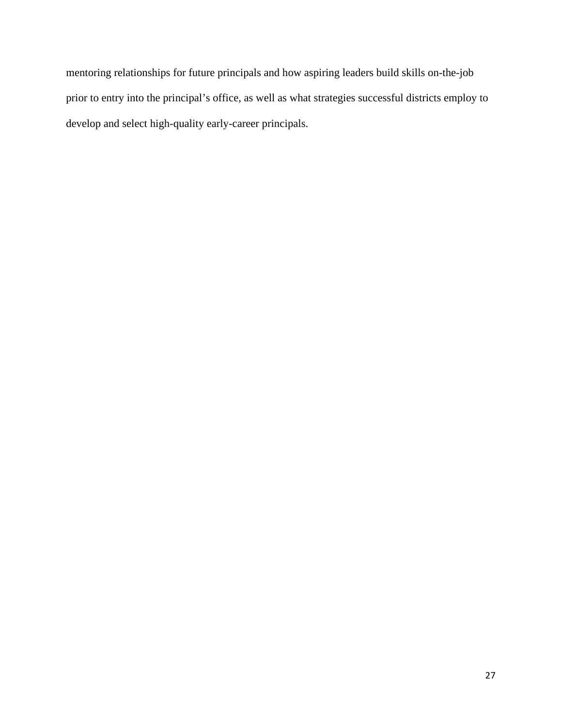mentoring relationships for future principals and how aspiring leaders build skills on-the-job prior to entry into the principal's office, as well as what strategies successful districts employ to develop and select high-quality early-career principals.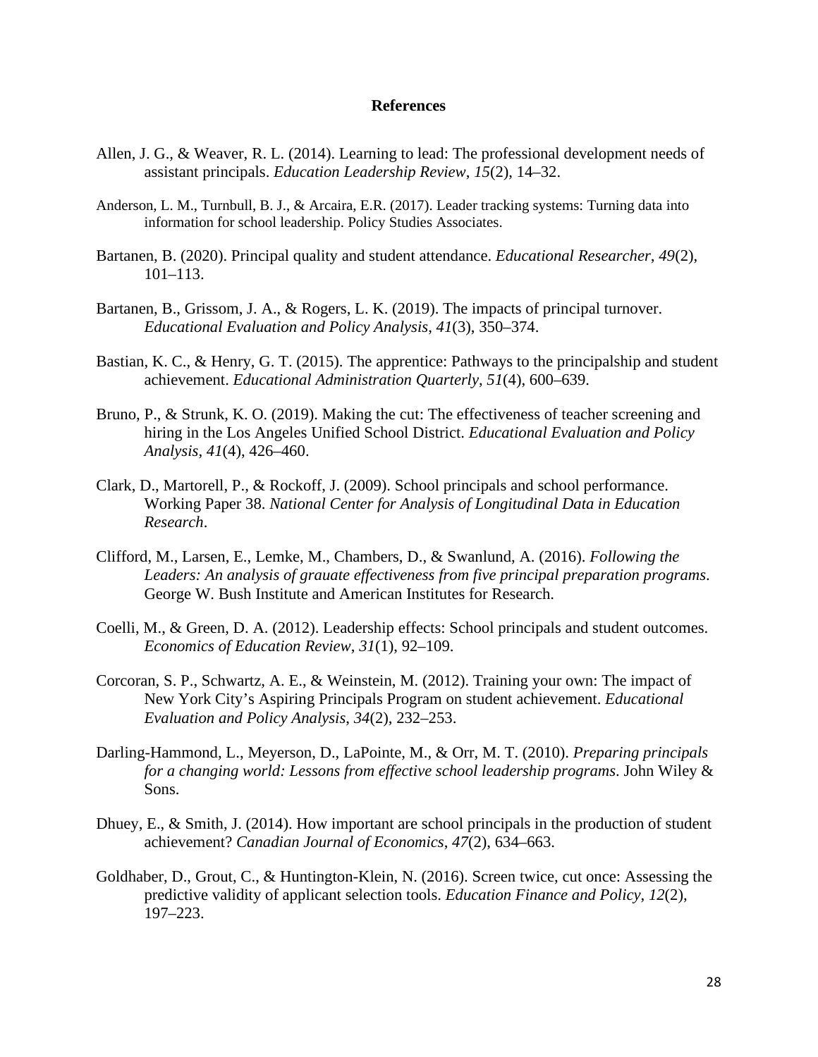# References

Allen, J. G., & Weaver, R. L. (2014). Learning to lead: The professional development needs of assistant principals. *Education Leadership Review*, *15*(2), 14–32.

Anderson, L. M., Turnbull, B. J., & Arcaira, E.R. (2017). Leader tracking systems: Turning data into information for school leadership. Policy Studies Associates.

Bartanen, B. (2020). Principal quality and student attendance. *Educational Researcher*, *49*(2), 101–113.

Bartanen, B., Grissom, J. A., & Rogers, L. K. (2019). The impacts of principal turnover. *Educational Evaluation and Policy Analysis*, *41*(3), 350–374.

Bastian, K. C., & Henry, G. T. (2015). The apprentice: Pathways to the principalship and student achievement. *Educational Administration Quarterly*, *51*(4), 600–639.

Bruno, P., & Strunk, K. O. (2019). Making the cut: The effectiveness of teacher screening and hiring in the Los Angeles Unified School District. *Educational Evaluation and Policy Analysis*, *41*(4), 426–460.

Clark, D., Martorell, P., & Rockoff, J. (2009). School principals and school performance. Working Paper 38. *National Center for Analysis of Longitudinal Data in Education Research*.

Clifford, M., Larsen, E., Lemke, M., Chambers, D., & Swanlund, A. (2016). *Following the Leaders: An analysis of grauate effectiveness from five principal preparation programs*. George W. Bush Institute and American Institutes for Research.

Coelli, M., & Green, D. A. (2012). Leadership effects: School principals and student outcomes. *Economics of Education Review*, *31*(1), 92–109.

Corcoran, S. P., Schwartz, A. E., & Weinstein, M. (2012). Training your own: The impact of New York City's Aspiring Principals Program on student achievement. *Educational Evaluation and Policy Analysis*, *34*(2), 232–253.

Darling-Hammond, L., Meyerson, D., LaPointe, M., & Orr, M. T. (2010). *Preparing principals for a changing world: Lessons from effective school leadership programs*. John Wiley & Sons.

Dhuey, E., & Smith, J. (2014). How important are school principals in the production of student achievement? *Canadian Journal of Economics*, *47*(2), 634–663.

Goldhaber, D., Grout, C., & Huntington-Klein, N. (2016). Screen twice, cut once: Assessing the predictive validity of applicant selection tools. *Education Finance and Policy*, *12*(2), 197–223.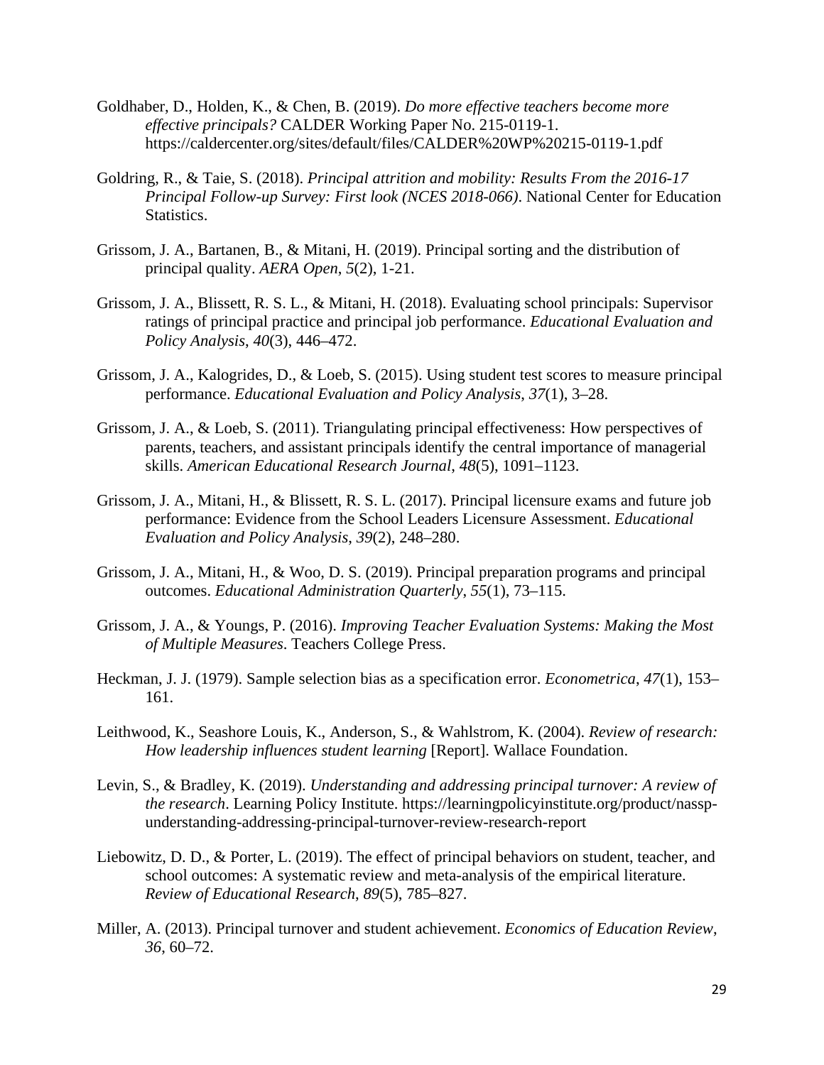Goldhaber, D., Holden, K., & Chen, B. (2019). *Do more effective teachers become more effective principals?* CALDER Working Paper No. 215-0119-1. https://caldercenter.org/sites/default/files/CALDER%20WP%20215-0119-1.pdf

Goldring, R., & Taie, S. (2018). *Principal attrition and mobility: Results From the 2016-17 Principal Follow-up Survey: First look (NCES 2018-066)*. National Center for Education Statistics.

Grissom, J. A., Bartanen, B., & Mitani, H. (2019). Principal sorting and the distribution of principal quality. *AERA Open*, *5*(2), 1-21.

Grissom, J. A., Blissett, R. S. L., & Mitani, H. (2018). Evaluating school principals: Supervisor ratings of principal practice and principal job performance. *Educational Evaluation and Policy Analysis*, *40*(3), 446–472.

Grissom, J. A., Kalogrides, D., & Loeb, S. (2015). Using student test scores to measure principal performance. *Educational Evaluation and Policy Analysis*, *37*(1), 3–28.

Grissom, J. A., & Loeb, S. (2011). Triangulating principal effectiveness: How perspectives of parents, teachers, and assistant principals identify the central importance of managerial skills. *American Educational Research Journal*, *48*(5), 1091–1123.

Grissom, J. A., Mitani, H., & Blissett, R. S. L. (2017). Principal licensure exams and future job performance: Evidence from the School Leaders Licensure Assessment. *Educational Evaluation and Policy Analysis*, *39*(2), 248–280.

Grissom, J. A., Mitani, H., & Woo, D. S. (2019). Principal preparation programs and principal outcomes. *Educational Administration Quarterly*, *55*(1), 73–115.

Grissom, J. A., & Youngs, P. (2016). *Improving Teacher Evaluation Systems: Making the Most of Multiple Measures*. Teachers College Press.

Heckman, J. J. (1979). Sample selection bias as a specification error. *Econometrica*, *47*(1), 153–161.

Leithwood, K., Seashore Louis, K., Anderson, S., & Wahlstrom, K. (2004). *Review of research: How leadership influences student learning* [Report]. Wallace Foundation.

Levin, S., & Bradley, K. (2019). *Understanding and addressing principal turnover: A review of the research*. Learning Policy Institute. https://learningpolicyinstitute.org/product/nassp-understanding-addressing-principal-turnover-review-research-report

Liebowitz, D. D., & Porter, L. (2019). The effect of principal behaviors on student, teacher, and school outcomes: A systematic review and meta-analysis of the empirical literature. *Review of Educational Research*, *89*(5), 785–827.

Miller, A. (2013). Principal turnover and student achievement. *Economics of Education Review*, *36*, 60–72.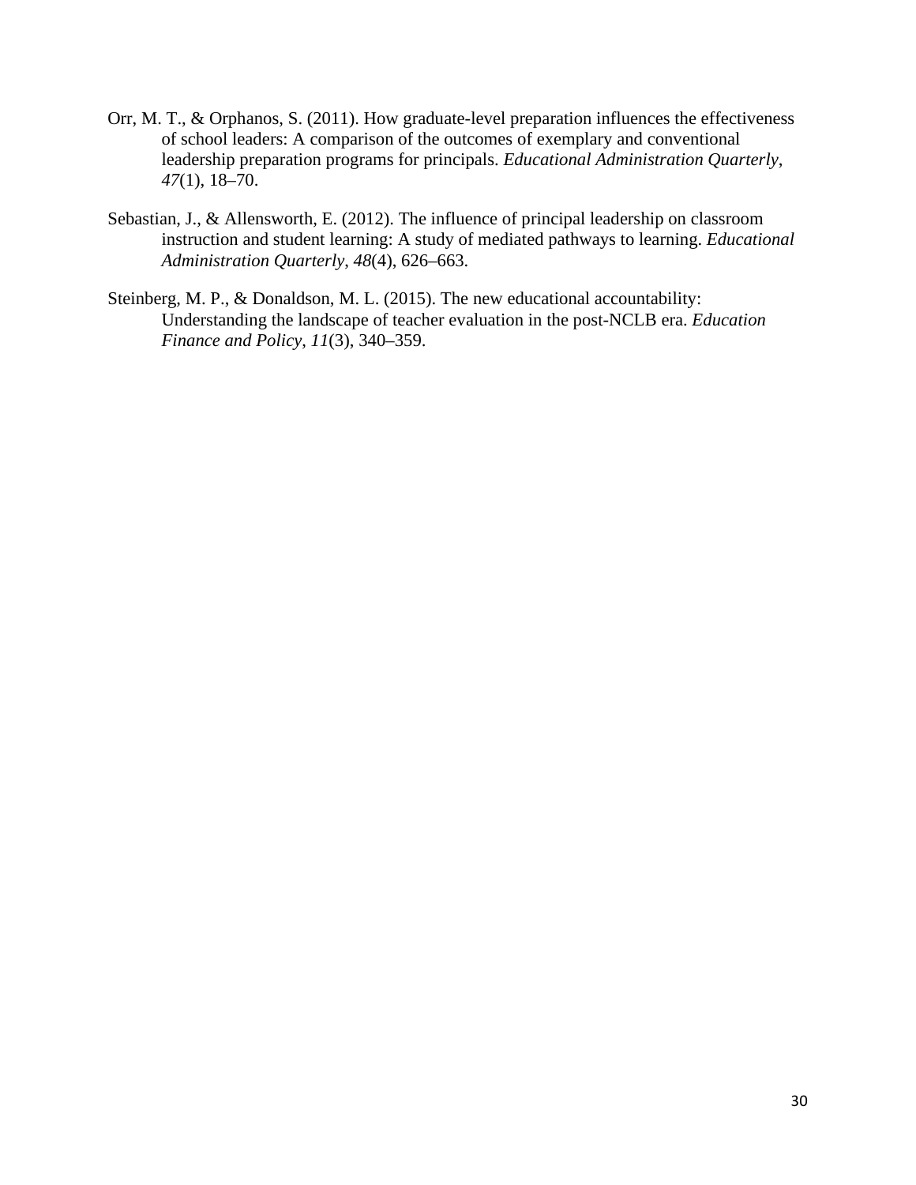Orr, M. T., & Orphanos, S. (2011). How graduate-level preparation influences the effectiveness of school leaders: A comparison of the outcomes of exemplary and conventional leadership preparation programs for principals. *Educational Administration Quarterly*, *47*(1), 18–70.

Sebastian, J., & Allensworth, E. (2012). The influence of principal leadership on classroom instruction and student learning: A study of mediated pathways to learning. *Educational Administration Quarterly*, *48*(4), 626–663.

Steinberg, M. P., & Donaldson, M. L. (2015). The new educational accountability: Understanding the landscape of teacher evaluation in the post-NCLB era. *Education Finance and Policy*, *11*(3), 340–359.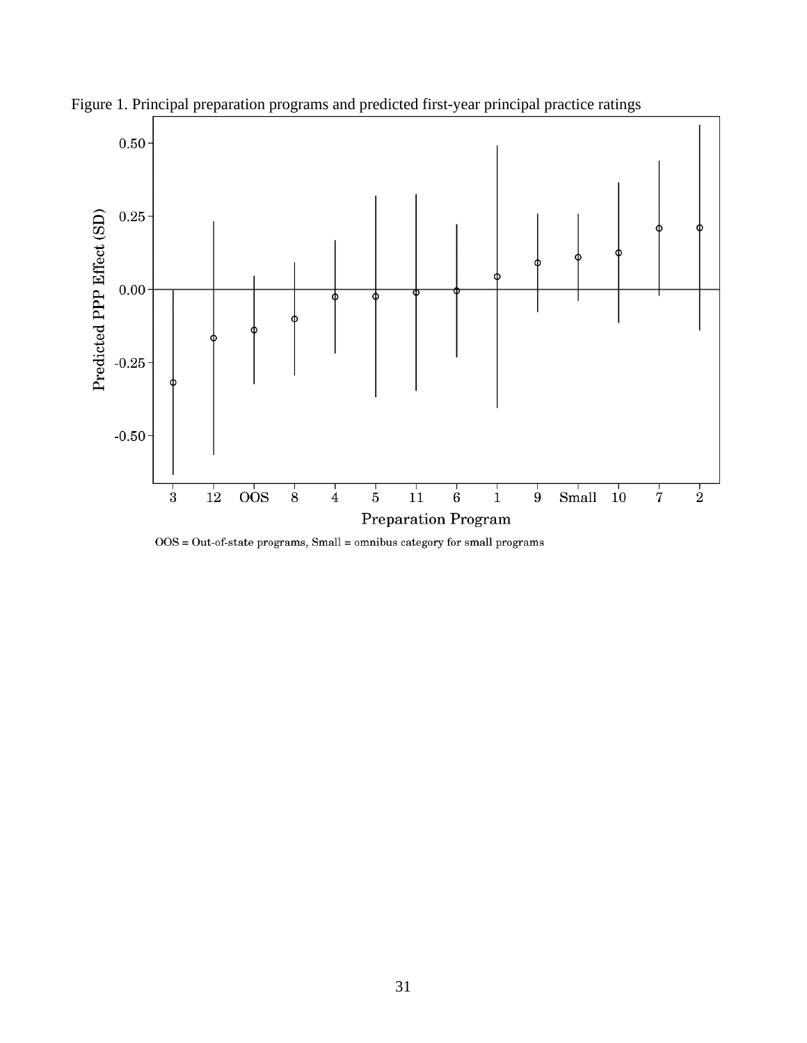Figure 1. Principal preparation programs and predicted first-year principal practice ratings

OOS = Out-of-state programs, Small = omnibus category for small programs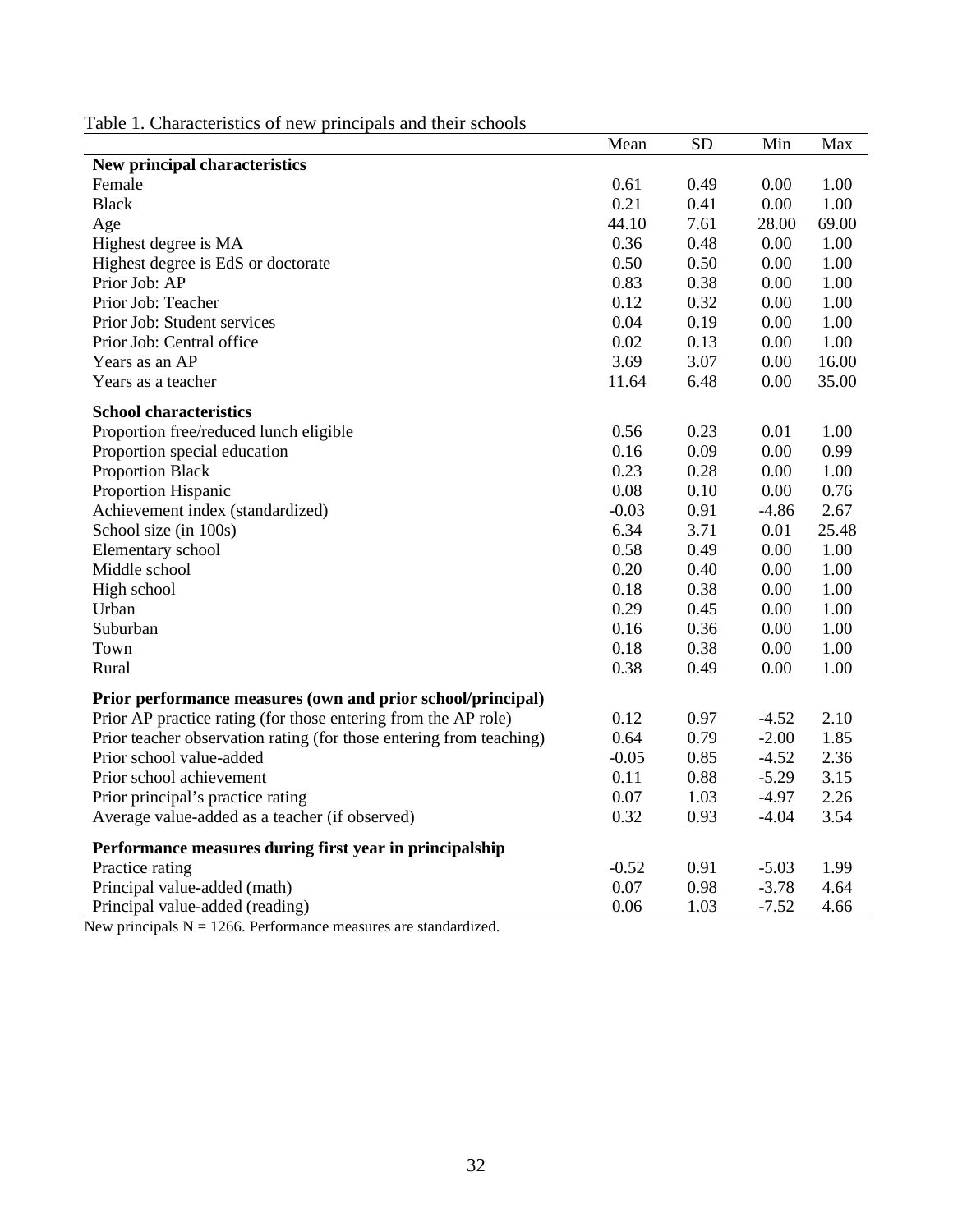Table 1. Characteristics of new principals and their schools

| | Mean | SD | Min | Max |
|---|---|---|---|---|
| **New principal characteristics** | | | | |
| Female | 0.61 | 0.49 | 0.00 | 1.00 |
| Black | 0.21 | 0.41 | 0.00 | 1.00 |
| Age | 44.10 | 7.61 | 28.00 | 69.00 |
| Highest degree is MA | 0.36 | 0.48 | 0.00 | 1.00 |
| Highest degree is EdS or doctorate | 0.50 | 0.50 | 0.00 | 1.00 |
| Prior Job: AP | 0.83 | 0.38 | 0.00 | 1.00 |
| Prior Job: Teacher | 0.12 | 0.32 | 0.00 | 1.00 |
| Prior Job: Student services | 0.04 | 0.19 | 0.00 | 1.00 |
| Prior Job: Central office | 0.02 | 0.13 | 0.00 | 1.00 |
| Years as an AP | 3.69 | 3.07 | 0.00 | 16.00 |
| Years as a teacher | 11.64 | 6.48 | 0.00 | 35.00 |
| **School characteristics** | | | | |
| Proportion free/reduced lunch eligible | 0.56 | 0.23 | 0.01 | 1.00 |
| Proportion special education | 0.16 | 0.09 | 0.00 | 0.99 |
| Proportion Black | 0.23 | 0.28 | 0.00 | 1.00 |
| Proportion Hispanic | 0.08 | 0.10 | 0.00 | 0.76 |
| Achievement index (standardized) | -0.03 | 0.91 | -4.86 | 2.67 |
| School size (in 100s) | 6.34 | 3.71 | 0.01 | 25.48 |
| Elementary school | 0.58 | 0.49 | 0.00 | 1.00 |
| Middle school | 0.20 | 0.40 | 0.00 | 1.00 |
| High school | 0.18 | 0.38 | 0.00 | 1.00 |
| Urban | 0.29 | 0.45 | 0.00 | 1.00 |
| Suburban | 0.16 | 0.36 | 0.00 | 1.00 |
| Town | 0.18 | 0.38 | 0.00 | 1.00 |
| Rural | 0.38 | 0.49 | 0.00 | 1.00 |
| **Prior performance measures (own and prior school/principal)** | | | | |
| Prior AP practice rating (for those entering from the AP role) | 0.12 | 0.97 | -4.52 | 2.10 |
| Prior teacher observation rating (for those entering from teaching) | 0.64 | 0.79 | -2.00 | 1.85 |
| Prior school value-added | -0.05 | 0.85 | -4.52 | 2.36 |
| Prior school achievement | 0.11 | 0.88 | -5.29 | 3.15 |
| Prior principal's practice rating | 0.07 | 1.03 | -4.97 | 2.26 |
| Average value-added as a teacher (if observed) | 0.32 | 0.93 | -4.04 | 3.54 |
| **Performance measures during first year in principalship** | | | | |
| Practice rating | -0.52 | 0.91 | -5.03 | 1.99 |
| Principal value-added (math) | 0.07 | 0.98 | -3.78 | 4.64 |
| Principal value-added (reading) | 0.06 | 1.03 | -7.52 | 4.66 |

New principals N = 1266. Performance measures are standardized.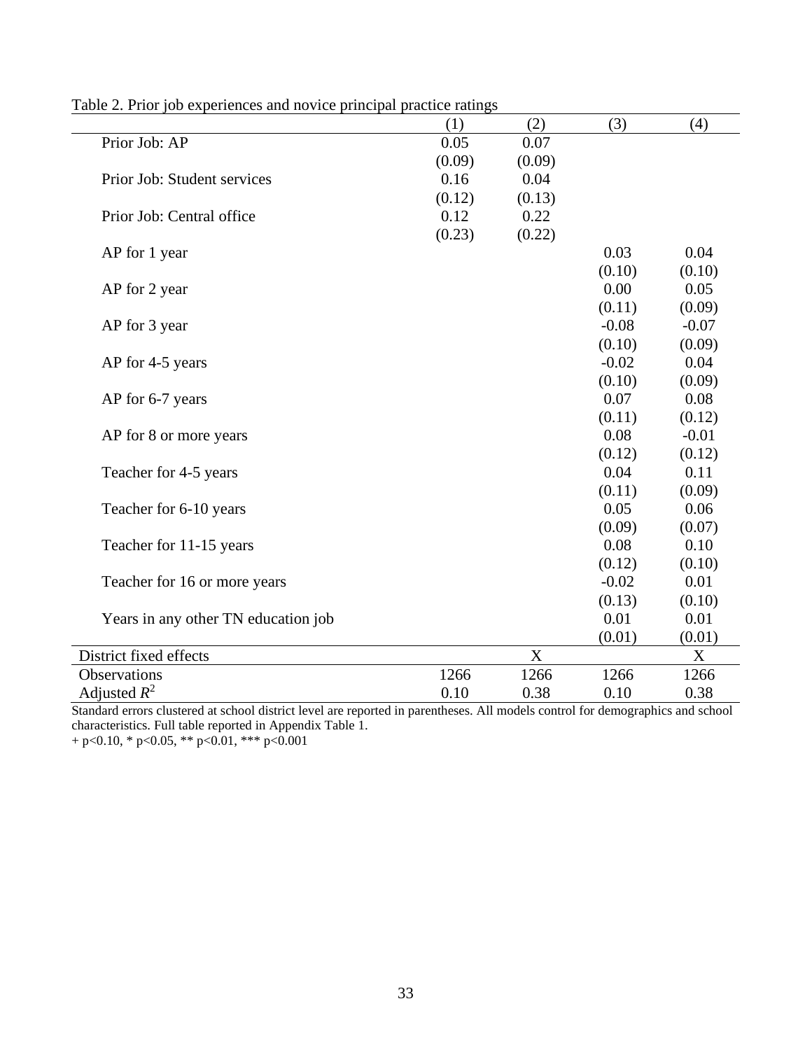Table 2. Prior job experiences and novice principal practice ratings

| | (1) | (2) | (3) | (4) |
|---|---|---|---|---|
| Prior Job: AP | 0.05 | 0.07 | | |
| | (0.09) | (0.09) | | |
| Prior Job: Student services | 0.16 | 0.04 | | |
| | (0.12) | (0.13) | | |
| Prior Job: Central office | 0.12 | 0.22 | | |
| | (0.23) | (0.22) | | |
| AP for 1 year | | | 0.03 | 0.04 |
| | | | (0.10) | (0.10) |
| AP for 2 year | | | 0.00 | 0.05 |
| | | | (0.11) | (0.09) |
| AP for 3 year | | | -0.08 | -0.07 |
| | | | (0.10) | (0.09) |
| AP for 4-5 years | | | -0.02 | 0.04 |
| | | | (0.10) | (0.09) |
| AP for 6-7 years | | | 0.07 | 0.08 |
| | | | (0.11) | (0.12) |
| AP for 8 or more years | | | 0.08 | -0.01 |
| | | | (0.12) | (0.12) |
| Teacher for 4-5 years | | | 0.04 | 0.11 |
| | | | (0.11) | (0.09) |
| Teacher for 6-10 years | | | 0.05 | 0.06 |
| | | | (0.09) | (0.07) |
| Teacher for 11-15 years | | | 0.08 | 0.10 |
| | | | (0.12) | (0.10) |
| Teacher for 16 or more years | | | -0.02 | 0.01 |
| | | | (0.13) | (0.10) |
| Years in any other TN education job | | | 0.01 | 0.01 |
| | | | (0.01) | (0.01) |
| District fixed effects | | X | | X |
| Observations | 1266 | 1266 | 1266 | 1266 |
| Adjusted $R^2$ | 0.10 | 0.38 | 0.10 | 0.38 |

Standard errors clustered at school district level are reported in parentheses. All models control for demographics and school characteristics. Full table reported in Appendix Table 1.

+ p<0.10, * p<0.05, ** p<0.01, *** p<0.001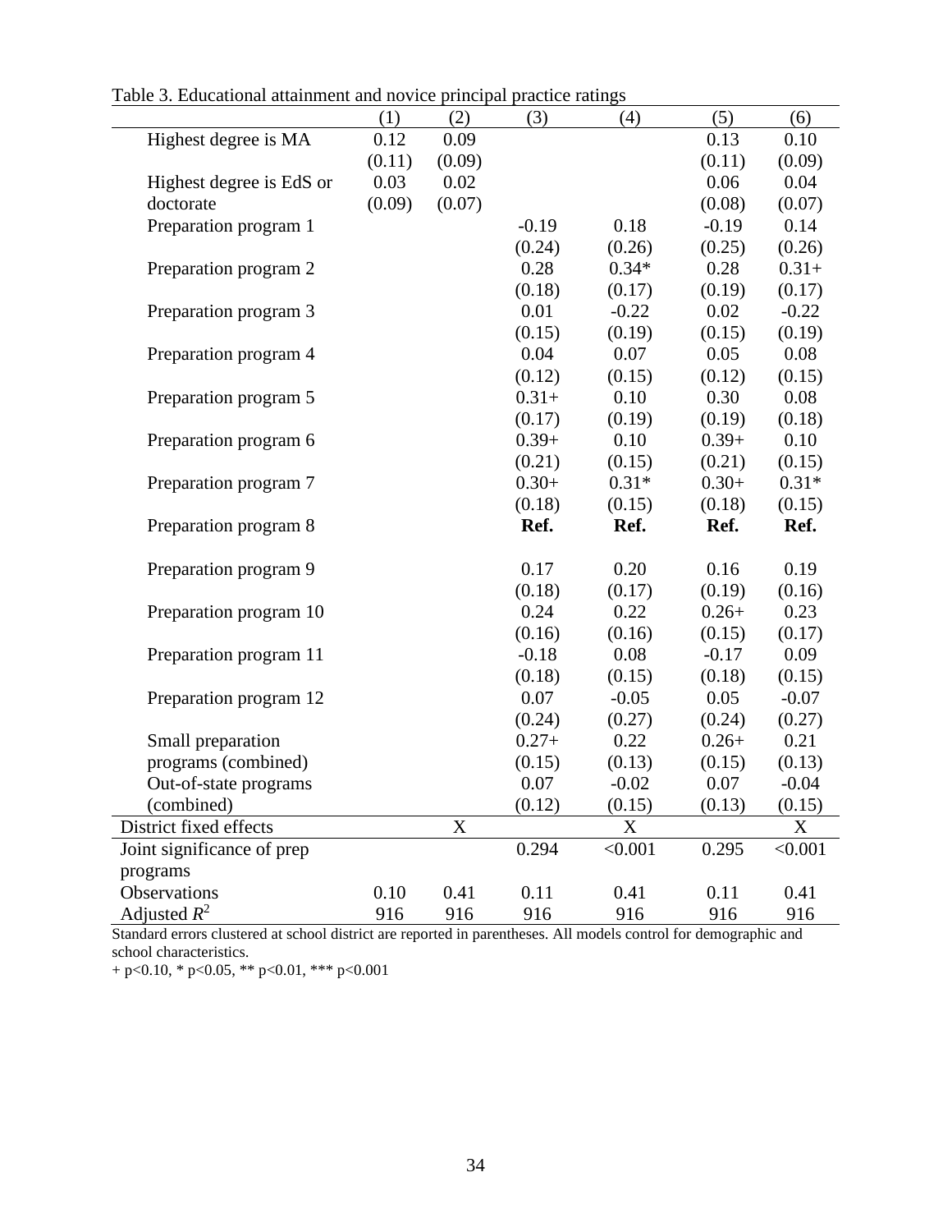Table 3. Educational attainment and novice principal practice ratings

| | (1) | (2) | (3) | (4) | (5) | (6) |
|---|---|---|---|---|---|---|
| Highest degree is MA | 0.12 | 0.09 | | | 0.13 | 0.10 |
| | (0.11) | (0.09) | | | (0.11) | (0.09) |
| Highest degree is EdS or doctorate | 0.03 | 0.02 | | | 0.06 | 0.04 |
| | (0.09) | (0.07) | | | (0.08) | (0.07) |
| Preparation program 1 | | | -0.19 | 0.18 | -0.19 | 0.14 |
| | | | (0.24) | (0.26) | (0.25) | (0.26) |
| Preparation program 2 | | | 0.28 | 0.34* | 0.28 | 0.31+ |
| | | | (0.18) | (0.17) | (0.19) | (0.17) |
| Preparation program 3 | | | 0.01 | -0.22 | 0.02 | -0.22 |
| | | | (0.15) | (0.19) | (0.15) | (0.19) |
| Preparation program 4 | | | 0.04 | 0.07 | 0.05 | 0.08 |
| | | | (0.12) | (0.15) | (0.12) | (0.15) |
| Preparation program 5 | | | 0.31+ | 0.10 | 0.30 | 0.08 |
| | | | (0.17) | (0.19) | (0.19) | (0.18) |
| Preparation program 6 | | | 0.39+ | 0.10 | 0.39+ | 0.10 |
| | | | (0.21) | (0.15) | (0.21) | (0.15) |
| Preparation program 7 | | | 0.30+ | 0.31* | 0.30+ | 0.31* |
| | | | (0.18) | (0.15) | (0.18) | (0.15) |
| Preparation program 8 | | | **Ref.** | **Ref.** | **Ref.** | **Ref.** |
| Preparation program 9 | | | 0.17 | 0.20 | 0.16 | 0.19 |
| | | | (0.18) | (0.17) | (0.19) | (0.16) |
| Preparation program 10 | | | 0.24 | 0.22 | 0.26+ | 0.23 |
| | | | (0.16) | (0.16) | (0.15) | (0.17) |
| Preparation program 11 | | | -0.18 | 0.08 | -0.17 | 0.09 |
| | | | (0.18) | (0.15) | (0.18) | (0.15) |
| Preparation program 12 | | | 0.07 | -0.05 | 0.05 | -0.07 |
| | | | (0.24) | (0.27) | (0.24) | (0.27) |
| Small preparation programs (combined) | | | 0.27+ | 0.22 | 0.26+ | 0.21 |
| | | | (0.15) | (0.13) | (0.15) | (0.13) |
| Out-of-state programs (combined) | | | 0.07 | -0.02 | 0.07 | -0.04 |
| | | | (0.12) | (0.15) | (0.13) | (0.15) |
| District fixed effects | | X | | X | | X |
| Joint significance of prep programs | | | 0.294 | <0.001 | 0.295 | <0.001 |
| Observations | 0.10 | 0.41 | 0.11 | 0.41 | 0.11 | 0.41 |
| Adjusted $R^2$ | 916 | 916 | 916 | 916 | 916 | 916 |

Standard errors clustered at school district are reported in parentheses. All models control for demographic and school characteristics.

+ p<0.10, * p<0.05, ** p<0.01, *** p<0.001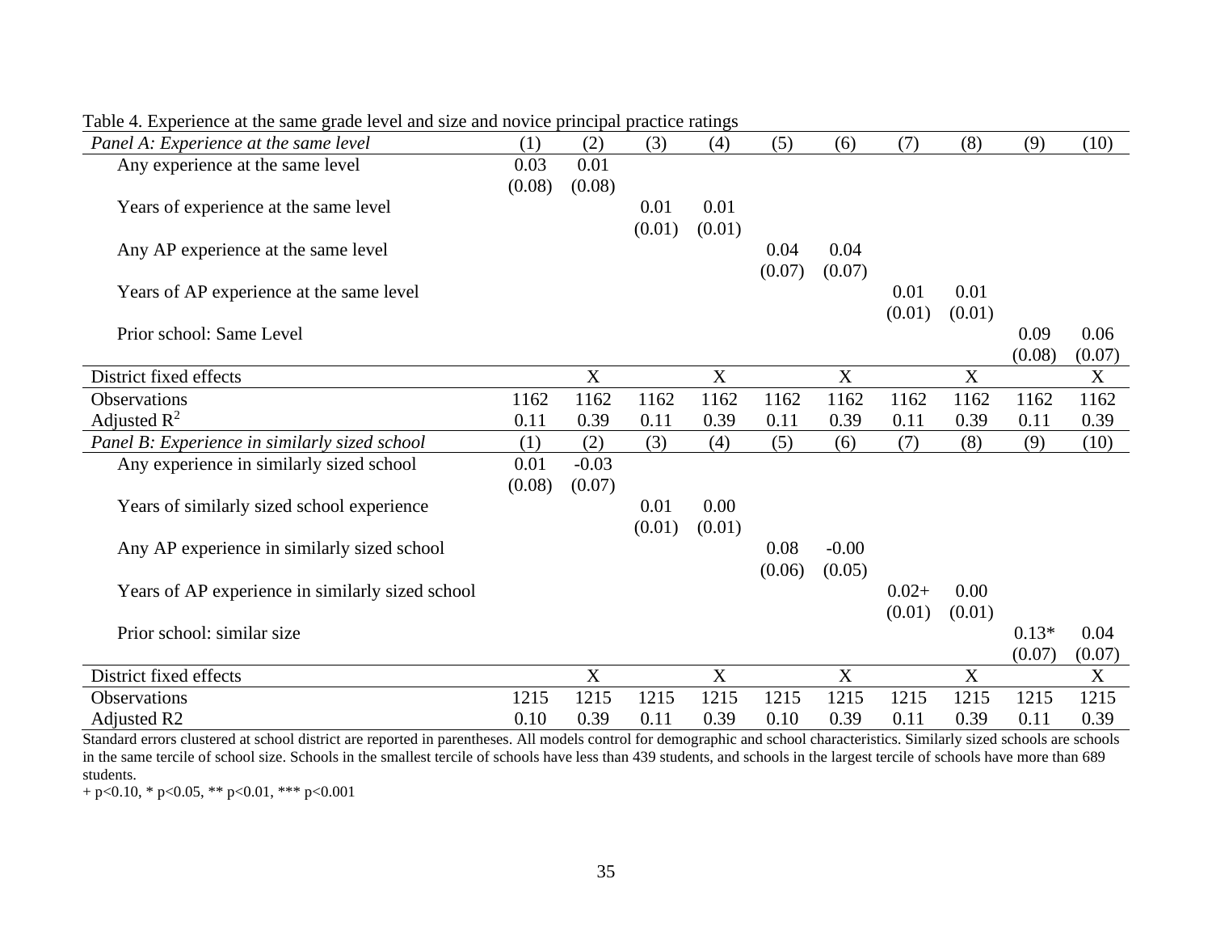Table 4. Experience at the same grade level and size and novice principal practice ratings

| *Panel A: Experience at the same level* | (1) | (2) | (3) | (4) | (5) | (6) | (7) | (8) | (9) | (10) |
|---|---|---|---|---|---|---|---|---|---|---|
| Any experience at the same level | 0.03 | 0.01 | | | | | | | | |
| | (0.08) | (0.08) | | | | | | | | |
| Years of experience at the same level | | | 0.01 | 0.01 | | | | | | |
| | | | (0.01) | (0.01) | | | | | | |
| Any AP experience at the same level | | | | | 0.04 | 0.04 | | | | |
| | | | | | (0.07) | (0.07) | | | | |
| Years of AP experience at the same level | | | | | | | 0.01 | 0.01 | | |
| | | | | | | | (0.01) | (0.01) | | |
| Prior school: Same Level | | | | | | | | | 0.09 | 0.06 |
| | | | | | | | | | (0.08) | (0.07) |
| District fixed effects | | X | | X | | X | | X | | X |
| Observations | 1162 | 1162 | 1162 | 1162 | 1162 | 1162 | 1162 | 1162 | 1162 | 1162 |
| Adjusted $R^2$ | 0.11 | 0.39 | 0.11 | 0.39 | 0.11 | 0.39 | 0.11 | 0.39 | 0.11 | 0.39 |
| *Panel B: Experience in similarly sized school* | (1) | (2) | (3) | (4) | (5) | (6) | (7) | (8) | (9) | (10) |
| Any experience in similarly sized school | 0.01 | -0.03 | | | | | | | | |
| | (0.08) | (0.07) | | | | | | | | |
| Years of similarly sized school experience | | | 0.01 | 0.00 | | | | | | |
| | | | (0.01) | (0.01) | | | | | | |
| Any AP experience in similarly sized school | | | | | 0.08 | -0.00 | | | | |
| | | | | | (0.06) | (0.05) | | | | |
| Years of AP experience in similarly sized school | | | | | | | 0.02+ | 0.00 | | |
| | | | | | | | (0.01) | (0.01) | | |
| Prior school: similar size | | | | | | | | | 0.13* | 0.04 |
| | | | | | | | | | (0.07) | (0.07) |
| District fixed effects | | X | | X | | X | | X | | X |
| Observations | 1215 | 1215 | 1215 | 1215 | 1215 | 1215 | 1215 | 1215 | 1215 | 1215 |
| Adjusted R2 | 0.10 | 0.39 | 0.11 | 0.39 | 0.10 | 0.39 | 0.11 | 0.39 | 0.11 | 0.39 |

Standard errors clustered at school district are reported in parentheses. All models control for demographic and school characteristics. Similarly sized schools are schools in the same tercile of school size. Schools in the smallest tercile of schools have less than 439 students, and schools in the largest tercile of schools have more than 689 students.

+ p<0.10, * p<0.05, ** p<0.01, *** p<0.001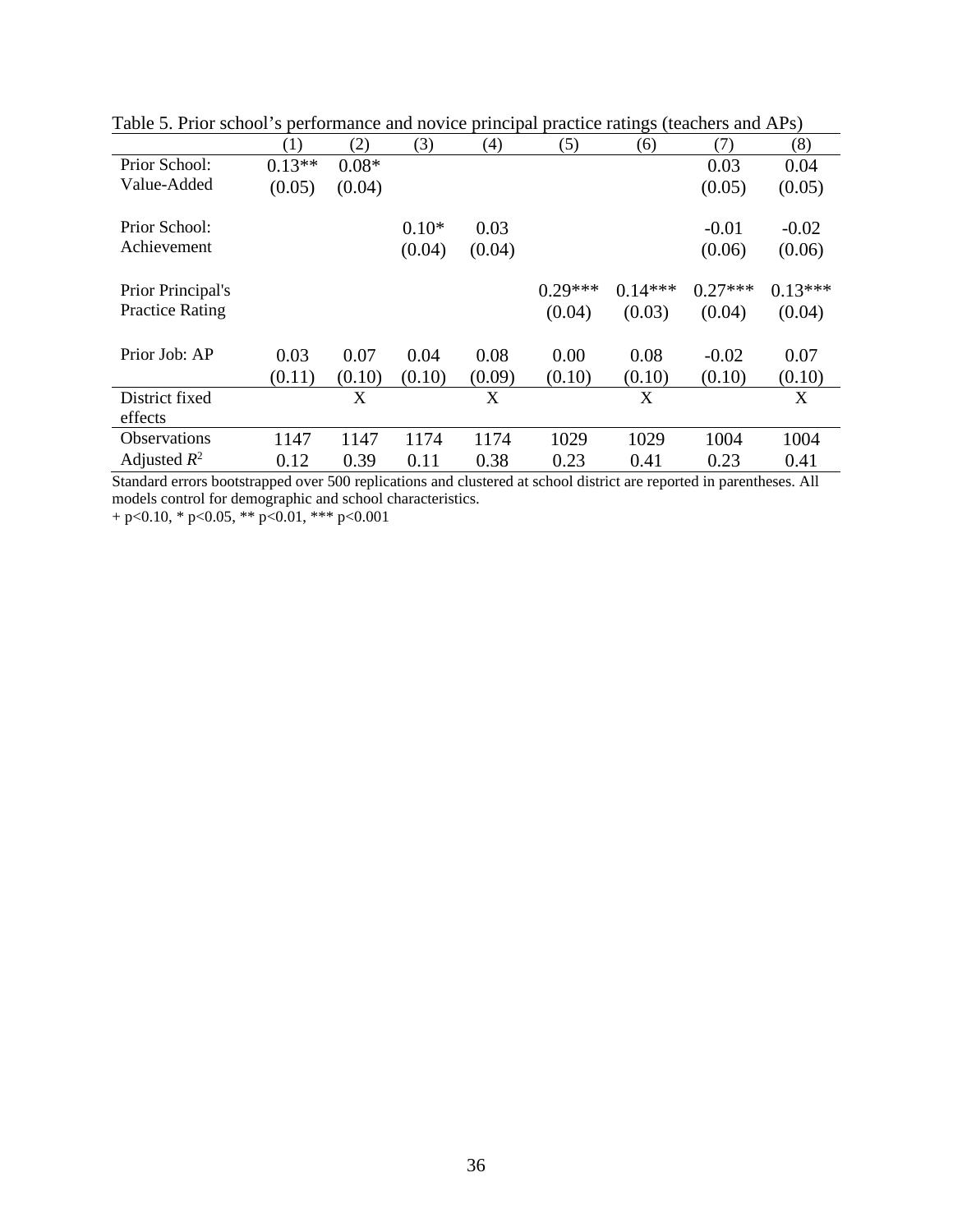Table 5. Prior school's performance and novice principal practice ratings (teachers and APs)

| | (1) | (2) | (3) | (4) | (5) | (6) | (7) | (8) |
|---|---|---|---|---|---|---|---|---|
| Prior School: Value-Added | 0.13** | 0.08* | | | | | 0.03 | 0.04 |
| | (0.05) | (0.04) | | | | | (0.05) | (0.05) |
| Prior School: Achievement | | | 0.10* | 0.03 | | | -0.01 | -0.02 |
| | | | (0.04) | (0.04) | | | (0.06) | (0.06) |
| Prior Principal's Practice Rating | | | | | 0.29*** | 0.14*** | 0.27*** | 0.13*** |
| | | | | | (0.04) | (0.03) | (0.04) | (0.04) |
| Prior Job: AP | 0.03 | 0.07 | 0.04 | 0.08 | 0.00 | 0.08 | -0.02 | 0.07 |
| | (0.11) | (0.10) | (0.10) | (0.09) | (0.10) | (0.10) | (0.10) | (0.10) |
| District fixed effects | | X | | X | | X | | X |
| Observations | 1147 | 1147 | 1174 | 1174 | 1029 | 1029 | 1004 | 1004 |
| Adjusted $R^2$ | 0.12 | 0.39 | 0.11 | 0.38 | 0.23 | 0.41 | 0.23 | 0.41 |

Standard errors bootstrapped over 500 replications and clustered at school district are reported in parentheses. All models control for demographic and school characteristics.
+ p<0.10, * p<0.05, ** p<0.01, *** p<0.001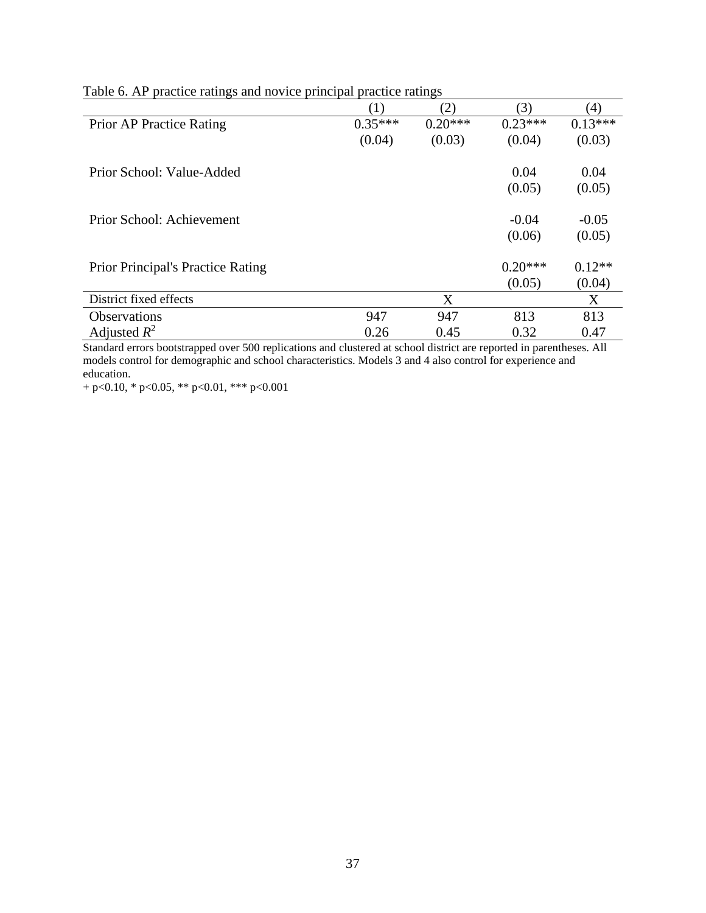Table 6. AP practice ratings and novice principal practice ratings

| | (1) | (2) | (3) | (4) |
|---|---|---|---|---|
| Prior AP Practice Rating | 0.35*** | 0.20*** | 0.23*** | 0.13*** |
| | (0.04) | (0.03) | (0.04) | (0.03) |
| Prior School: Value-Added | | | 0.04 | 0.04 |
| | | | (0.05) | (0.05) |
| Prior School: Achievement | | | -0.04 | -0.05 |
| | | | (0.06) | (0.05) |
| Prior Principal's Practice Rating | | | 0.20*** | 0.12** |
| | | | (0.05) | (0.04) |
| District fixed effects | | X | | X |
| Observations | 947 | 947 | 813 | 813 |
| Adjusted $R^2$ | 0.26 | 0.45 | 0.32 | 0.47 |

Standard errors bootstrapped over 500 replications and clustered at school district are reported in parentheses. All models control for demographic and school characteristics. Models 3 and 4 also control for experience and education.

+ p<0.10, * p<0.05, ** p<0.01, *** p<0.001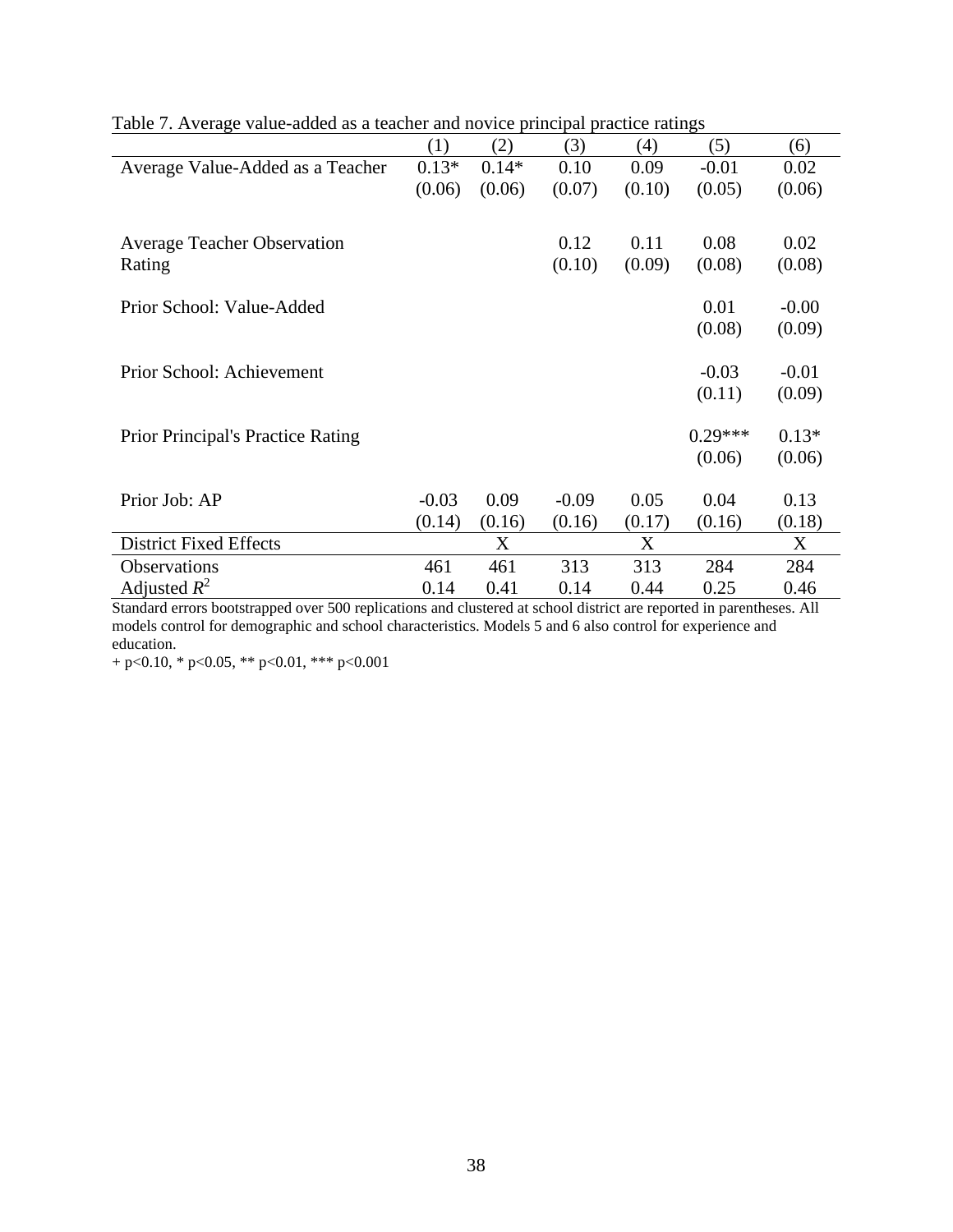Table 7. Average value-added as a teacher and novice principal practice ratings

| | (1) | (2) | (3) | (4) | (5) | (6) |
|---|---|---|---|---|---|---|
| Average Value-Added as a Teacher | 0.13* | 0.14* | 0.10 | 0.09 | -0.01 | 0.02 |
| | (0.06) | (0.06) | (0.07) | (0.10) | (0.05) | (0.06) |
| Average Teacher Observation Rating | | | 0.12 | 0.11 | 0.08 | 0.02 |
| | | | (0.10) | (0.09) | (0.08) | (0.08) |
| Prior School: Value-Added | | | | | 0.01 | -0.00 |
| | | | | | (0.08) | (0.09) |
| Prior School: Achievement | | | | | -0.03 | -0.01 |
| | | | | | (0.11) | (0.09) |
| Prior Principal's Practice Rating | | | | | 0.29*** | 0.13* |
| | | | | | (0.06) | (0.06) |
| Prior Job: AP | -0.03 | 0.09 | -0.09 | 0.05 | 0.04 | 0.13 |
| | (0.14) | (0.16) | (0.16) | (0.17) | (0.16) | (0.18) |
| District Fixed Effects | | X | | X | | X |
| Observations | 461 | 461 | 313 | 313 | 284 | 284 |
| Adjusted $R^2$ | 0.14 | 0.41 | 0.14 | 0.44 | 0.25 | 0.46 |

Standard errors bootstrapped over 500 replications and clustered at school district are reported in parentheses. All models control for demographic and school characteristics. Models 5 and 6 also control for experience and education.

+ p<0.10, * p<0.05, ** p<0.01, *** p<0.001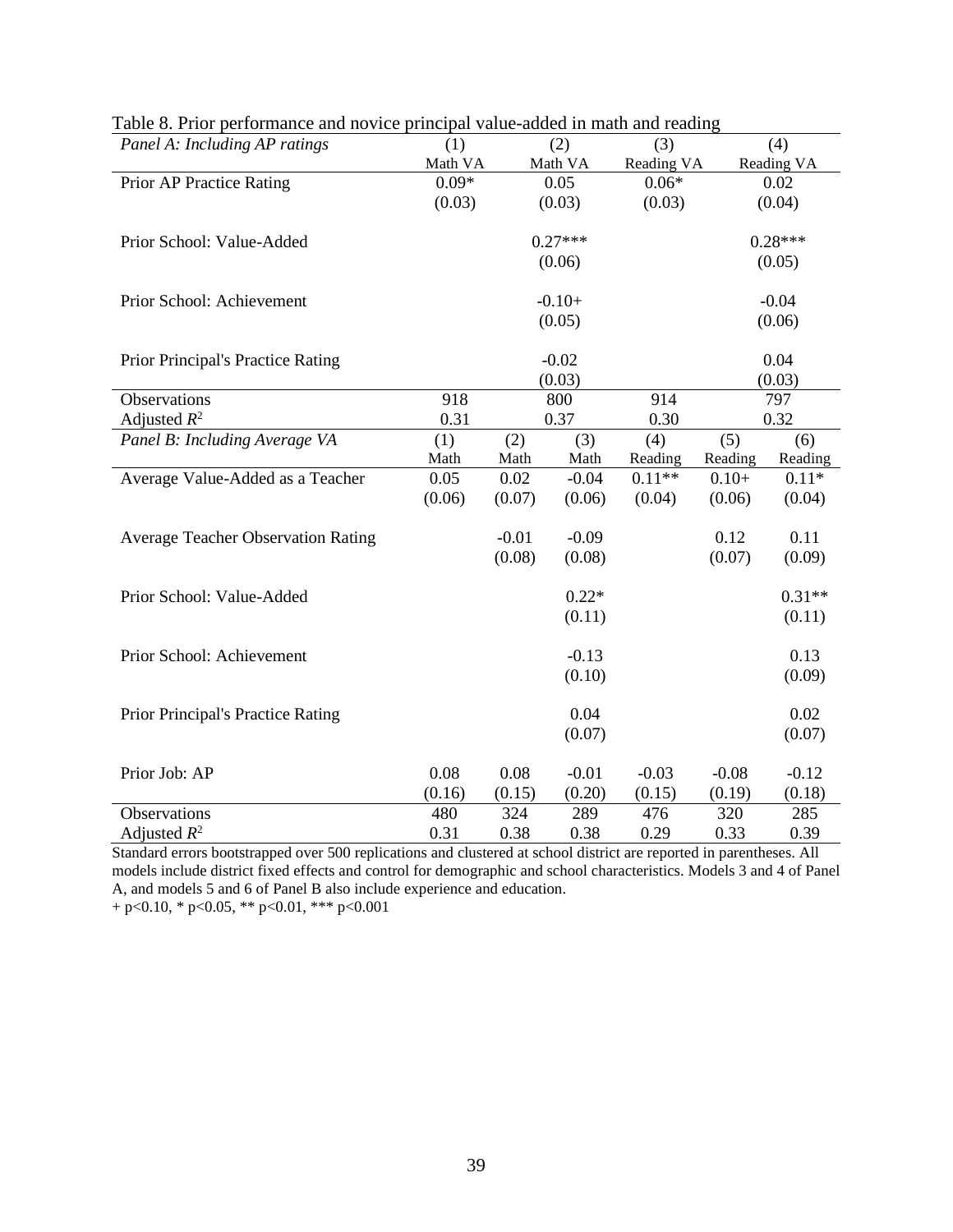Table 8. Prior performance and novice principal value-added in math and reading

| *Panel A: Including AP ratings* | (1) Math VA | (2) Math VA | (3) Reading VA | (4) Reading VA |
|---|---|---|---|---|
| Prior AP Practice Rating | 0.09* | 0.05 | 0.06* | 0.02 |
| | (0.03) | (0.03) | (0.03) | (0.04) |
| Prior School: Value-Added | | 0.27*** | | 0.28*** |
| | | (0.06) | | (0.05) |
| Prior School: Achievement | | -0.10+ | | -0.04 |
| | | (0.05) | | (0.06) |
| Prior Principal's Practice Rating | | -0.02 | | 0.04 |
| | | (0.03) | | (0.03) |
| Observations | 918 | 800 | 914 | 797 |
| Adjusted $R^2$ | 0.31 | 0.37 | 0.30 | 0.32 |

| *Panel B: Including Average VA* | (1) Math | (2) Math | (3) Math | (4) Reading | (5) Reading | (6) Reading |
|---|---|---|---|---|---|---|
| Average Value-Added as a Teacher | 0.05 | 0.02 | -0.04 | 0.11** | 0.10+ | 0.11* |
| | (0.06) | (0.07) | (0.06) | (0.04) | (0.06) | (0.04) |
| Average Teacher Observation Rating | | -0.01 | -0.09 | | 0.12 | 0.11 |
| | | (0.08) | (0.08) | | (0.07) | (0.09) |
| Prior School: Value-Added | | | 0.22* | | | 0.31** |
| | | | (0.11) | | | (0.11) |
| Prior School: Achievement | | | -0.13 | | | 0.13 |
| | | | (0.10) | | | (0.09) |
| Prior Principal's Practice Rating | | | 0.04 | | | 0.02 |
| | | | (0.07) | | | (0.07) |
| Prior Job: AP | 0.08 | 0.08 | -0.01 | -0.03 | -0.08 | -0.12 |
| | (0.16) | (0.15) | (0.20) | (0.15) | (0.19) | (0.18) |
| Observations | 480 | 324 | 289 | 476 | 320 | 285 |
| Adjusted $R^2$ | 0.31 | 0.38 | 0.38 | 0.29 | 0.33 | 0.39 |

Standard errors bootstrapped over 500 replications and clustered at school district are reported in parentheses. All models include district fixed effects and control for demographic and school characteristics. Models 3 and 4 of Panel A, and models 5 and 6 of Panel B also include experience and education.

+ p<0.10, * p<0.05, ** p<0.01, *** p<0.001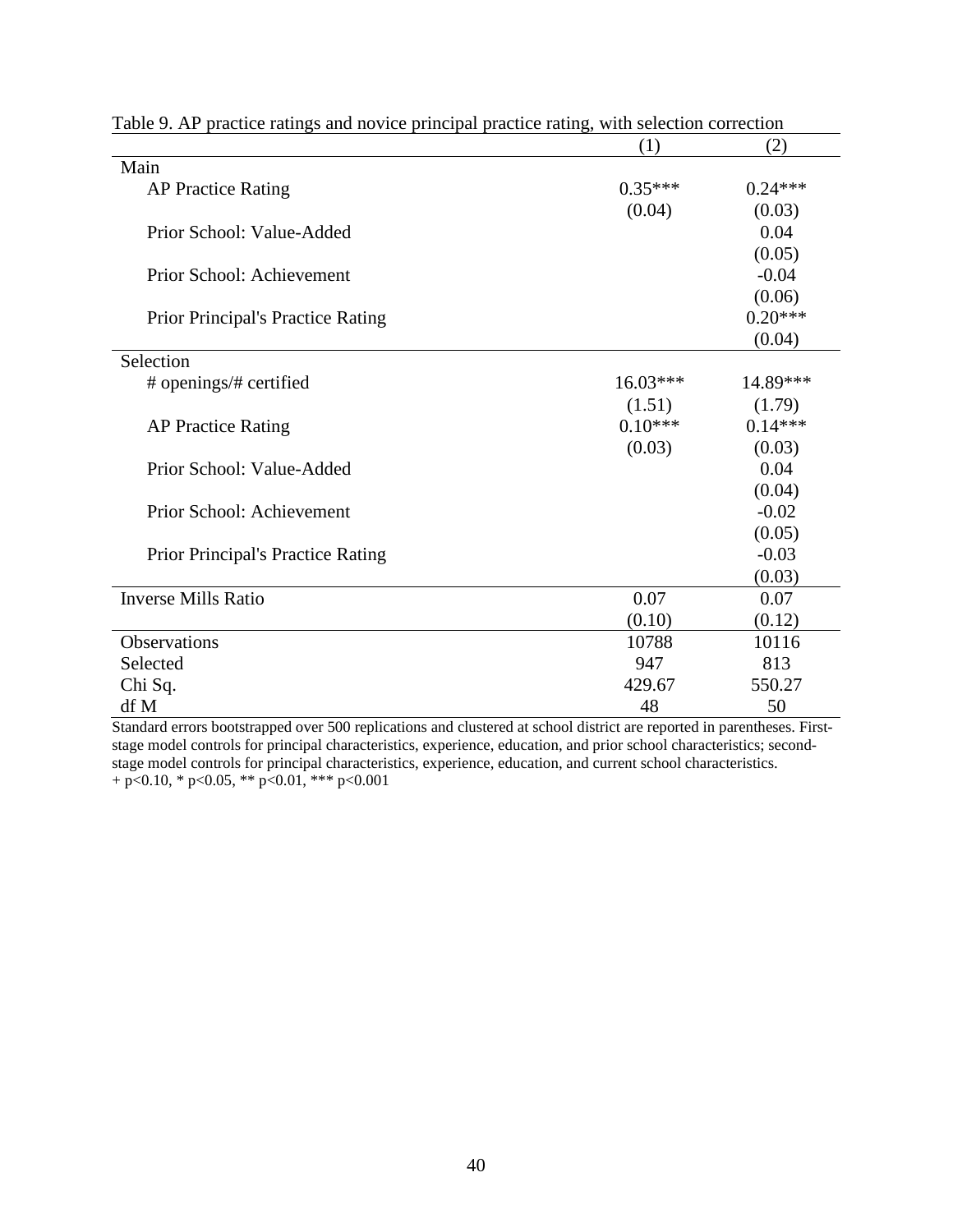Table 9. AP practice ratings and novice principal practice rating, with selection correction

| | (1) | (2) |
|---|---|---|
| Main | | |
| AP Practice Rating | 0.35*** | 0.24*** |
| | (0.04) | (0.03) |
| Prior School: Value-Added | | 0.04 |
| | | (0.05) |
| Prior School: Achievement | | -0.04 |
| | | (0.06) |
| Prior Principal's Practice Rating | | 0.20*** |
| | | (0.04) |
| Selection | | |
| # openings/# certified | 16.03*** | 14.89*** |
| | (1.51) | (1.79) |
| AP Practice Rating | 0.10*** | 0.14*** |
| | (0.03) | (0.03) |
| Prior School: Value-Added | | 0.04 |
| | | (0.04) |
| Prior School: Achievement | | -0.02 |
| | | (0.05) |
| Prior Principal's Practice Rating | | -0.03 |
| | | (0.03) |
| Inverse Mills Ratio | 0.07 | 0.07 |
| | (0.10) | (0.12) |
| Observations | 10788 | 10116 |
| Selected | 947 | 813 |
| Chi Sq. | 429.67 | 550.27 |
| df M | 48 | 50 |

Standard errors bootstrapped over 500 replications and clustered at school district are reported in parentheses. First-stage model controls for principal characteristics, experience, education, and prior school characteristics; second-stage model controls for principal characteristics, experience, education, and current school characteristics.
+ p<0.10, * p<0.05, ** p<0.01, *** p<0.001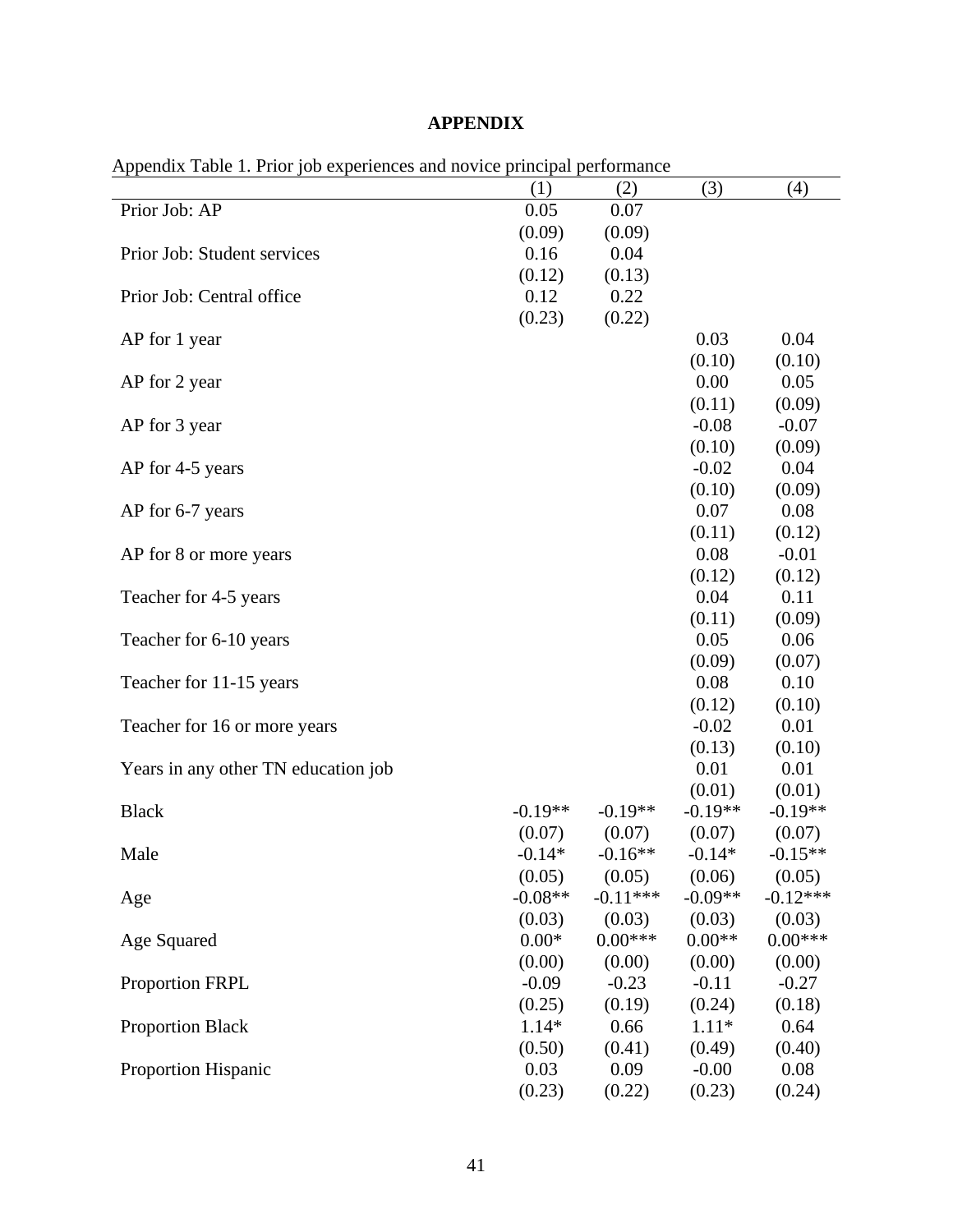# APPENDIX

Appendix Table 1. Prior job experiences and novice principal performance

| | (1) | (2) | (3) | (4) |
|---|---|---|---|---|
| Prior Job: AP | 0.05 | 0.07 | | |
| | (0.09) | (0.09) | | |
| Prior Job: Student services | 0.16 | 0.04 | | |
| | (0.12) | (0.13) | | |
| Prior Job: Central office | 0.12 | 0.22 | | |
| | (0.23) | (0.22) | | |
| AP for 1 year | | | 0.03 | 0.04 |
| | | | (0.10) | (0.10) |
| AP for 2 year | | | 0.00 | 0.05 |
| | | | (0.11) | (0.09) |
| AP for 3 year | | | -0.08 | -0.07 |
| | | | (0.10) | (0.09) |
| AP for 4-5 years | | | -0.02 | 0.04 |
| | | | (0.10) | (0.09) |
| AP for 6-7 years | | | 0.07 | 0.08 |
| | | | (0.11) | (0.12) |
| AP for 8 or more years | | | 0.08 | -0.01 |
| | | | (0.12) | (0.12) |
| Teacher for 4-5 years | | | 0.04 | 0.11 |
| | | | (0.11) | (0.09) |
| Teacher for 6-10 years | | | 0.05 | 0.06 |
| | | | (0.09) | (0.07) |
| Teacher for 11-15 years | | | 0.08 | 0.10 |
| | | | (0.12) | (0.10) |
| Teacher for 16 or more years | | | -0.02 | 0.01 |
| | | | (0.13) | (0.10) |
| Years in any other TN education job | | | 0.01 | 0.01 |
| | | | (0.01) | (0.01) |
| Black | -0.19** | -0.19** | -0.19** | -0.19** |
| | (0.07) | (0.07) | (0.07) | (0.07) |
| Male | -0.14* | -0.16** | -0.14* | -0.15** |
| | (0.05) | (0.05) | (0.06) | (0.05) |
| Age | -0.08** | -0.11*** | -0.09** | -0.12*** |
| | (0.03) | (0.03) | (0.03) | (0.03) |
| Age Squared | 0.00* | 0.00*** | 0.00** | 0.00*** |
| | (0.00) | (0.00) | (0.00) | (0.00) |
| Proportion FRPL | -0.09 | -0.23 | -0.11 | -0.27 |
| | (0.25) | (0.19) | (0.24) | (0.18) |
| Proportion Black | 1.14* | 0.66 | 1.11* | 0.64 |
| | (0.50) | (0.41) | (0.49) | (0.40) |
| Proportion Hispanic | 0.03 | 0.09 | -0.00 | 0.08 |
| | (0.23) | (0.22) | (0.23) | (0.24) |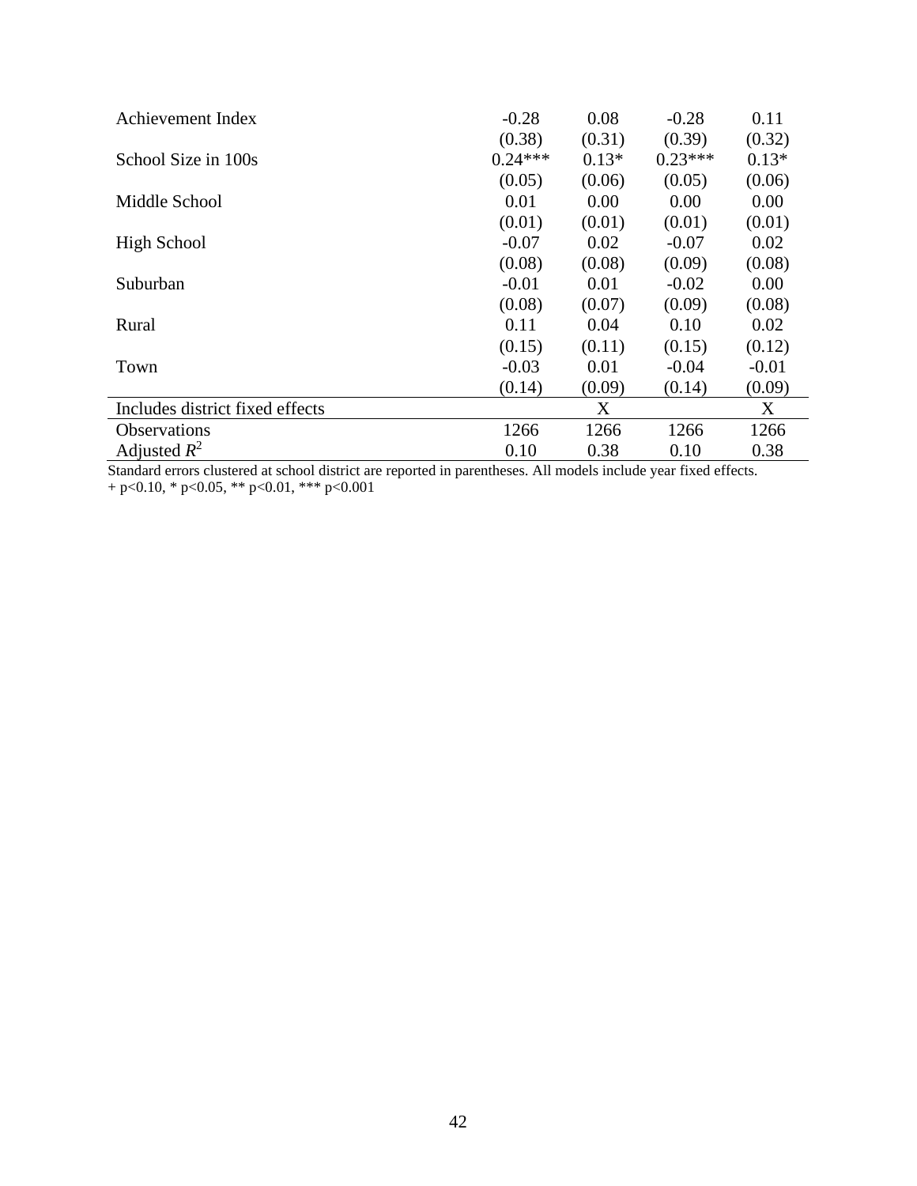| | | | | |
|---|---|---|---|---|
| Achievement Index | -0.28 | 0.08 | -0.28 | 0.11 |
| | (0.38) | (0.31) | (0.39) | (0.32) |
| School Size in 100s | 0.24*** | 0.13* | 0.23*** | 0.13* |
| | (0.05) | (0.06) | (0.05) | (0.06) |
| Middle School | 0.01 | 0.00 | 0.00 | 0.00 |
| | (0.01) | (0.01) | (0.01) | (0.01) |
| High School | -0.07 | 0.02 | -0.07 | 0.02 |
| | (0.08) | (0.08) | (0.09) | (0.08) |
| Suburban | -0.01 | 0.01 | -0.02 | 0.00 |
| | (0.08) | (0.07) | (0.09) | (0.08) |
| Rural | 0.11 | 0.04 | 0.10 | 0.02 |
| | (0.15) | (0.11) | (0.15) | (0.12) |
| Town | -0.03 | 0.01 | -0.04 | -0.01 |
| | (0.14) | (0.09) | (0.14) | (0.09) |
| Includes district fixed effects | | X | | X |
| Observations | 1266 | 1266 | 1266 | 1266 |
| Adjusted $R^2$ | 0.10 | 0.38 | 0.10 | 0.38 |

Standard errors clustered at school district are reported in parentheses. All models include year fixed effects.
+ p<0.10, * p<0.05, ** p<0.01, *** p<0.001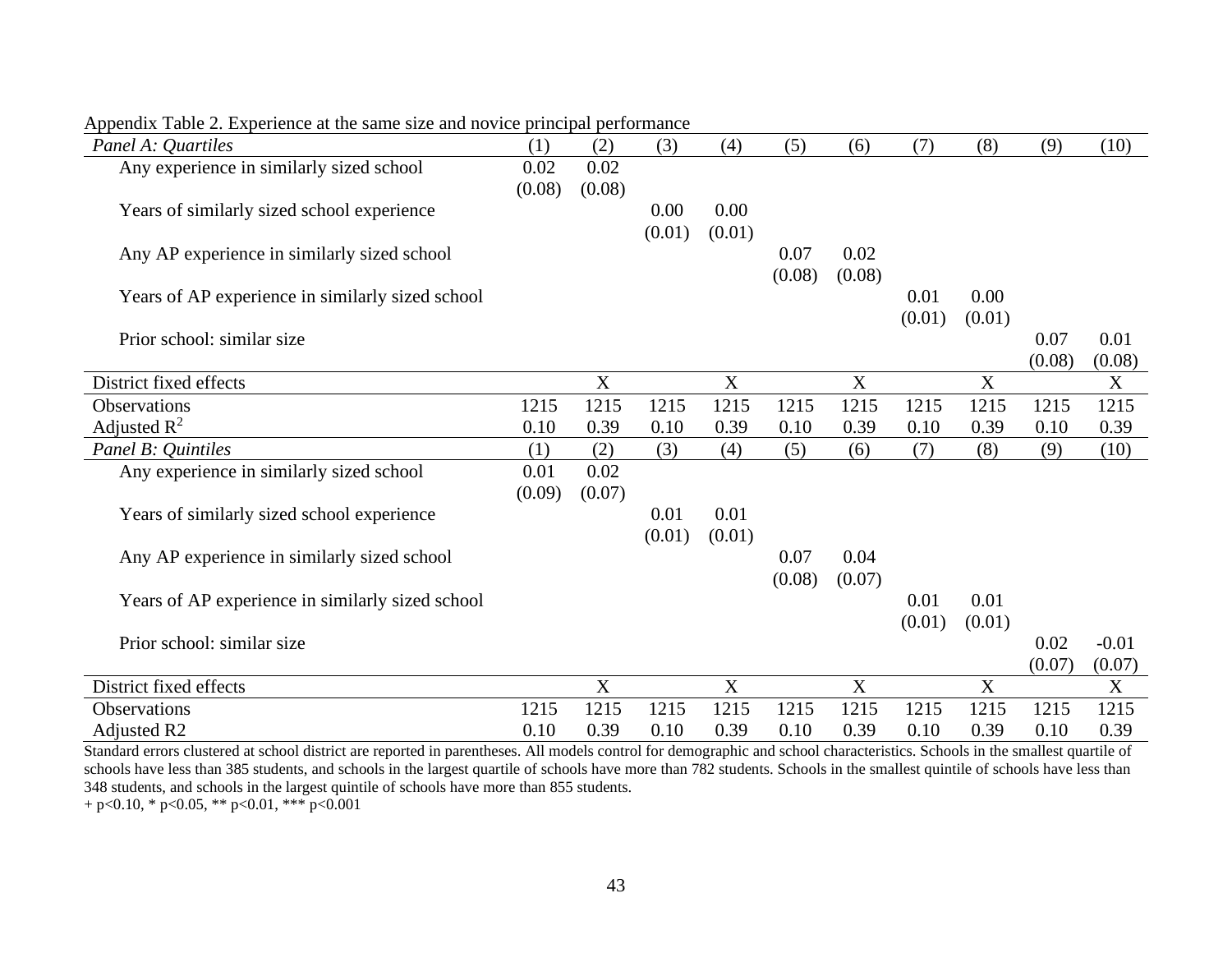Appendix Table 2. Experience at the same size and novice principal performance

| *Panel A: Quartiles* | (1) | (2) | (3) | (4) | (5) | (6) | (7) | (8) | (9) | (10) |
|---|---|---|---|---|---|---|---|---|---|---|
| Any experience in similarly sized school | 0.02 | 0.02 | | | | | | | | |
| | (0.08) | (0.08) | | | | | | | | |
| Years of similarly sized school experience | | | 0.00 | 0.00 | | | | | | |
| | | | (0.01) | (0.01) | | | | | | |
| Any AP experience in similarly sized school | | | | | 0.07 | 0.02 | | | | |
| | | | | | (0.08) | (0.08) | | | | |
| Years of AP experience in similarly sized school | | | | | | | 0.01 | 0.00 | | |
| | | | | | | | (0.01) | (0.01) | | |
| Prior school: similar size | | | | | | | | | 0.07 | 0.01 |
| | | | | | | | | | (0.08) | (0.08) |
| District fixed effects | | X | | X | | X | | X | | X |
| Observations | 1215 | 1215 | 1215 | 1215 | 1215 | 1215 | 1215 | 1215 | 1215 | 1215 |
| Adjusted $R^2$ | 0.10 | 0.39 | 0.10 | 0.39 | 0.10 | 0.39 | 0.10 | 0.39 | 0.10 | 0.39 |
| *Panel B: Quintiles* | (1) | (2) | (3) | (4) | (5) | (6) | (7) | (8) | (9) | (10) |
| Any experience in similarly sized school | 0.01 | 0.02 | | | | | | | | |
| | (0.09) | (0.07) | | | | | | | | |
| Years of similarly sized school experience | | | 0.01 | 0.01 | | | | | | |
| | | | (0.01) | (0.01) | | | | | | |
| Any AP experience in similarly sized school | | | | | 0.07 | 0.04 | | | | |
| | | | | | (0.08) | (0.07) | | | | |
| Years of AP experience in similarly sized school | | | | | | | 0.01 | 0.01 | | |
| | | | | | | | (0.01) | (0.01) | | |
| Prior school: similar size | | | | | | | | | 0.02 | -0.01 |
| | | | | | | | | | (0.07) | (0.07) |
| District fixed effects | | X | | X | | X | | X | | X |
| Observations | 1215 | 1215 | 1215 | 1215 | 1215 | 1215 | 1215 | 1215 | 1215 | 1215 |
| Adjusted R2 | 0.10 | 0.39 | 0.10 | 0.39 | 0.10 | 0.39 | 0.10 | 0.39 | 0.10 | 0.39 |

Standard errors clustered at school district are reported in parentheses. All models control for demographic and school characteristics. Schools in the smallest quartile of schools have less than 385 students, and schools in the largest quartile of schools have more than 782 students. Schools in the smallest quintile of schools have less than 348 students, and schools in the largest quintile of schools have more than 855 students.
+ $p<0.10$, * $p<0.05$, ** $p<0.01$, *** $p<0.001$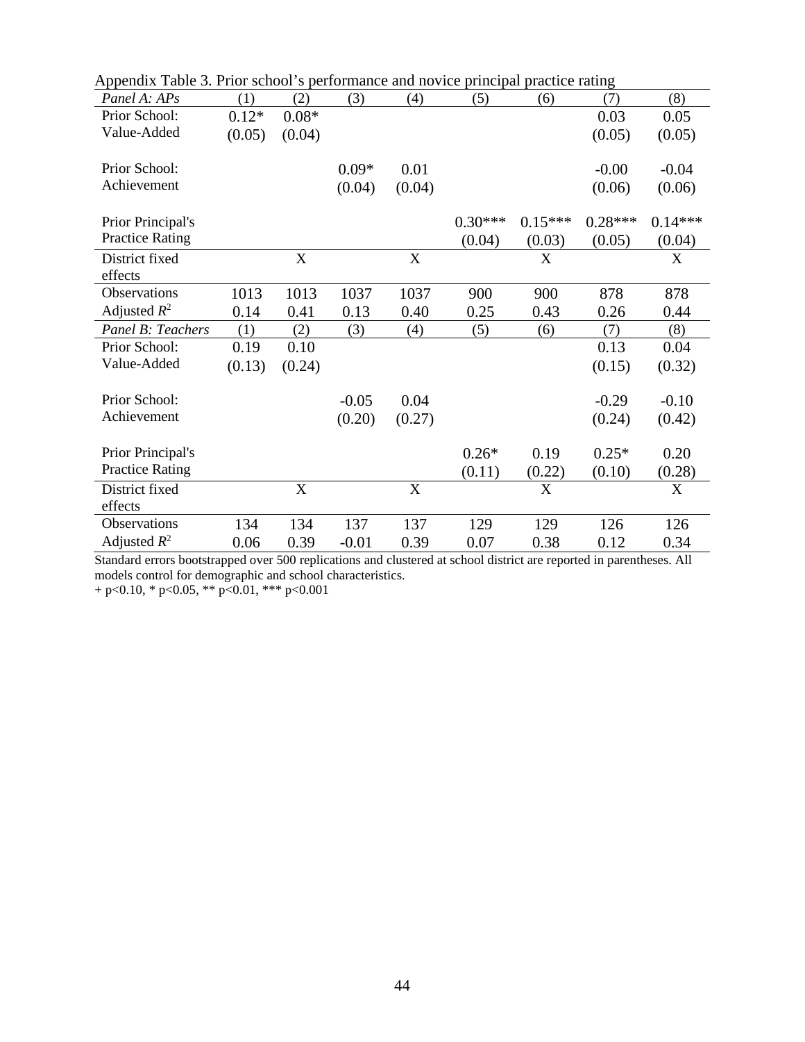Appendix Table 3. Prior school's performance and novice principal practice rating

| *Panel A: APs* | (1) | (2) | (3) | (4) | (5) | (6) | (7) | (8) |
|---|---|---|---|---|---|---|---|---|
| Prior School: Value-Added | 0.12* | 0.08* | | | | | 0.03 | 0.05 |
| | (0.05) | (0.04) | | | | | (0.05) | (0.05) |
| Prior School: Achievement | | | 0.09* | 0.01 | | | -0.00 | -0.04 |
| | | | (0.04) | (0.04) | | | (0.06) | (0.06) |
| Prior Principal's Practice Rating | | | | | 0.30*** | 0.15*** | 0.28*** | 0.14*** |
| | | | | | (0.04) | (0.03) | (0.05) | (0.04) |
| District fixed effects | | X | | X | | X | | X |
| Observations | 1013 | 1013 | 1037 | 1037 | 900 | 900 | 878 | 878 |
| Adjusted $R^2$ | 0.14 | 0.41 | 0.13 | 0.40 | 0.25 | 0.43 | 0.26 | 0.44 |
| *Panel B: Teachers* | (1) | (2) | (3) | (4) | (5) | (6) | (7) | (8) |
| Prior School: Value-Added | 0.19 | 0.10 | | | | | 0.13 | 0.04 |
| | (0.13) | (0.24) | | | | | (0.15) | (0.32) |
| Prior School: Achievement | | | -0.05 | 0.04 | | | -0.29 | -0.10 |
| | | | (0.20) | (0.27) | | | (0.24) | (0.42) |
| Prior Principal's Practice Rating | | | | | 0.26* | 0.19 | 0.25* | 0.20 |
| | | | | | (0.11) | (0.22) | (0.10) | (0.28) |
| District fixed effects | | X | | X | | X | | X |
| Observations | 134 | 134 | 137 | 137 | 129 | 129 | 126 | 126 |
| Adjusted $R^2$ | 0.06 | 0.39 | -0.01 | 0.39 | 0.07 | 0.38 | 0.12 | 0.34 |

Standard errors bootstrapped over 500 replications and clustered at school district are reported in parentheses. All models control for demographic and school characteristics.

+ p<0.10, * p<0.05, ** p<0.01, *** p<0.001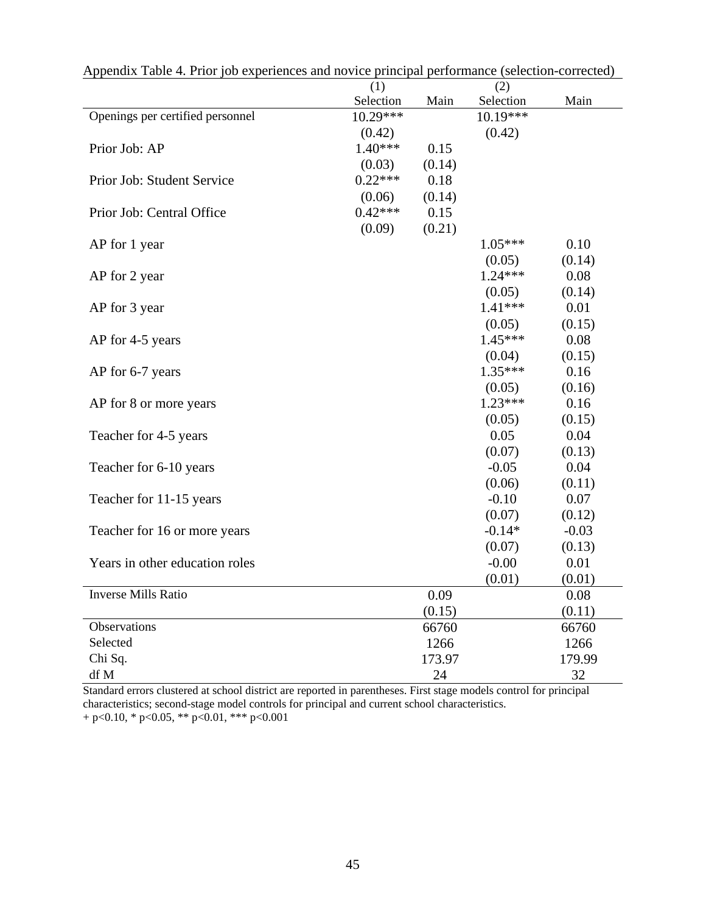Appendix Table 4. Prior job experiences and novice principal performance (selection-corrected)

| | (1) | | (2) | |
|---|---|---|---|---|
| | Selection | Main | Selection | Main |
| Openings per certified personnel | 10.29*** | | 10.19*** | |
| | (0.42) | | (0.42) | |
| Prior Job: AP | 1.40*** | 0.15 | | |
| | (0.03) | (0.14) | | |
| Prior Job: Student Service | 0.22*** | 0.18 | | |
| | (0.06) | (0.14) | | |
| Prior Job: Central Office | 0.42*** | 0.15 | | |
| | (0.09) | (0.21) | | |
| AP for 1 year | | | 1.05*** | 0.10 |
| | | | (0.05) | (0.14) |
| AP for 2 year | | | 1.24*** | 0.08 |
| | | | (0.05) | (0.14) |
| AP for 3 year | | | 1.41*** | 0.01 |
| | | | (0.05) | (0.15) |
| AP for 4-5 years | | | 1.45*** | 0.08 |
| | | | (0.04) | (0.15) |
| AP for 6-7 years | | | 1.35*** | 0.16 |
| | | | (0.05) | (0.16) |
| AP for 8 or more years | | | 1.23*** | 0.16 |
| | | | (0.05) | (0.15) |
| Teacher for 4-5 years | | | 0.05 | 0.04 |
| | | | (0.07) | (0.13) |
| Teacher for 6-10 years | | | -0.05 | 0.04 |
| | | | (0.06) | (0.11) |
| Teacher for 11-15 years | | | -0.10 | 0.07 |
| | | | (0.07) | (0.12) |
| Teacher for 16 or more years | | | -0.14* | -0.03 |
| | | | (0.07) | (0.13) |
| Years in other education roles | | | -0.00 | 0.01 |
| | | | (0.01) | (0.01) |
| Inverse Mills Ratio | | 0.09 | | 0.08 |
| | | (0.15) | | (0.11) |
| Observations | | 66760 | | 66760 |
| Selected | | 1266 | | 1266 |
| Chi Sq. | | 173.97 | | 179.99 |
| df M | | 24 | | 32 |

Standard errors clustered at school district are reported in parentheses. First stage models control for principal characteristics; second-stage model controls for principal and current school characteristics.
+ p<0.10, * p<0.05, ** p<0.01, *** p<0.001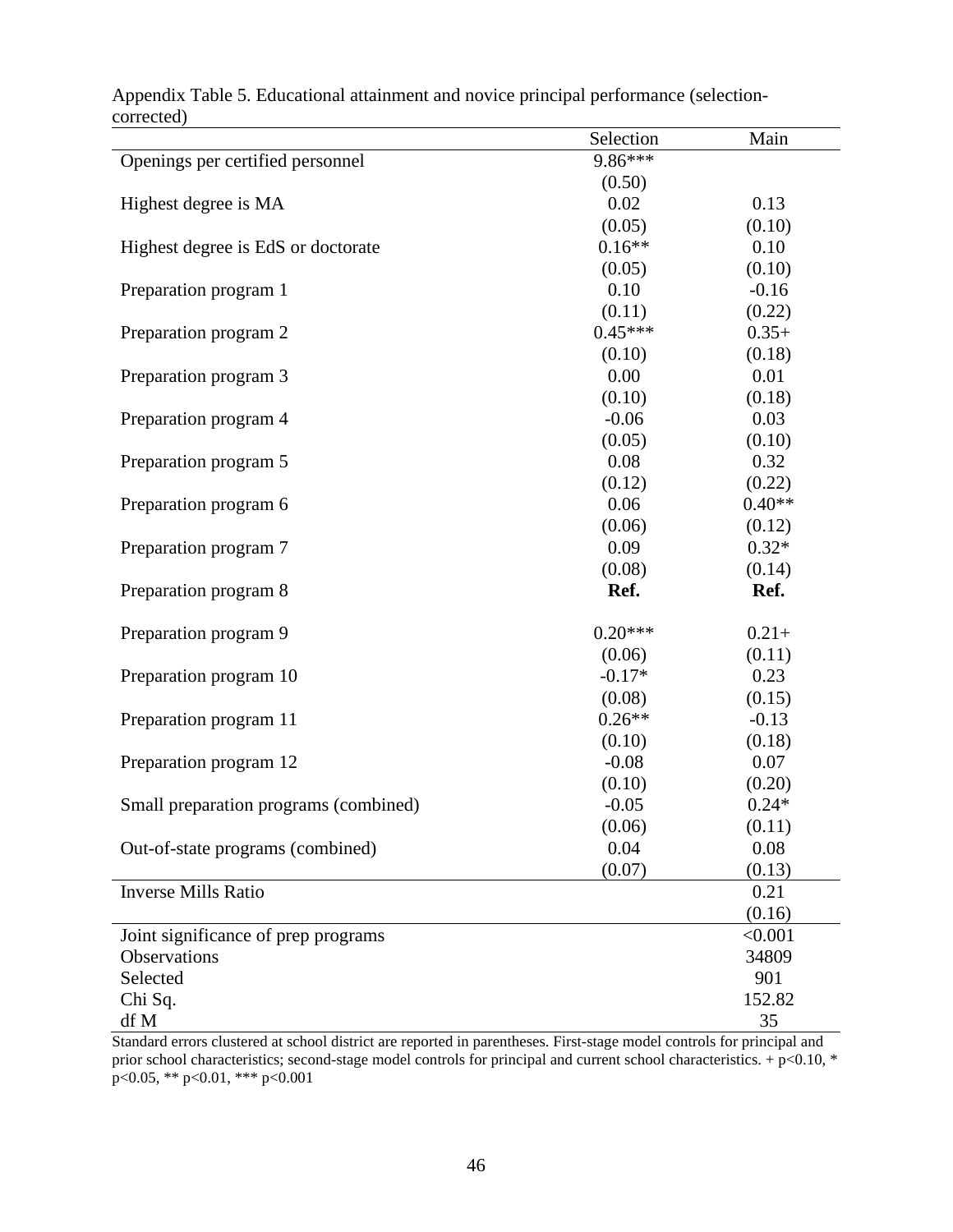Appendix Table 5. Educational attainment and novice principal performance (selection-corrected)

| | Selection | Main |
|---|---|---|
| Openings per certified personnel | 9.86*** | |
| | (0.50) | |
| Highest degree is MA | 0.02 | 0.13 |
| | (0.05) | (0.10) |
| Highest degree is EdS or doctorate | 0.16** | 0.10 |
| | (0.05) | (0.10) |
| Preparation program 1 | 0.10 | -0.16 |
| | (0.11) | (0.22) |
| Preparation program 2 | 0.45*** | 0.35+ |
| | (0.10) | (0.18) |
| Preparation program 3 | 0.00 | 0.01 |
| | (0.10) | (0.18) |
| Preparation program 4 | -0.06 | 0.03 |
| | (0.05) | (0.10) |
| Preparation program 5 | 0.08 | 0.32 |
| | (0.12) | (0.22) |
| Preparation program 6 | 0.06 | 0.40** |
| | (0.06) | (0.12) |
| Preparation program 7 | 0.09 | 0.32* |
| | (0.08) | (0.14) |
| Preparation program 8 | **Ref.** | **Ref.** |
| Preparation program 9 | 0.20*** | 0.21+ |
| | (0.06) | (0.11) |
| Preparation program 10 | -0.17* | 0.23 |
| | (0.08) | (0.15) |
| Preparation program 11 | 0.26** | -0.13 |
| | (0.10) | (0.18) |
| Preparation program 12 | -0.08 | 0.07 |
| | (0.10) | (0.20) |
| Small preparation programs (combined) | -0.05 | 0.24* |
| | (0.06) | (0.11) |
| Out-of-state programs (combined) | 0.04 | 0.08 |
| | (0.07) | (0.13) |
| Inverse Mills Ratio | | 0.21 |
| | | (0.16) |
| Joint significance of prep programs | | <0.001 |
| Observations | | 34809 |
| Selected | | 901 |
| Chi Sq. | | 152.82 |
| df M | | 35 |

Standard errors clustered at school district are reported in parentheses. First-stage model controls for principal and prior school characteristics; second-stage model controls for principal and current school characteristics. + $p<0.10$, * $p<0.05$, ** $p<0.01$, *** $p<0.001$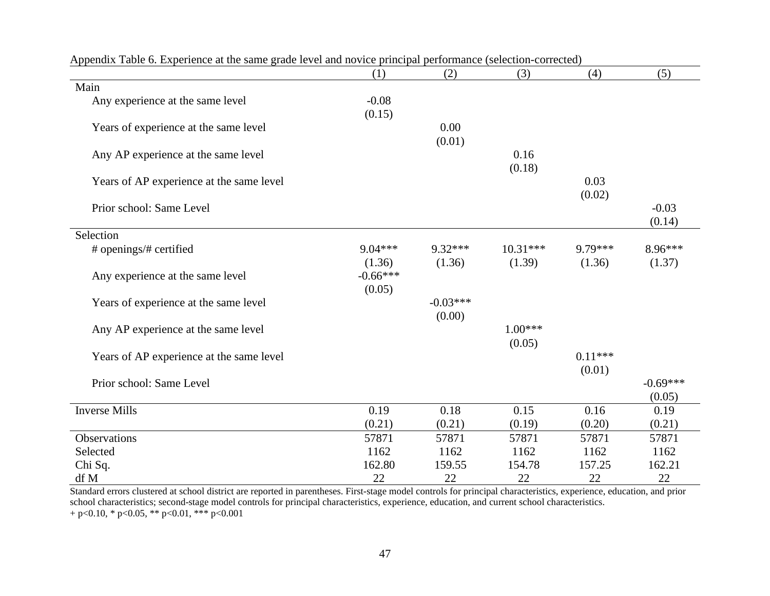Appendix Table 6. Experience at the same grade level and novice principal performance (selection-corrected)

| | (1) | (2) | (3) | (4) | (5) |
|---|---|---|---|---|---|
| Main | | | | | |
| Any experience at the same level | -0.08 | | | | |
| | (0.15) | | | | |
| Years of experience at the same level | | 0.00 | | | |
| | | (0.01) | | | |
| Any AP experience at the same level | | | 0.16 | | |
| | | | (0.18) | | |
| Years of AP experience at the same level | | | | 0.03 | |
| | | | | (0.02) | |
| Prior school: Same Level | | | | | -0.03 |
| | | | | | (0.14) |
| Selection | | | | | |
| # openings/# certified | 9.04*** | 9.32*** | 10.31*** | 9.79*** | 8.96*** |
| | (1.36) | (1.36) | (1.39) | (1.36) | (1.37) |
| Any experience at the same level | -0.66*** | | | | |
| | (0.05) | | | | |
| Years of experience at the same level | | -0.03*** | | | |
| | | (0.00) | | | |
| Any AP experience at the same level | | | 1.00*** | | |
| | | | (0.05) | | |
| Years of AP experience at the same level | | | | 0.11*** | |
| | | | | (0.01) | |
| Prior school: Same Level | | | | | -0.69*** |
| | | | | | (0.05) |
| Inverse Mills | 0.19 | 0.18 | 0.15 | 0.16 | 0.19 |
| | (0.21) | (0.21) | (0.19) | (0.20) | (0.21) |
| Observations | 57871 | 57871 | 57871 | 57871 | 57871 |
| Selected | 1162 | 1162 | 1162 | 1162 | 1162 |
| Chi Sq. | 162.80 | 159.55 | 154.78 | 157.25 | 162.21 |
| df M | 22 | 22 | 22 | 22 | 22 |

Standard errors clustered at school district are reported in parentheses. First-stage model controls for principal characteristics, experience, education, and prior school characteristics; second-stage model controls for principal characteristics, experience, education, and current school characteristics.
+ p<0.10, * p<0.05, ** p<0.01, *** p<0.001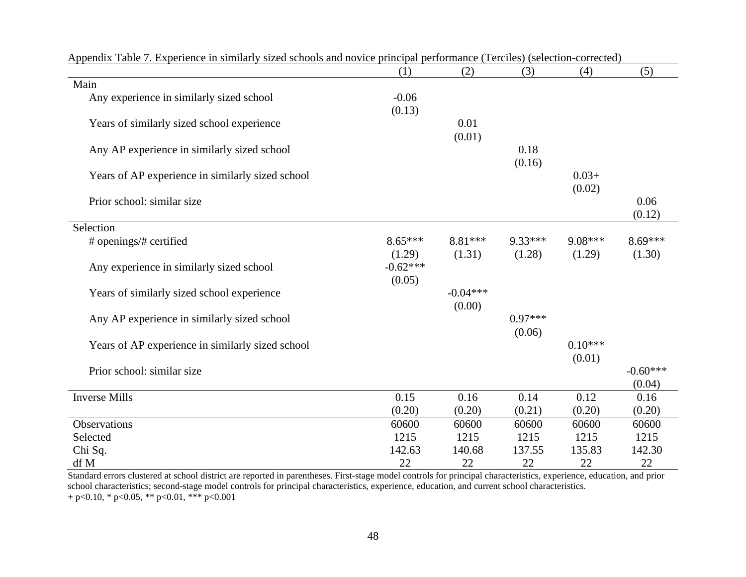Appendix Table 7. Experience in similarly sized schools and novice principal performance (Terciles) (selection-corrected)

| | (1) | (2) | (3) | (4) | (5) |
|---|---|---|---|---|---|
| Main | | | | | |
| Any experience in similarly sized school | -0.06 | | | | |
| | (0.13) | | | | |
| Years of similarly sized school experience | | 0.01 | | | |
| | | (0.01) | | | |
| Any AP experience in similarly sized school | | | 0.18 | | |
| | | | (0.16) | | |
| Years of AP experience in similarly sized school | | | | 0.03+ | |
| | | | | (0.02) | |
| Prior school: similar size | | | | | 0.06 |
| | | | | | (0.12) |
| Selection | | | | | |
| # openings/# certified | 8.65*** | 8.81*** | 9.33*** | 9.08*** | 8.69*** |
| | (1.29) | (1.31) | (1.28) | (1.29) | (1.30) |
| Any experience in similarly sized school | -0.62*** | | | | |
| | (0.05) | | | | |
| Years of similarly sized school experience | | -0.04*** | | | |
| | | (0.00) | | | |
| Any AP experience in similarly sized school | | | 0.97*** | | |
| | | | (0.06) | | |
| Years of AP experience in similarly sized school | | | | 0.10*** | |
| | | | | (0.01) | |
| Prior school: similar size | | | | | -0.60*** |
| | | | | | (0.04) |
| Inverse Mills | 0.15 | 0.16 | 0.14 | 0.12 | 0.16 |
| | (0.20) | (0.20) | (0.21) | (0.20) | (0.20) |
| Observations | 60600 | 60600 | 60600 | 60600 | 60600 |
| Selected | 1215 | 1215 | 1215 | 1215 | 1215 |
| Chi Sq. | 142.63 | 140.68 | 137.55 | 135.83 | 142.30 |
| df M | 22 | 22 | 22 | 22 | 22 |

Standard errors clustered at school district are reported in parentheses. First-stage model controls for principal characteristics, experience, education, and prior school characteristics; second-stage model controls for principal characteristics, experience, education, and current school characteristics.
+ p<0.10, * p<0.05, ** p<0.01, *** p<0.001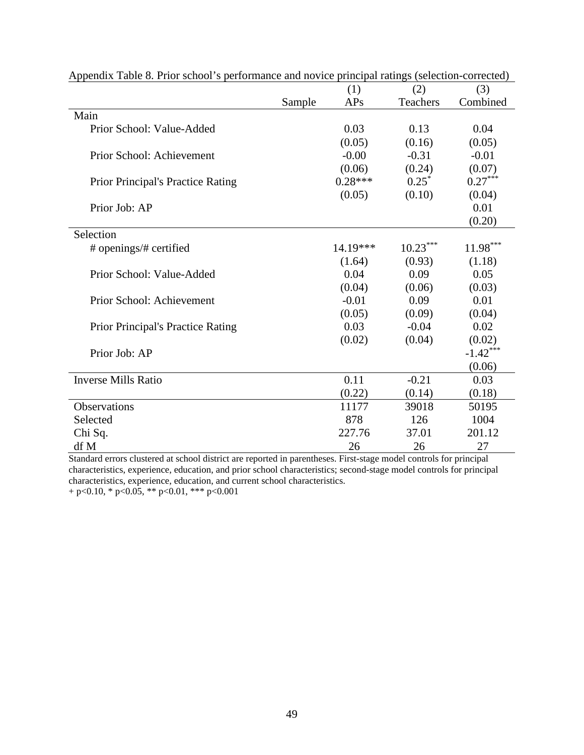Appendix Table 8. Prior school's performance and novice principal ratings (selection-corrected)

| | | (1) | (2) | (3) |
|---|---|---|---|---|
| | Sample | APs | Teachers | Combined |
| Main | | | | |
| Prior School: Value-Added | | 0.03 | 0.13 | 0.04 |
| | | (0.05) | (0.16) | (0.05) |
| Prior School: Achievement | | -0.00 | -0.31 | -0.01 |
| | | (0.06) | (0.24) | (0.07) |
| Prior Principal's Practice Rating | | 0.28*** | 0.25* | 0.27*** |
| | | (0.05) | (0.10) | (0.04) |
| Prior Job: AP | | | | 0.01 |
| | | | | (0.20) |
| Selection | | | | |
| # openings/# certified | | 14.19*** | 10.23*** | 11.98*** |
| | | (1.64) | (0.93) | (1.18) |
| Prior School: Value-Added | | 0.04 | 0.09 | 0.05 |
| | | (0.04) | (0.06) | (0.03) |
| Prior School: Achievement | | -0.01 | 0.09 | 0.01 |
| | | (0.05) | (0.09) | (0.04) |
| Prior Principal's Practice Rating | | 0.03 | -0.04 | 0.02 |
| | | (0.02) | (0.04) | (0.02) |
| Prior Job: AP | | | | -1.42*** |
| | | | | (0.06) |
| Inverse Mills Ratio | | 0.11 | -0.21 | 0.03 |
| | | (0.22) | (0.14) | (0.18) |
| Observations | | 11177 | 39018 | 50195 |
| Selected | | 878 | 126 | 1004 |
| Chi Sq. | | 227.76 | 37.01 | 201.12 |
| df M | | 26 | 26 | 27 |

Standard errors clustered at school district are reported in parentheses. First-stage model controls for principal characteristics, experience, education, and prior school characteristics; second-stage model controls for principal characteristics, experience, education, and current school characteristics.
+ p<0.10, * p<0.05, ** p<0.01, *** p<0.001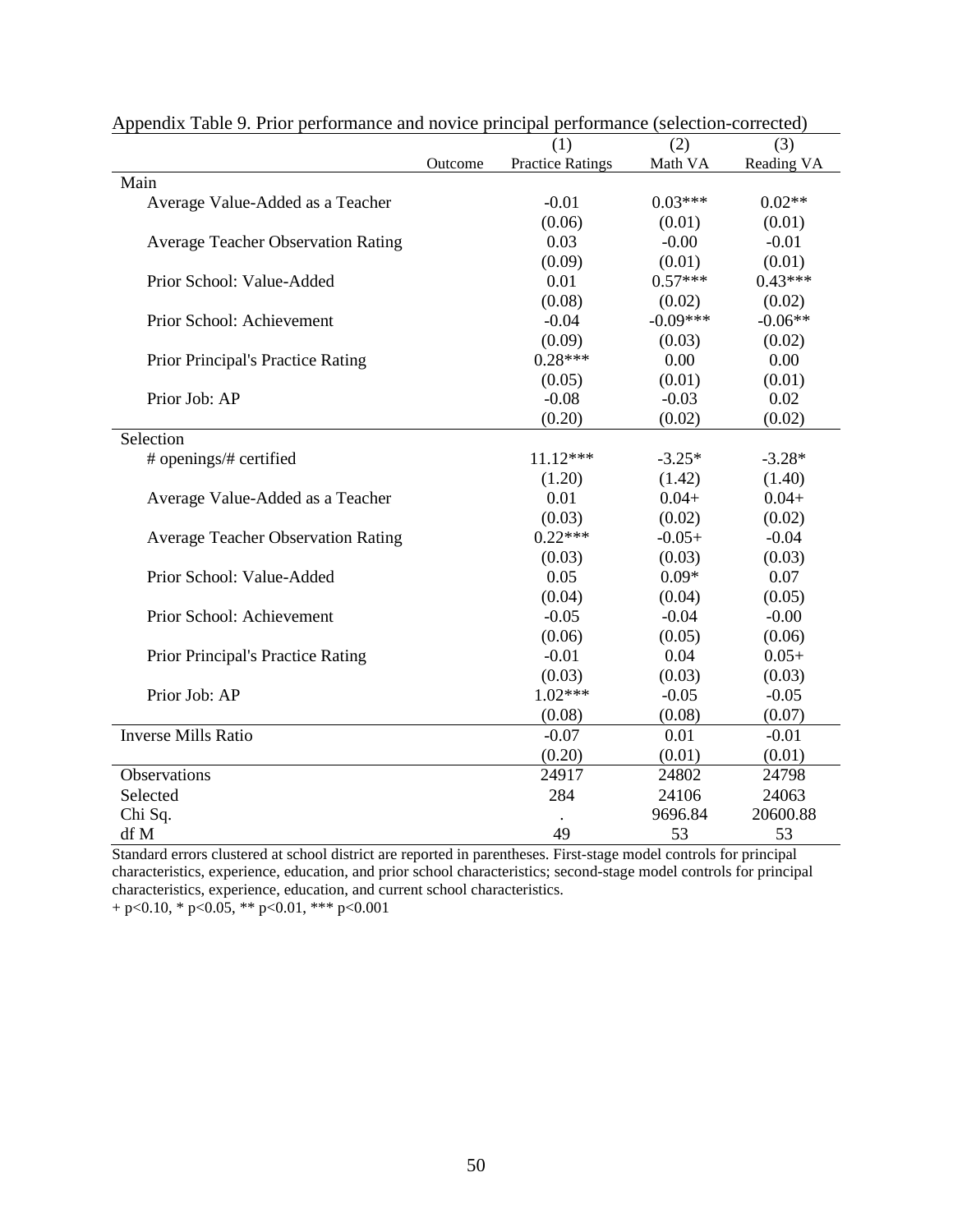Appendix Table 9. Prior performance and novice principal performance (selection-corrected)

| | | (1) | (2) | (3) |
|---|---|---|---|---|
| | Outcome | Practice Ratings | Math VA | Reading VA |
| Main | | | | |
| Average Value-Added as a Teacher | | -0.01 | 0.03*** | 0.02** |
| | | (0.06) | (0.01) | (0.01) |
| Average Teacher Observation Rating | | 0.03 | -0.00 | -0.01 |
| | | (0.09) | (0.01) | (0.01) |
| Prior School: Value-Added | | 0.01 | 0.57*** | 0.43*** |
| | | (0.08) | (0.02) | (0.02) |
| Prior School: Achievement | | -0.04 | -0.09*** | -0.06** |
| | | (0.09) | (0.03) | (0.02) |
| Prior Principal's Practice Rating | | 0.28*** | 0.00 | 0.00 |
| | | (0.05) | (0.01) | (0.01) |
| Prior Job: AP | | -0.08 | -0.03 | 0.02 |
| | | (0.20) | (0.02) | (0.02) |
| Selection | | | | |
| # openings/# certified | | 11.12*** | -3.25* | -3.28* |
| | | (1.20) | (1.42) | (1.40) |
| Average Value-Added as a Teacher | | 0.01 | 0.04+ | 0.04+ |
| | | (0.03) | (0.02) | (0.02) |
| Average Teacher Observation Rating | | 0.22*** | -0.05+ | -0.04 |
| | | (0.03) | (0.03) | (0.03) |
| Prior School: Value-Added | | 0.05 | 0.09* | 0.07 |
| | | (0.04) | (0.04) | (0.05) |
| Prior School: Achievement | | -0.05 | -0.04 | -0.00 |
| | | (0.06) | (0.05) | (0.06) |
| Prior Principal's Practice Rating | | -0.01 | 0.04 | 0.05+ |
| | | (0.03) | (0.03) | (0.03) |
| Prior Job: AP | | 1.02*** | -0.05 | -0.05 |
| | | (0.08) | (0.08) | (0.07) |
| Inverse Mills Ratio | | -0.07 | 0.01 | -0.01 |
| | | (0.20) | (0.01) | (0.01) |
| Observations | | 24917 | 24802 | 24798 |
| Selected | | 284 | 24106 | 24063 |
| Chi Sq. | | . | 9696.84 | 20600.88 |
| df M | | 49 | 53 | 53 |

Standard errors clustered at school district are reported in parentheses. First-stage model controls for principal characteristics, experience, education, and prior school characteristics; second-stage model controls for principal characteristics, experience, education, and current school characteristics.
+ p<0.10, * p<0.05, ** p<0.01, *** p<0.001